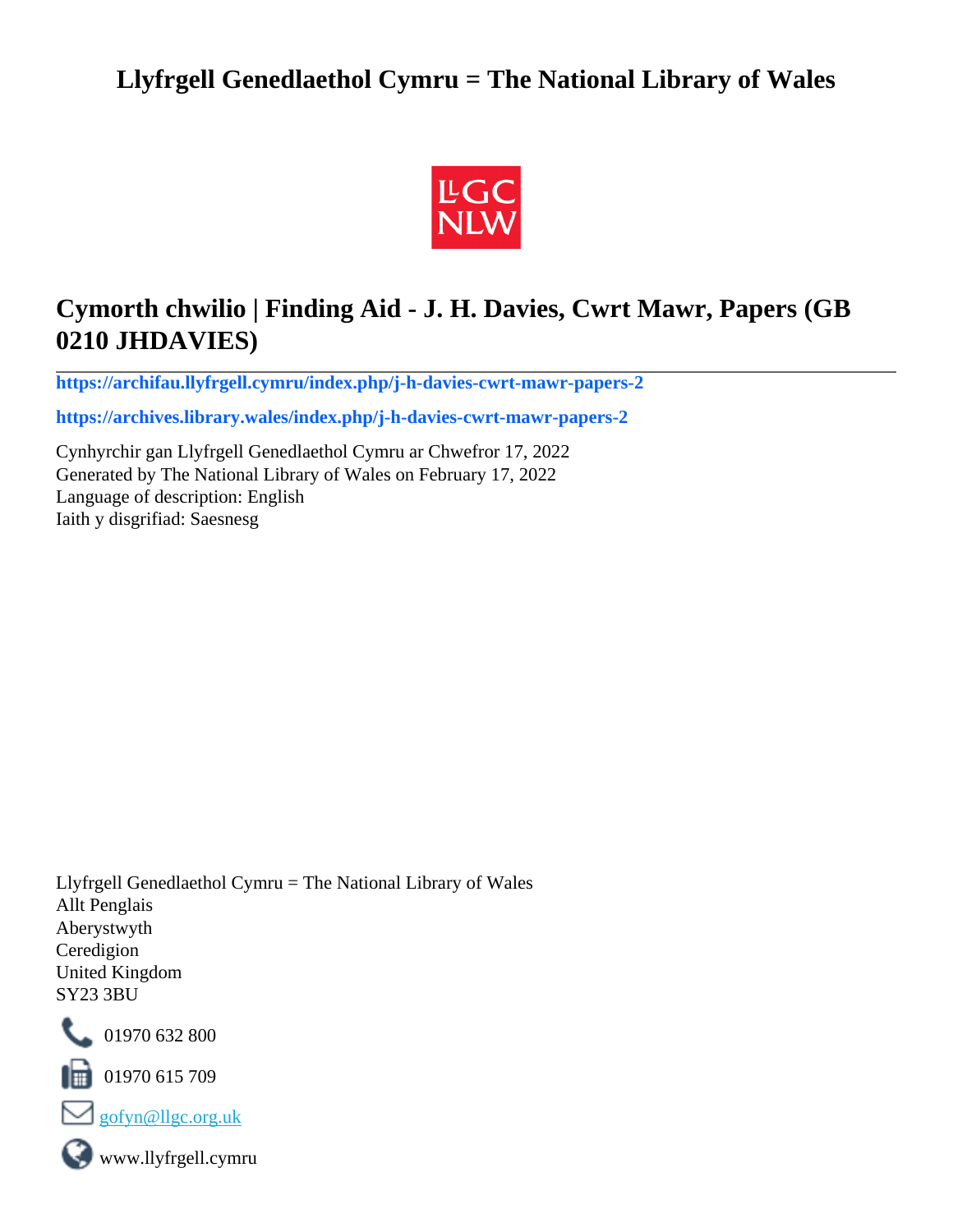# Llyfrgell Genedlaethol Cymru = The National Library of Wales

## Cymorth chwilio | Finding Aid - J. H. Davies, Cwrt Mawr, Papers (GB 0210 JHDAVIES)

**https://archifau.llyfrgell.cymru/index.php/j-h-davies-cwrt-mawr-papers-2**

**https://archives.library.wales/index.php/j-h-davies-cwrt-mawr-papers-2**

Cynhyrchir gan Llyfrgell Genedlaethol Cymru ar Chwefror 17, 2022
Generated by The National Library of Wales on February 17, 2022
Language of description: English
Iaith y disgrifiad: Saesnesg

Llyfrgell Genedlaethol Cymru = The National Library of Wales
Allt Penglais
Aberystwyth
Ceredigion
United Kingdom
SY23 3BU

01970 632 800

01970 615 709

gofyn@llgc.org.uk

www.llyfrgell.cymru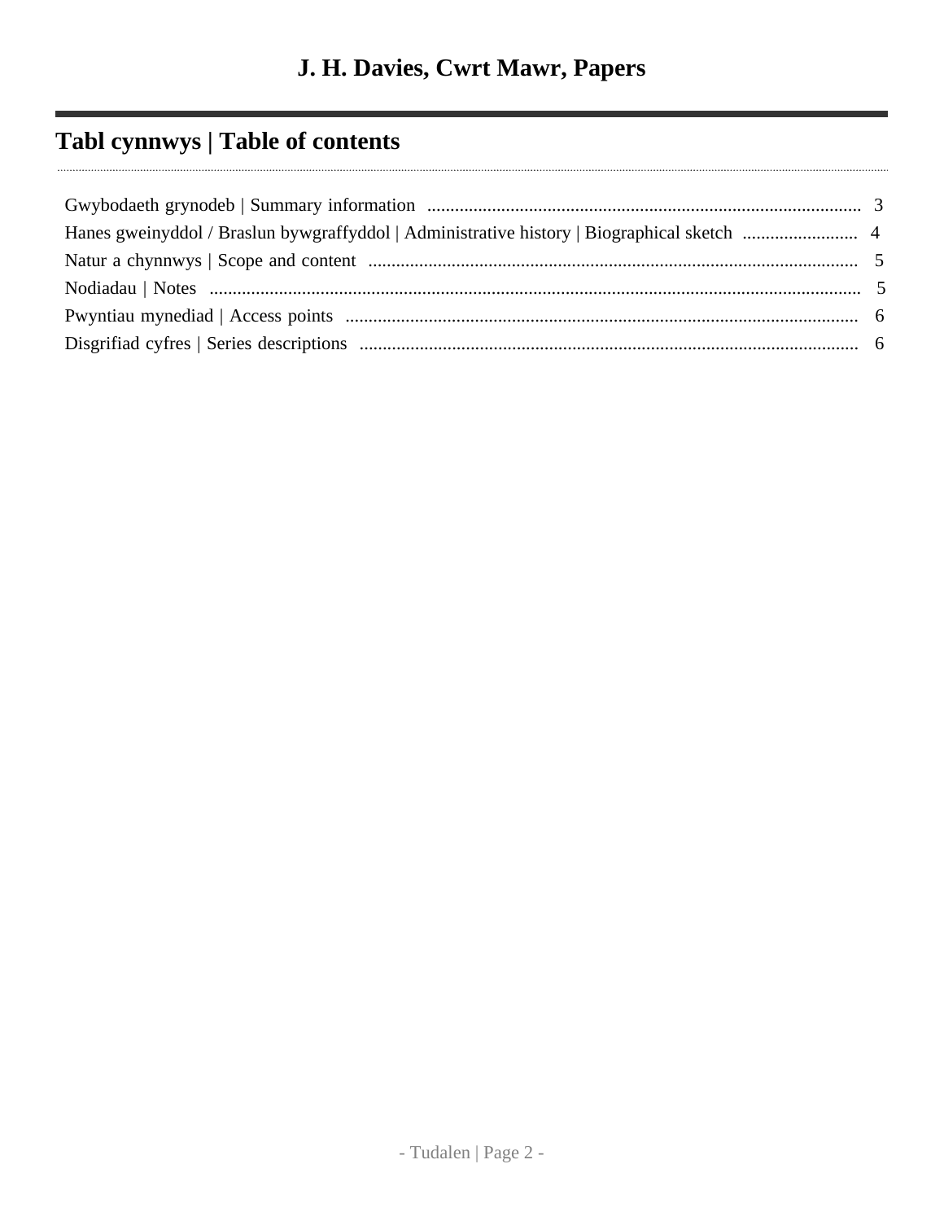# J. H. Davies, Cwrt Mawr, Papers

## Tabl cynnwys | Table of contents

- Gwybodaeth grynodeb | Summary information .......... 3
- Hanes gweinyddol / Braslun bywgraffyddol | Administrative history | Biographical sketch .......... 4
- Natur a chynnwys | Scope and content .......... 5
- Nodiadau | Notes .......... 5
- Pwyntiau mynediad | Access points .......... 6
- Disgrifiad cyfres | Series descriptions .......... 6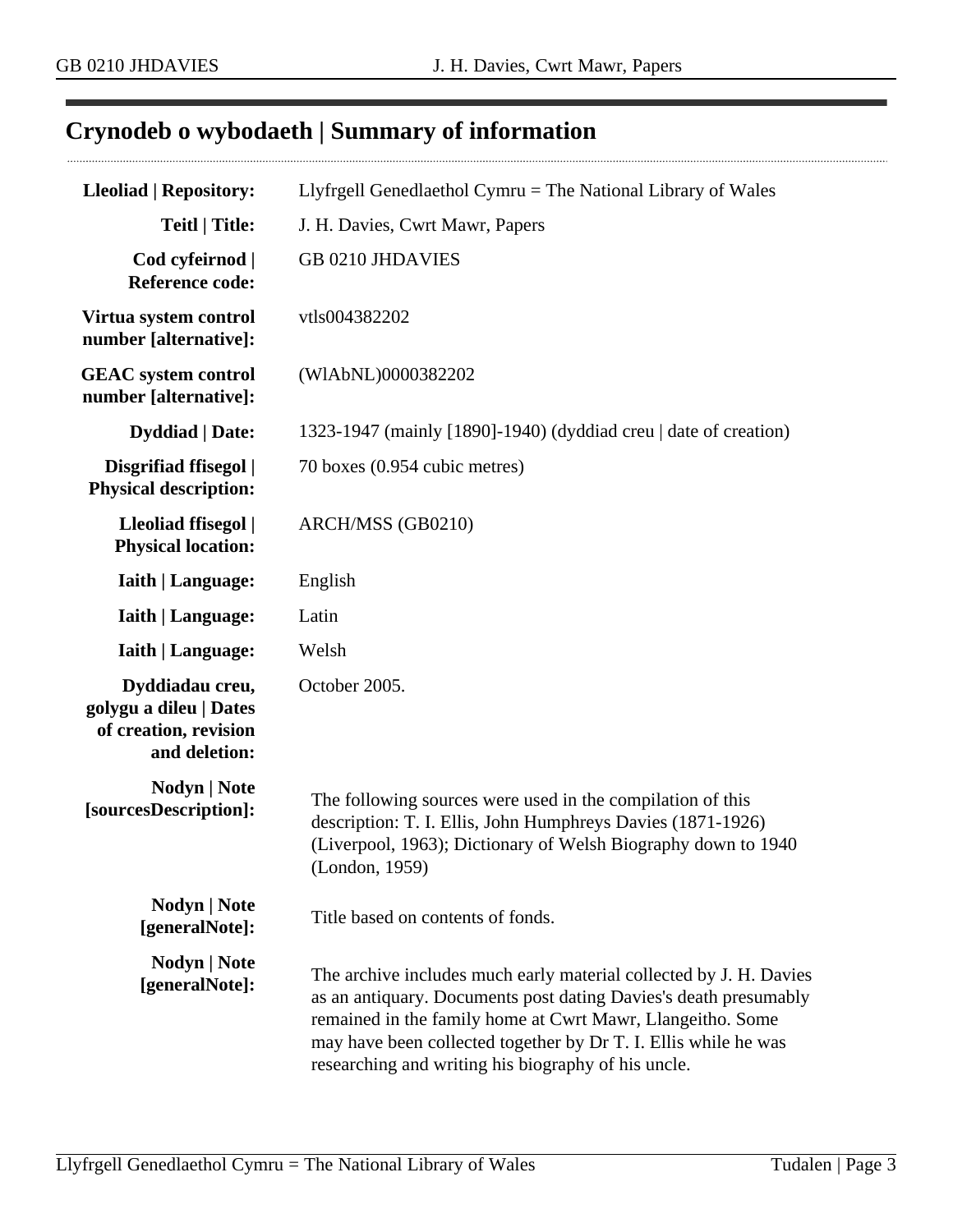## Crynodeb o wybodaeth | Summary of information

| | |
|---|---|
| **Lleoliad \| Repository:** | Llyfrgell Genedlaethol Cymru = The National Library of Wales |
| **Teitl \| Title:** | J. H. Davies, Cwrt Mawr, Papers |
| **Cod cyfeirnod \| Reference code:** | GB 0210 JHDAVIES |
| **Virtua system control number [alternative]:** | vtls004382202 |
| **GEAC system control number [alternative]:** | (WlAbNL)0000382202 |
| **Dyddiad \| Date:** | 1323-1947 (mainly [1890]-1940) (dyddiad creu \| date of creation) |
| **Disgrifiad ffisegol \| Physical description:** | 70 boxes (0.954 cubic metres) |
| **Lleoliad ffisegol \| Physical location:** | ARCH/MSS (GB0210) |
| **Iaith \| Language:** | English |
| **Iaith \| Language:** | Latin |
| **Iaith \| Language:** | Welsh |
| **Dyddiadau creu, golygu a dileu \| Dates of creation, revision and deletion:** | October 2005. |
| **Nodyn \| Note [sourcesDescription]:** | The following sources were used in the compilation of this description: T. I. Ellis, John Humphreys Davies (1871-1926) (Liverpool, 1963); Dictionary of Welsh Biography down to 1940 (London, 1959) |
| **Nodyn \| Note [generalNote]:** | Title based on contents of fonds. |
| **Nodyn \| Note [generalNote]:** | The archive includes much early material collected by J. H. Davies as an antiquary. Documents post dating Davies's death presumably remained in the family home at Cwrt Mawr, Llangeitho. Some may have been collected together by Dr T. I. Ellis while he was researching and writing his biography of his uncle. |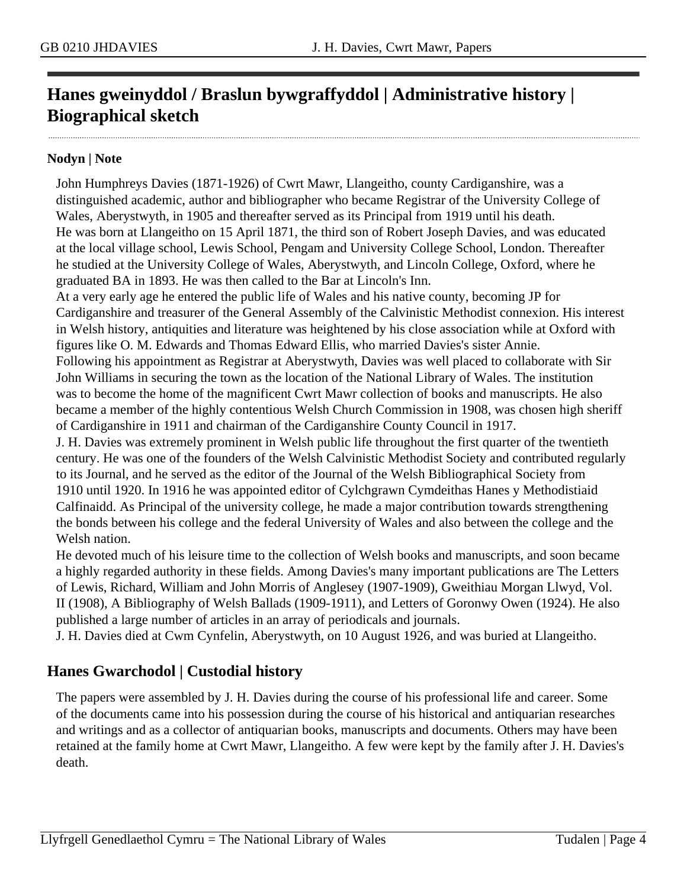## Hanes gweinyddol / Braslun bywgraffyddol | Administrative history | Biographical sketch

### Nodyn | Note

John Humphreys Davies (1871-1926) of Cwrt Mawr, Llangeitho, county Cardiganshire, was a distinguished academic, author and bibliographer who became Registrar of the University College of Wales, Aberystwyth, in 1905 and thereafter served as its Principal from 1919 until his death.
He was born at Llangeitho on 15 April 1871, the third son of Robert Joseph Davies, and was educated at the local village school, Lewis School, Pengam and University College School, London. Thereafter he studied at the University College of Wales, Aberystwyth, and Lincoln College, Oxford, where he graduated BA in 1893. He was then called to the Bar at Lincoln's Inn.
At a very early age he entered the public life of Wales and his native county, becoming JP for Cardiganshire and treasurer of the General Assembly of the Calvinistic Methodist connexion. His interest in Welsh history, antiquities and literature was heightened by his close association while at Oxford with figures like O. M. Edwards and Thomas Edward Ellis, who married Davies's sister Annie.
Following his appointment as Registrar at Aberystwyth, Davies was well placed to collaborate with Sir John Williams in securing the town as the location of the National Library of Wales. The institution was to become the home of the magnificent Cwrt Mawr collection of books and manuscripts. He also became a member of the highly contentious Welsh Church Commission in 1908, was chosen high sheriff of Cardiganshire in 1911 and chairman of the Cardiganshire County Council in 1917.
J. H. Davies was extremely prominent in Welsh public life throughout the first quarter of the twentieth century. He was one of the founders of the Welsh Calvinistic Methodist Society and contributed regularly to its Journal, and he served as the editor of the Journal of the Welsh Bibliographical Society from 1910 until 1920. In 1916 he was appointed editor of Cylchgrawn Cymdeithas Hanes y Methodistiaid Calfinaidd. As Principal of the university college, he made a major contribution towards strengthening the bonds between his college and the federal University of Wales and also between the college and the Welsh nation.
He devoted much of his leisure time to the collection of Welsh books and manuscripts, and soon became a highly regarded authority in these fields. Among Davies's many important publications are The Letters of Lewis, Richard, William and John Morris of Anglesey (1907-1909), Gweithiau Morgan Llwyd, Vol. II (1908), A Bibliography of Welsh Ballads (1909-1911), and Letters of Goronwy Owen (1924). He also published a large number of articles in an array of periodicals and journals.
J. H. Davies died at Cwm Cynfelin, Aberystwyth, on 10 August 1926, and was buried at Llangeitho.

## Hanes Gwarchodol | Custodial history

The papers were assembled by J. H. Davies during the course of his professional life and career. Some of the documents came into his possession during the course of his historical and antiquarian researches and writings and as a collector of antiquarian books, manuscripts and documents. Others may have been retained at the family home at Cwrt Mawr, Llangeitho. A few were kept by the family after J. H. Davies's death.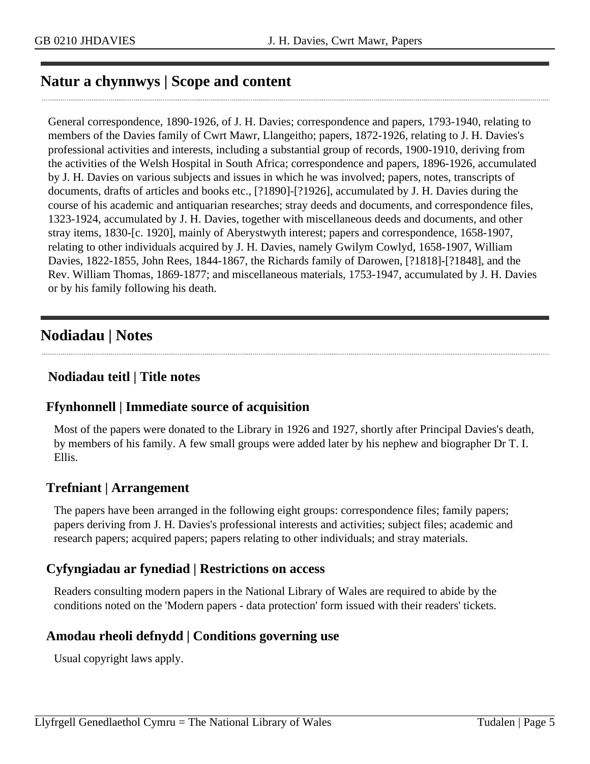## Natur a chynnwys | Scope and content

General correspondence, 1890-1926, of J. H. Davies; correspondence and papers, 1793-1940, relating to members of the Davies family of Cwrt Mawr, Llangeitho; papers, 1872-1926, relating to J. H. Davies's professional activities and interests, including a substantial group of records, 1900-1910, deriving from the activities of the Welsh Hospital in South Africa; correspondence and papers, 1896-1926, accumulated by J. H. Davies on various subjects and issues in which he was involved; papers, notes, transcripts of documents, drafts of articles and books etc., [?1890]-[?1926], accumulated by J. H. Davies during the course of his academic and antiquarian researches; stray deeds and documents, and correspondence files, 1323-1924, accumulated by J. H. Davies, together with miscellaneous deeds and documents, and other stray items, 1830-[c. 1920], mainly of Aberystwyth interest; papers and correspondence, 1658-1907, relating to other individuals acquired by J. H. Davies, namely Gwilym Cowlyd, 1658-1907, William Davies, 1822-1855, John Rees, 1844-1867, the Richards family of Darowen, [?1818]-[?1848], and the Rev. William Thomas, 1869-1877; and miscellaneous materials, 1753-1947, accumulated by J. H. Davies or by his family following his death.

## Nodiadau | Notes

### Nodiadau teitl | Title notes

### Ffynhonnell | Immediate source of acquisition

Most of the papers were donated to the Library in 1926 and 1927, shortly after Principal Davies's death, by members of his family. A few small groups were added later by his nephew and biographer Dr T. I. Ellis.

### Trefniant | Arrangement

The papers have been arranged in the following eight groups: correspondence files; family papers; papers deriving from J. H. Davies's professional interests and activities; subject files; academic and research papers; acquired papers; papers relating to other individuals; and stray materials.

### Cyfyngiadau ar fynediad | Restrictions on access

Readers consulting modern papers in the National Library of Wales are required to abide by the conditions noted on the 'Modern papers - data protection' form issued with their readers' tickets.

### Amodau rheoli defnydd | Conditions governing use

Usual copyright laws apply.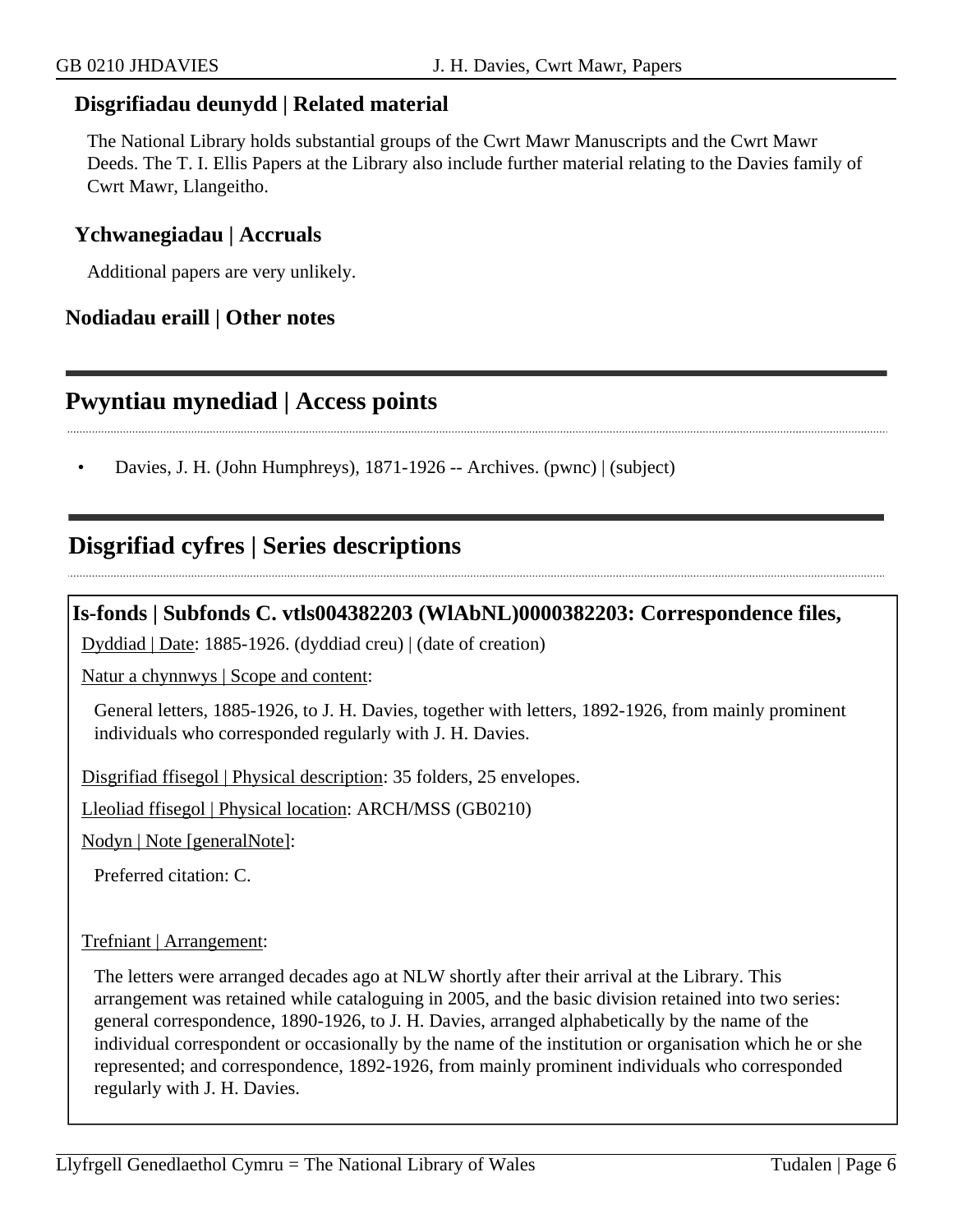### Disgrifiadau deunydd | Related material

The National Library holds substantial groups of the Cwrt Mawr Manuscripts and the Cwrt Mawr Deeds. The T. I. Ellis Papers at the Library also include further material relating to the Davies family of Cwrt Mawr, Llangeitho.

### Ychwanegiadau | Accruals

Additional papers are very unlikely.

### Nodiadau eraill | Other notes

## Pwyntiau mynediad | Access points

- Davies, J. H. (John Humphreys), 1871-1926 -- Archives. (pwnc) | (subject)

## Disgrifiad cyfres | Series descriptions

### Is-fonds | Subfonds C. vtls004382203 (WlAbNL)0000382203: Correspondence files,

Dyddiad | Date: 1885-1926. (dyddiad creu) | (date of creation)

Natur a chynnwys | Scope and content:

General letters, 1885-1926, to J. H. Davies, together with letters, 1892-1926, from mainly prominent individuals who corresponded regularly with J. H. Davies.

Disgrifiad ffisegol | Physical description: 35 folders, 25 envelopes.

Lleoliad ffisegol | Physical location: ARCH/MSS (GB0210)

Nodyn | Note [generalNote]:

Preferred citation: C.

Trefniant | Arrangement:

The letters were arranged decades ago at NLW shortly after their arrival at the Library. This arrangement was retained while cataloguing in 2005, and the basic division retained into two series: general correspondence, 1890-1926, to J. H. Davies, arranged alphabetically by the name of the individual correspondent or occasionally by the name of the institution or organisation which he or she represented; and correspondence, 1892-1926, from mainly prominent individuals who corresponded regularly with J. H. Davies.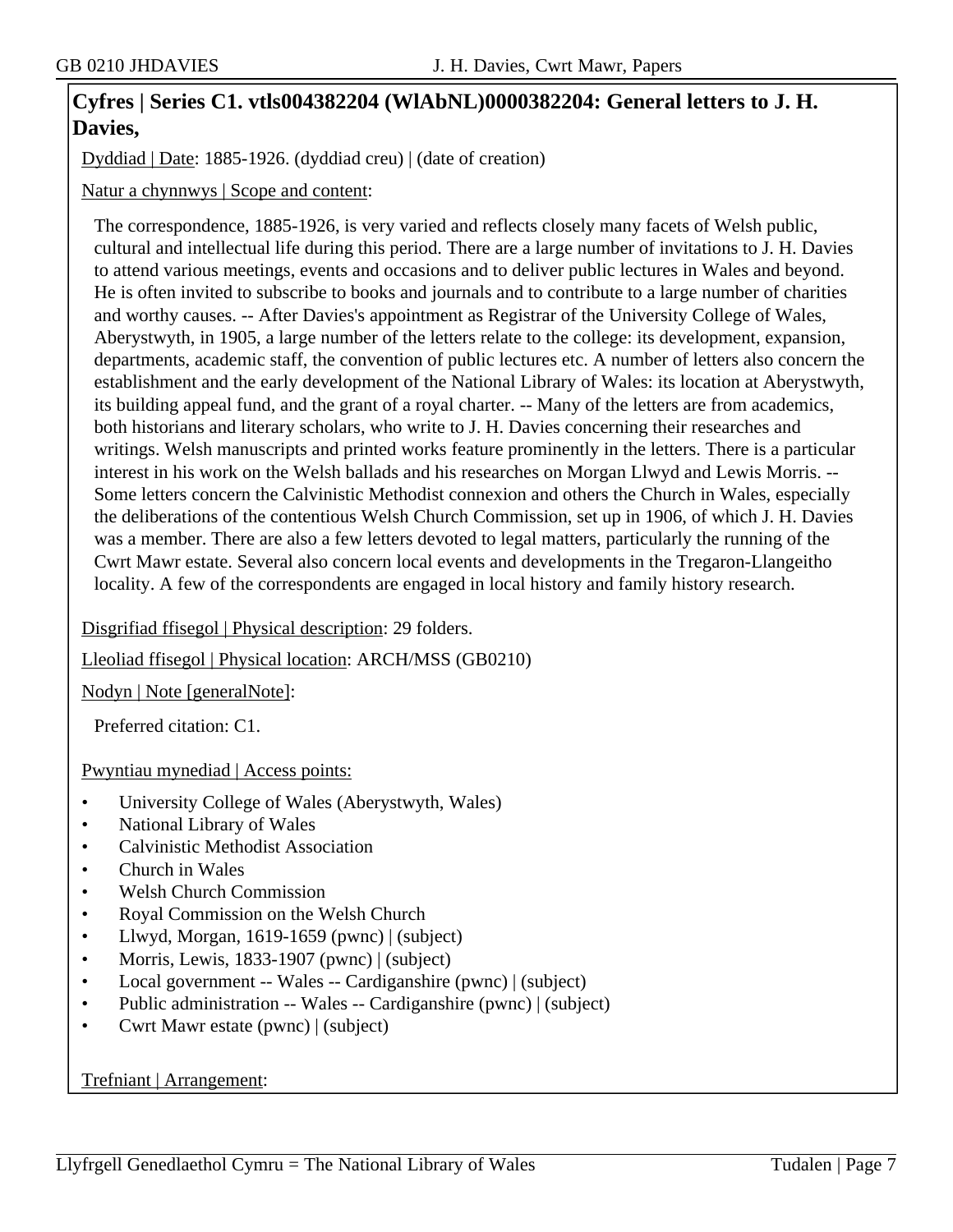## Cyfres | Series C1. vtls004382204 (WlAbNL)0000382204: General letters to J. H. Davies,

Dyddiad | Date: 1885-1926. (dyddiad creu) | (date of creation)

Natur a chynnwys | Scope and content:

The correspondence, 1885-1926, is very varied and reflects closely many facets of Welsh public, cultural and intellectual life during this period. There are a large number of invitations to J. H. Davies to attend various meetings, events and occasions and to deliver public lectures in Wales and beyond. He is often invited to subscribe to books and journals and to contribute to a large number of charities and worthy causes. -- After Davies's appointment as Registrar of the University College of Wales, Aberystwyth, in 1905, a large number of the letters relate to the college: its development, expansion, departments, academic staff, the convention of public lectures etc. A number of letters also concern the establishment and the early development of the National Library of Wales: its location at Aberystwyth, its building appeal fund, and the grant of a royal charter. -- Many of the letters are from academics, both historians and literary scholars, who write to J. H. Davies concerning their researches and writings. Welsh manuscripts and printed works feature prominently in the letters. There is a particular interest in his work on the Welsh ballads and his researches on Morgan Llwyd and Lewis Morris. -- Some letters concern the Calvinistic Methodist connexion and others the Church in Wales, especially the deliberations of the contentious Welsh Church Commission, set up in 1906, of which J. H. Davies was a member. There are also a few letters devoted to legal matters, particularly the running of the Cwrt Mawr estate. Several also concern local events and developments in the Tregaron-Llangeitho locality. A few of the correspondents are engaged in local history and family history research.

Disgrifiad ffisegol | Physical description: 29 folders.

Lleoliad ffisegol | Physical location: ARCH/MSS (GB0210)

Nodyn | Note [generalNote]:

Preferred citation: C1.

Pwyntiau mynediad | Access points:

- University College of Wales (Aberystwyth, Wales)
- National Library of Wales
- Calvinistic Methodist Association
- Church in Wales
- Welsh Church Commission
- Royal Commission on the Welsh Church
- Llwyd, Morgan, 1619-1659 (pwnc) | (subject)
- Morris, Lewis, 1833-1907 (pwnc) | (subject)
- Local government -- Wales -- Cardiganshire (pwnc) | (subject)
- Public administration -- Wales -- Cardiganshire (pwnc) | (subject)
- Cwrt Mawr estate (pwnc) | (subject)

Trefniant | Arrangement: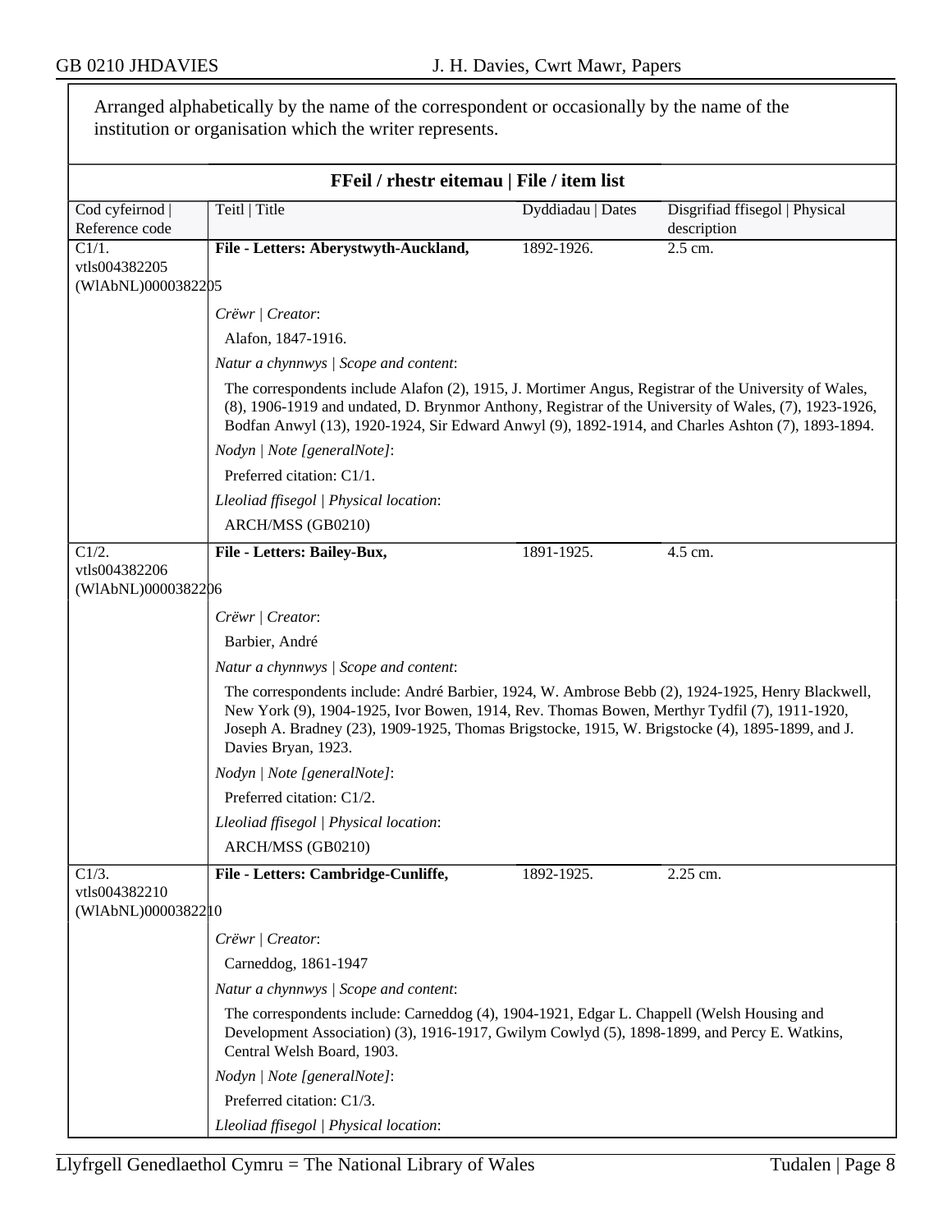Arranged alphabetically by the name of the correspondent or occasionally by the name of the institution or organisation which the writer represents.

### FFeil / rhestr eitemau | File / item list

| Cod cyfeirnod \| Reference code | Teitl \| Title | Dyddiadau \| Dates | Disgrifiad ffisegol \| Physical description |
|---|---|---|---|
| C1/1. vtls004382205 (WlAbNL)0000382205 | **File - Letters: Aberystwyth-Auckland,** | 1892-1926. | 2.5 cm. |

*Crëwr | Creator*:

Alafon, 1847-1916.

*Natur a chynnwys | Scope and content*:

The correspondents include Alafon (2), 1915, J. Mortimer Angus, Registrar of the University of Wales, (8), 1906-1919 and undated, D. Brynmor Anthony, Registrar of the University of Wales, (7), 1923-1926, Bodfan Anwyl (13), 1920-1924, Sir Edward Anwyl (9), 1892-1914, and Charles Ashton (7), 1893-1894.

*Nodyn | Note [generalNote]*:

Preferred citation: C1/1.

*Lleoliad ffisegol | Physical location*:

ARCH/MSS (GB0210)

| Cod cyfeirnod \| Reference code | Teitl \| Title | Dyddiadau \| Dates | Disgrifiad ffisegol \| Physical description |
|---|---|---|---|
| C1/2. vtls004382206 (WlAbNL)0000382206 | **File - Letters: Bailey-Bux,** | 1891-1925. | 4.5 cm. |

*Crëwr | Creator*:

Barbier, André

*Natur a chynnwys | Scope and content*:

The correspondents include: André Barbier, 1924, W. Ambrose Bebb (2), 1924-1925, Henry Blackwell, New York (9), 1904-1925, Ivor Bowen, 1914, Rev. Thomas Bowen, Merthyr Tydfil (7), 1911-1920, Joseph A. Bradney (23), 1909-1925, Thomas Brigstocke, 1915, W. Brigstocke (4), 1895-1899, and J. Davies Bryan, 1923.

*Nodyn | Note [generalNote]*:

Preferred citation: C1/2.

*Lleoliad ffisegol | Physical location*:

ARCH/MSS (GB0210)

| Cod cyfeirnod \| Reference code | Teitl \| Title | Dyddiadau \| Dates | Disgrifiad ffisegol \| Physical description |
|---|---|---|---|
| C1/3. vtls004382210 (WlAbNL)0000382210 | **File - Letters: Cambridge-Cunliffe,** | 1892-1925. | 2.25 cm. |

*Crëwr | Creator*:

Carneddog, 1861-1947

*Natur a chynnwys | Scope and content*:

The correspondents include: Carneddog (4), 1904-1921, Edgar L. Chappell (Welsh Housing and Development Association) (3), 1916-1917, Gwilym Cowlyd (5), 1898-1899, and Percy E. Watkins, Central Welsh Board, 1903.

*Nodyn | Note [generalNote]*:

Preferred citation: C1/3.

*Lleoliad ffisegol | Physical location*: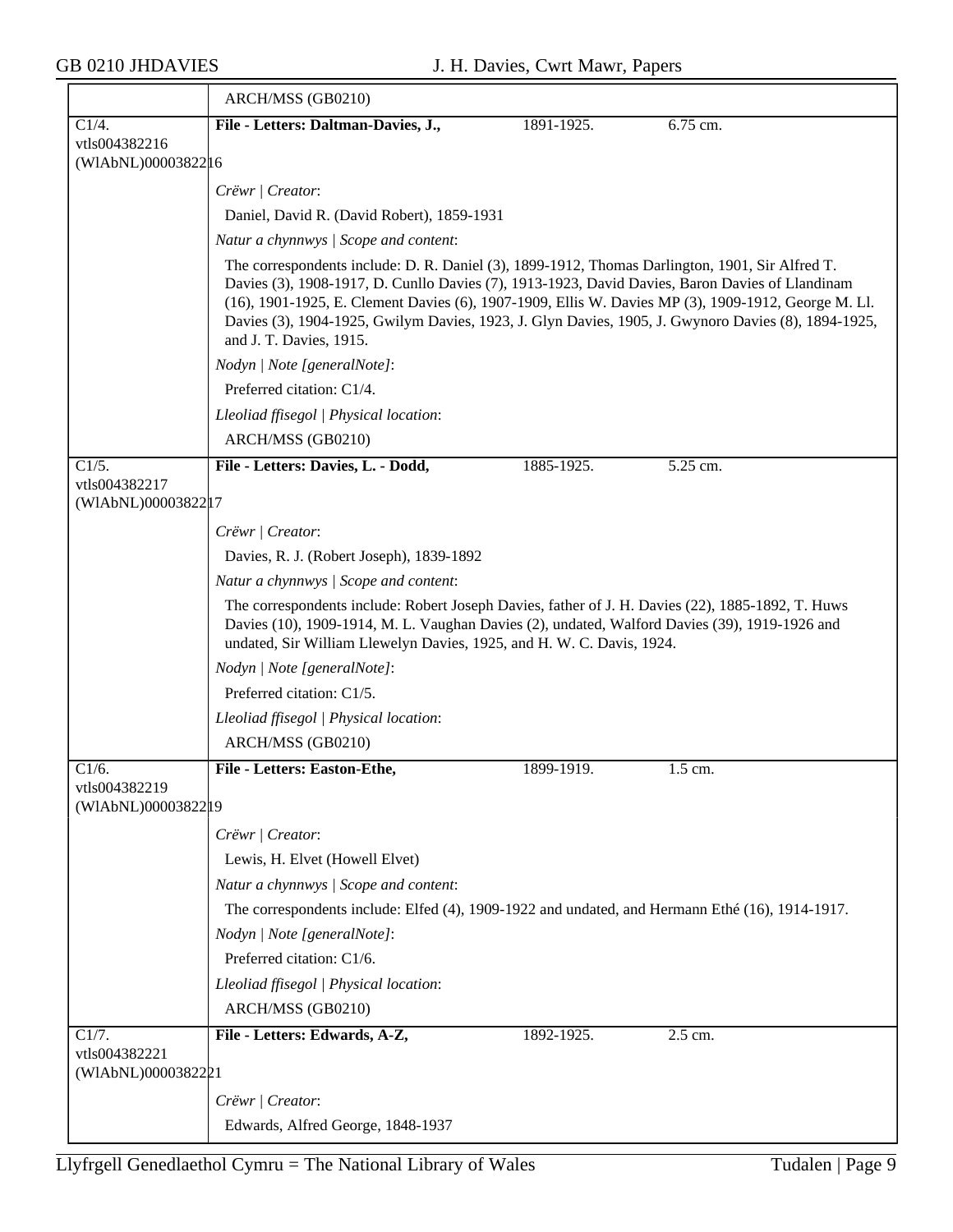| | |
|---|---|
| | ARCH/MSS (GB0210) |
| C1/4.<br>vtls004382216<br>(WlAbNL)0000382216 | **File - Letters: Daltman-Davies, J.,** 1891-1925. 6.75 cm.<br><br>*Crëwr \| Creator*:<br>Daniel, David R. (David Robert), 1859-1931<br>*Natur a chynnwys \| Scope and content*:<br>The correspondents include: D. R. Daniel (3), 1899-1912, Thomas Darlington, 1901, Sir Alfred T. Davies (3), 1908-1917, D. Cunllo Davies (7), 1913-1923, David Davies, Baron Davies of Llandinam (16), 1901-1925, E. Clement Davies (6), 1907-1909, Ellis W. Davies MP (3), 1909-1912, George M. Ll. Davies (3), 1904-1925, Gwilym Davies, 1923, J. Glyn Davies, 1905, J. Gwynoro Davies (8), 1894-1925, and J. T. Davies, 1915.<br>*Nodyn \| Note [generalNote]*:<br>Preferred citation: C1/4.<br>*Lleoliad ffisegol \| Physical location*:<br>ARCH/MSS (GB0210) |
| C1/5.<br>vtls004382217<br>(WlAbNL)0000382217 | **File - Letters: Davies, L. - Dodd,** 1885-1925. 5.25 cm.<br><br>*Crëwr \| Creator*:<br>Davies, R. J. (Robert Joseph), 1839-1892<br>*Natur a chynnwys \| Scope and content*:<br>The correspondents include: Robert Joseph Davies, father of J. H. Davies (22), 1885-1892, T. Huws Davies (10), 1909-1914, M. L. Vaughan Davies (2), undated, Walford Davies (39), 1919-1926 and undated, Sir William Llewelyn Davies, 1925, and H. W. C. Davis, 1924.<br>*Nodyn \| Note [generalNote]*:<br>Preferred citation: C1/5.<br>*Lleoliad ffisegol \| Physical location*:<br>ARCH/MSS (GB0210) |
| C1/6.<br>vtls004382219<br>(WlAbNL)0000382219 | **File - Letters: Easton-Ethe,** 1899-1919. 1.5 cm.<br><br>*Crëwr \| Creator*:<br>Lewis, H. Elvet (Howell Elvet)<br>*Natur a chynnwys \| Scope and content*:<br>The correspondents include: Elfed (4), 1909-1922 and undated, and Hermann Ethé (16), 1914-1917.<br>*Nodyn \| Note [generalNote]*:<br>Preferred citation: C1/6.<br>*Lleoliad ffisegol \| Physical location*:<br>ARCH/MSS (GB0210) |
| C1/7.<br>vtls004382221<br>(WlAbNL)0000382221 | **File - Letters: Edwards, A-Z,** 1892-1925. 2.5 cm.<br><br>*Crëwr \| Creator*:<br>Edwards, Alfred George, 1848-1937 |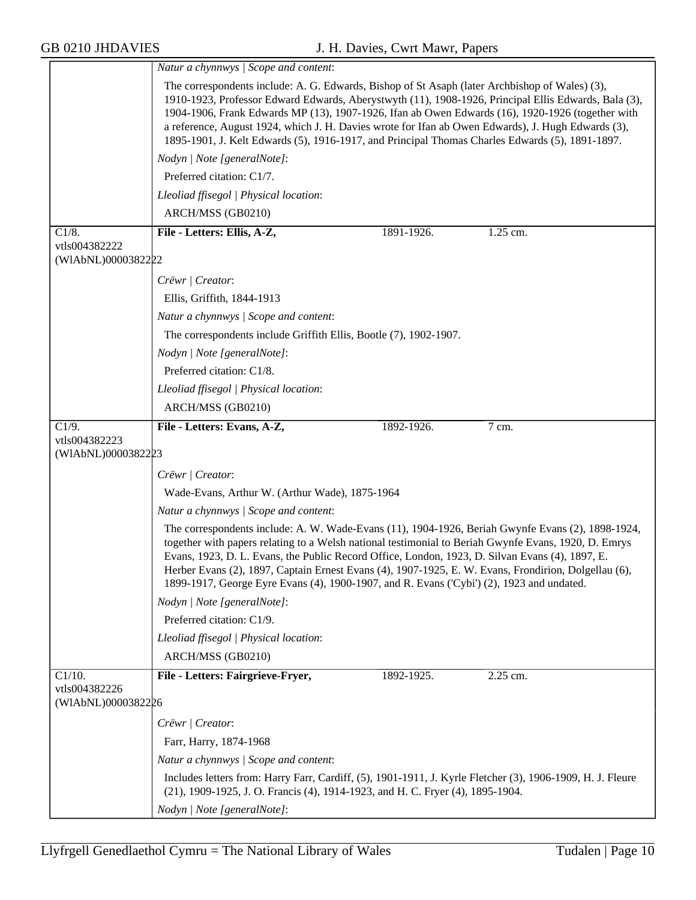*Natur a chynnwys | Scope and content*:

The correspondents include: A. G. Edwards, Bishop of St Asaph (later Archbishop of Wales) (3), 1910-1923, Professor Edward Edwards, Aberystwyth (11), 1908-1926, Principal Ellis Edwards, Bala (3), 1904-1906, Frank Edwards MP (13), 1907-1926, Ifan ab Owen Edwards (16), 1920-1926 (together with a reference, August 1924, which J. H. Davies wrote for Ifan ab Owen Edwards), J. Hugh Edwards (3), 1895-1901, J. Kelt Edwards (5), 1916-1917, and Principal Thomas Charles Edwards (5), 1891-1897.

*Nodyn | Note [generalNote]*:

Preferred citation: C1/7.

*Lleoliad ffisegol | Physical location*:

ARCH/MSS (GB0210)

---

C1/8.
vtls004382222
(WlAbNL)0000382222

**File - Letters: Ellis, A-Z,** 1891-1926. 1.25 cm.

*Crëwr | Creator*:

Ellis, Griffith, 1844-1913

*Natur a chynnwys | Scope and content*:

The correspondents include Griffith Ellis, Bootle (7), 1902-1907.

*Nodyn | Note [generalNote]*:

Preferred citation: C1/8.

*Lleoliad ffisegol | Physical location*:

ARCH/MSS (GB0210)

---

C1/9.
vtls004382223
(WlAbNL)0000382223

**File - Letters: Evans, A-Z,** 1892-1926. 7 cm.

*Crëwr | Creator*:

Wade-Evans, Arthur W. (Arthur Wade), 1875-1964

*Natur a chynnwys | Scope and content*:

The correspondents include: A. W. Wade-Evans (11), 1904-1926, Beriah Gwynfe Evans (2), 1898-1924, together with papers relating to a Welsh national testimonial to Beriah Gwynfe Evans, 1920, D. Emrys Evans, 1923, D. L. Evans, the Public Record Office, London, 1923, D. Silvan Evans (4), 1897, E. Herber Evans (2), 1897, Captain Ernest Evans (4), 1907-1925, E. W. Evans, Frondirion, Dolgellau (6), 1899-1917, George Eyre Evans (4), 1900-1907, and R. Evans ('Cybi') (2), 1923 and undated.

*Nodyn | Note [generalNote]*:

Preferred citation: C1/9.

*Lleoliad ffisegol | Physical location*:

ARCH/MSS (GB0210)

---

C1/10.
vtls004382226
(WlAbNL)0000382226

**File - Letters: Fairgrieve-Fryer,** 1892-1925. 2.25 cm.

*Crëwr | Creator*:

Farr, Harry, 1874-1968

*Natur a chynnwys | Scope and content*:

Includes letters from: Harry Farr, Cardiff, (5), 1901-1911, J. Kyrle Fletcher (3), 1906-1909, H. J. Fleure (21), 1909-1925, J. O. Francis (4), 1914-1923, and H. C. Fryer (4), 1895-1904.

*Nodyn | Note [generalNote]*: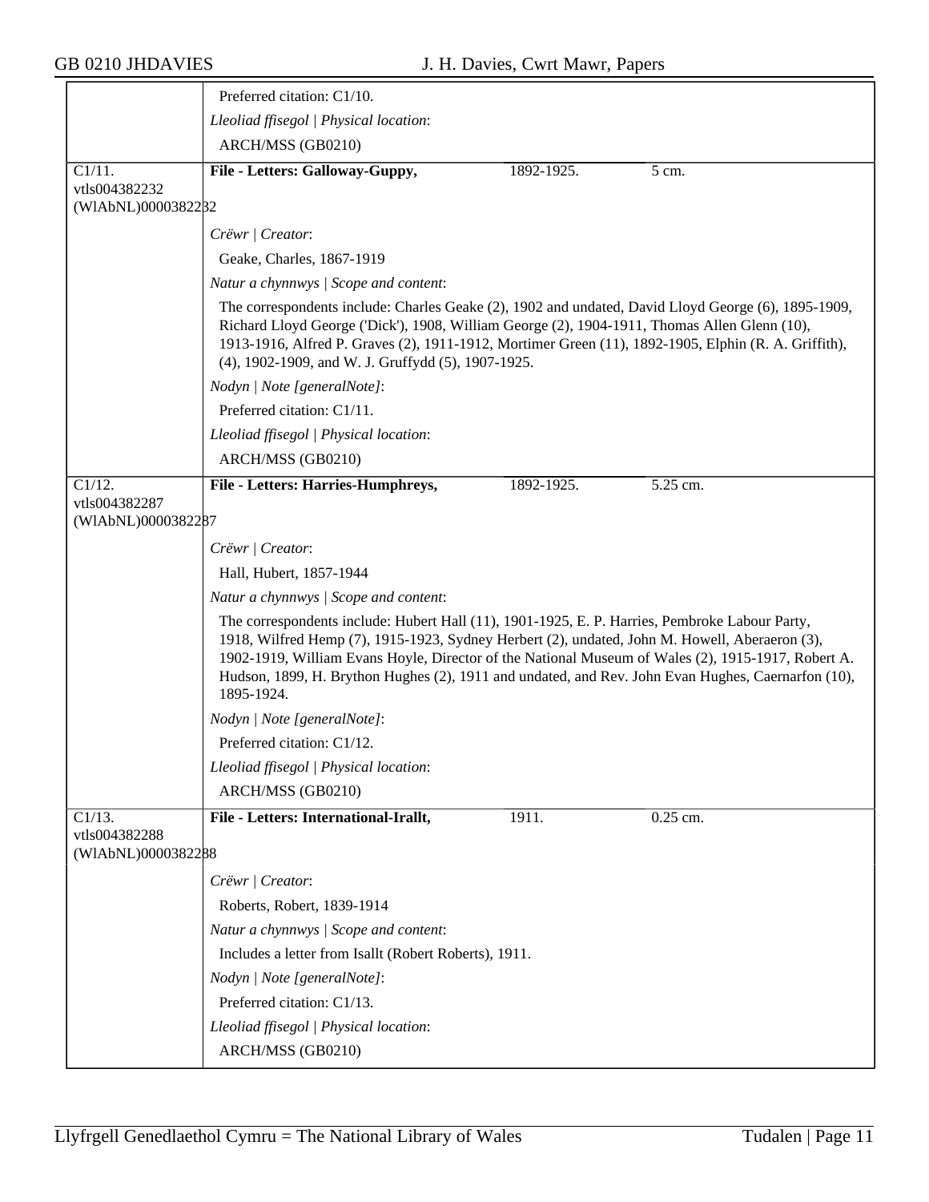Preferred citation: C1/10.

*Lleoliad ffisegol | Physical location*:

ARCH/MSS (GB0210)

| C1/11. vtls004382232 (WlAbNL)0000382232 | **File - Letters: Galloway-Guppy,** | 1892-1925. | 5 cm. |
|---|---|---|---|

*Crëwr | Creator*:

Geake, Charles, 1867-1919

*Natur a chynnwys | Scope and content*:

The correspondents include: Charles Geake (2), 1902 and undated, David Lloyd George (6), 1895-1909, Richard Lloyd George ('Dick'), 1908, William George (2), 1904-1911, Thomas Allen Glenn (10), 1913-1916, Alfred P. Graves (2), 1911-1912, Mortimer Green (11), 1892-1905, Elphin (R. A. Griffith), (4), 1902-1909, and W. J. Gruffydd (5), 1907-1925.

*Nodyn | Note [generalNote]*:

Preferred citation: C1/11.

*Lleoliad ffisegol | Physical location*:

ARCH/MSS (GB0210)

| C1/12. vtls004382287 (WlAbNL)0000382287 | **File - Letters: Harries-Humphreys,** | 1892-1925. | 5.25 cm. |
|---|---|---|---|

*Crëwr | Creator*:

Hall, Hubert, 1857-1944

*Natur a chynnwys | Scope and content*:

The correspondents include: Hubert Hall (11), 1901-1925, E. P. Harries, Pembroke Labour Party, 1918, Wilfred Hemp (7), 1915-1923, Sydney Herbert (2), undated, John M. Howell, Aberaeron (3), 1902-1919, William Evans Hoyle, Director of the National Museum of Wales (2), 1915-1917, Robert A. Hudson, 1899, H. Brython Hughes (2), 1911 and undated, and Rev. John Evan Hughes, Caernarfon (10), 1895-1924.

*Nodyn | Note [generalNote]*:

Preferred citation: C1/12.

*Lleoliad ffisegol | Physical location*:

ARCH/MSS (GB0210)

| C1/13. vtls004382288 (WlAbNL)0000382288 | **File - Letters: International-Irallt,** | 1911. | 0.25 cm. |
|---|---|---|---|

*Crëwr | Creator*:

Roberts, Robert, 1839-1914

*Natur a chynnwys | Scope and content*:

Includes a letter from Isallt (Robert Roberts), 1911.

*Nodyn | Note [generalNote]*:

Preferred citation: C1/13.

*Lleoliad ffisegol | Physical location*:

ARCH/MSS (GB0210)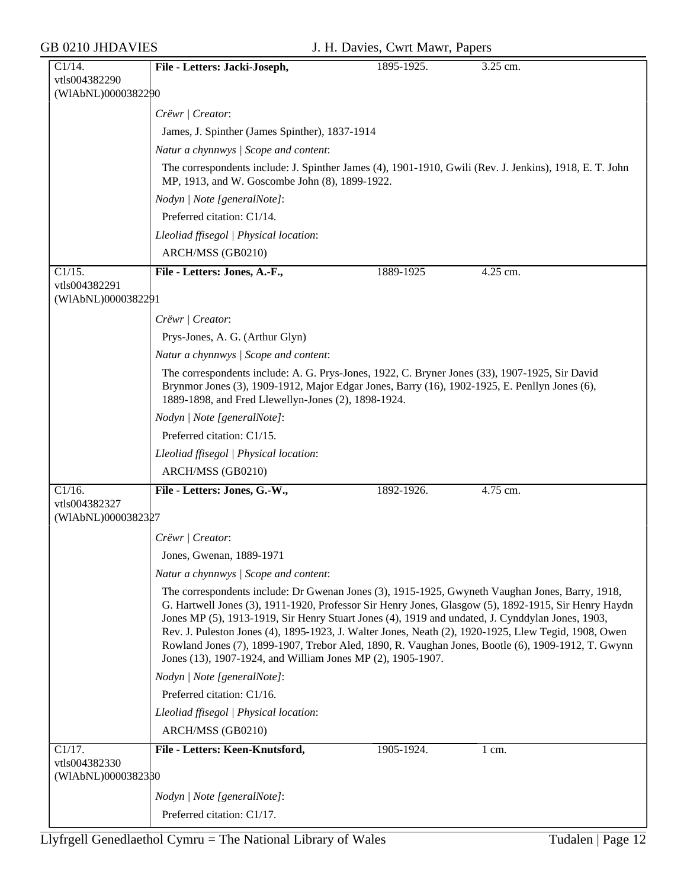| C1/14. vtls004382290 (WlAbNL)0000382290 | **File - Letters: Jacki-Joseph,** | 1895-1925. | 3.25 cm. |
|---|---|---|---|

*Crëwr | Creator*:

James, J. Spinther (James Spinther), 1837-1914

*Natur a chynnwys | Scope and content*:

The correspondents include: J. Spinther James (4), 1901-1910, Gwili (Rev. J. Jenkins), 1918, E. T. John MP, 1913, and W. Goscombe John (8), 1899-1922.

*Nodyn | Note [generalNote]*:

Preferred citation: C1/14.

*Lleoliad ffisegol | Physical location*:

ARCH/MSS (GB0210)

| C1/15. vtls004382291 (WlAbNL)0000382291 | **File - Letters: Jones, A.-F.,** | 1889-1925 | 4.25 cm. |
|---|---|---|---|

*Crëwr | Creator*:

Prys-Jones, A. G. (Arthur Glyn)

*Natur a chynnwys | Scope and content*:

The correspondents include: A. G. Prys-Jones, 1922, C. Bryner Jones (33), 1907-1925, Sir David Brynmor Jones (3), 1909-1912, Major Edgar Jones, Barry (16), 1902-1925, E. Penllyn Jones (6), 1889-1898, and Fred Llewellyn-Jones (2), 1898-1924.

*Nodyn | Note [generalNote]*:

Preferred citation: C1/15.

*Lleoliad ffisegol | Physical location*:

ARCH/MSS (GB0210)

| C1/16. vtls004382327 (WlAbNL)0000382327 | **File - Letters: Jones, G.-W.,** | 1892-1926. | 4.75 cm. |
|---|---|---|---|

*Crëwr | Creator*:

Jones, Gwenan, 1889-1971

*Natur a chynnwys | Scope and content*:

The correspondents include: Dr Gwenan Jones (3), 1915-1925, Gwyneth Vaughan Jones, Barry, 1918, G. Hartwell Jones (3), 1911-1920, Professor Sir Henry Jones, Glasgow (5), 1892-1915, Sir Henry Haydn Jones MP (5), 1913-1919, Sir Henry Stuart Jones (4), 1919 and undated, J. Cynddylan Jones, 1903, Rev. J. Puleston Jones (4), 1895-1923, J. Walter Jones, Neath (2), 1920-1925, Llew Tegid, 1908, Owen Rowland Jones (7), 1899-1907, Trebor Aled, 1890, R. Vaughan Jones, Bootle (6), 1909-1912, T. Gwynn Jones (13), 1907-1924, and William Jones MP (2), 1905-1907.

*Nodyn | Note [generalNote]*:

Preferred citation: C1/16.

*Lleoliad ffisegol | Physical location*:

ARCH/MSS (GB0210)

| C1/17. vtls004382330 (WlAbNL)0000382330 | **File - Letters: Keen-Knutsford,** | 1905-1924. | 1 cm. |
|---|---|---|---|

*Nodyn | Note [generalNote]*:

Preferred citation: C1/17.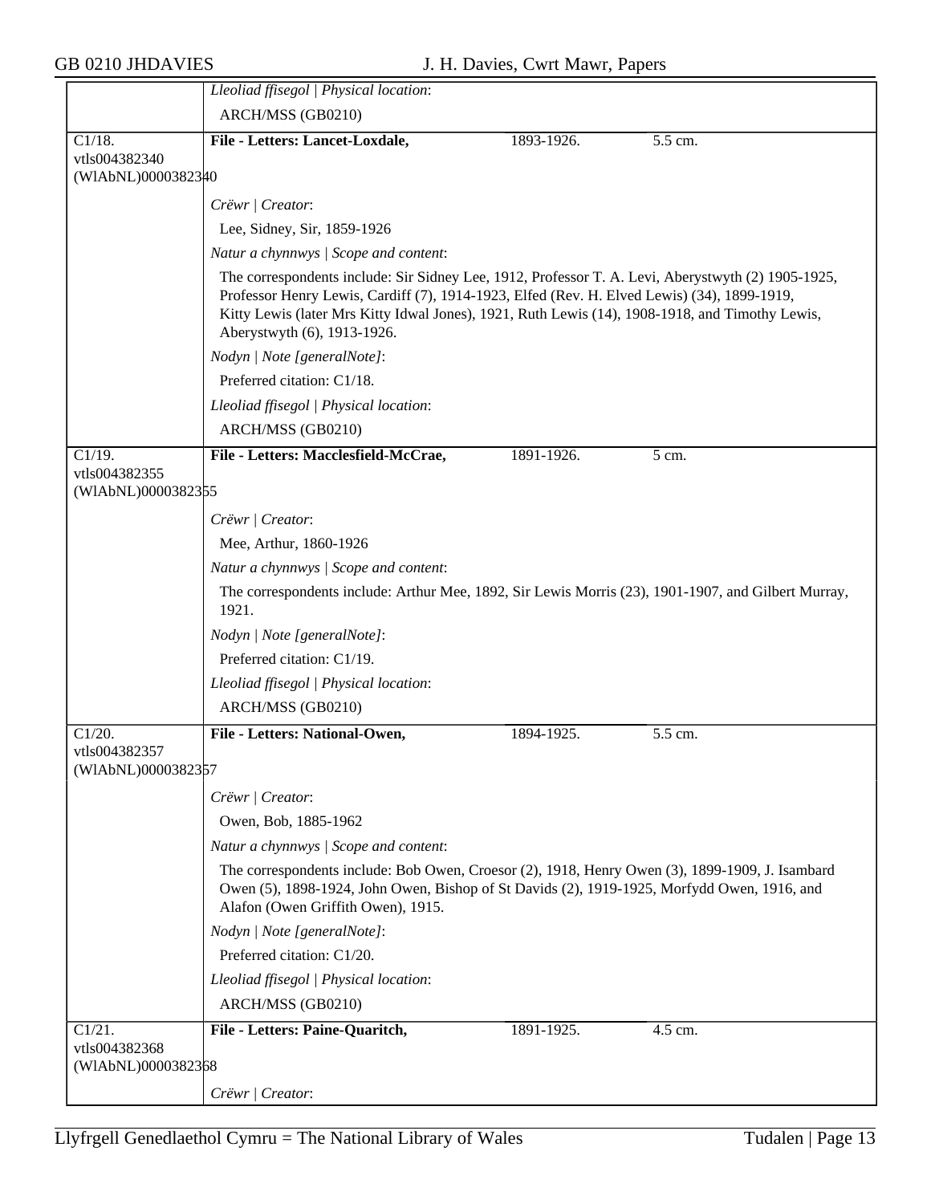*Lleoliad ffisegol | Physical location*:

ARCH/MSS (GB0210)

---

C1/18.
vtls004382340
(WlAbNL)0000382340

**File - Letters: Lancet-Loxdale,** 1893-1926. 5.5 cm.

*Crëwr | Creator*:

Lee, Sidney, Sir, 1859-1926

*Natur a chynnwys | Scope and content*:

The correspondents include: Sir Sidney Lee, 1912, Professor T. A. Levi, Aberystwyth (2) 1905-1925, Professor Henry Lewis, Cardiff (7), 1914-1923, Elfed (Rev. H. Elved Lewis) (34), 1899-1919, Kitty Lewis (later Mrs Kitty Idwal Jones), 1921, Ruth Lewis (14), 1908-1918, and Timothy Lewis, Aberystwyth (6), 1913-1926.

*Nodyn | Note [generalNote]*:

Preferred citation: C1/18.

*Lleoliad ffisegol | Physical location*:

ARCH/MSS (GB0210)

---

C1/19.
vtls004382355
(WlAbNL)0000382355

**File - Letters: Macclesfield-McCrae,** 1891-1926. 5 cm.

*Crëwr | Creator*:

Mee, Arthur, 1860-1926

*Natur a chynnwys | Scope and content*:

The correspondents include: Arthur Mee, 1892, Sir Lewis Morris (23), 1901-1907, and Gilbert Murray, 1921.

*Nodyn | Note [generalNote]*:

Preferred citation: C1/19.

*Lleoliad ffisegol | Physical location*:

ARCH/MSS (GB0210)

---

C1/20.
vtls004382357
(WlAbNL)0000382357

**File - Letters: National-Owen,** 1894-1925. 5.5 cm.

*Crëwr | Creator*:

Owen, Bob, 1885-1962

*Natur a chynnwys | Scope and content*:

The correspondents include: Bob Owen, Croesor (2), 1918, Henry Owen (3), 1899-1909, J. Isambard Owen (5), 1898-1924, John Owen, Bishop of St Davids (2), 1919-1925, Morfydd Owen, 1916, and Alafon (Owen Griffith Owen), 1915.

*Nodyn | Note [generalNote]*:

Preferred citation: C1/20.

*Lleoliad ffisegol | Physical location*:

ARCH/MSS (GB0210)

---

C1/21.
vtls004382368
(WlAbNL)0000382368

**File - Letters: Paine-Quaritch,** 1891-1925. 4.5 cm.

*Crëwr | Creator*: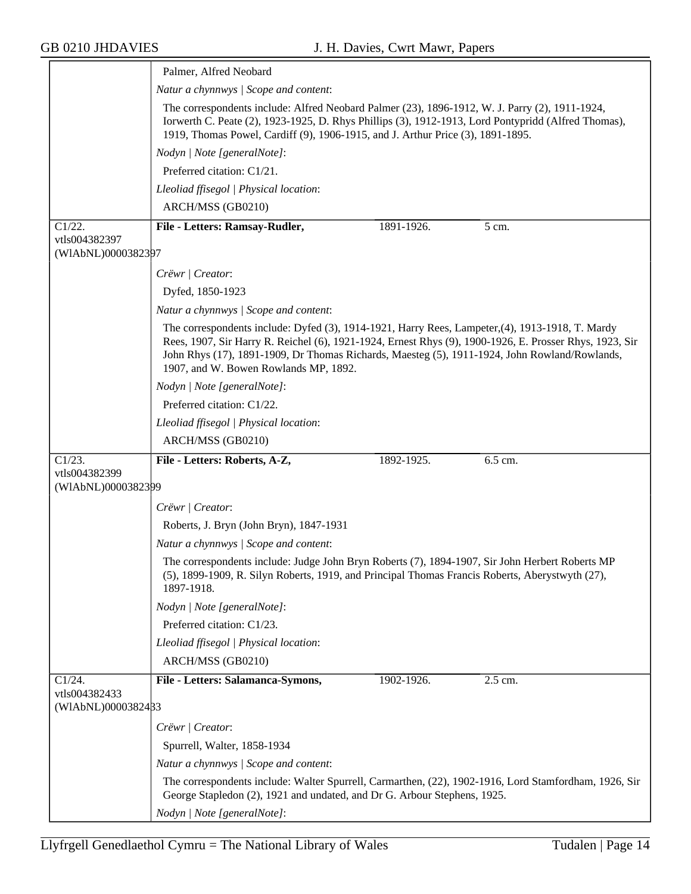Palmer, Alfred Neobard

*Natur a chynnwys | Scope and content*:

The correspondents include: Alfred Neobard Palmer (23), 1896-1912, W. J. Parry (2), 1911-1924, Iorwerth C. Peate (2), 1923-1925, D. Rhys Phillips (3), 1912-1913, Lord Pontypridd (Alfred Thomas), 1919, Thomas Powel, Cardiff (9), 1906-1915, and J. Arthur Price (3), 1891-1895.

*Nodyn | Note [generalNote]*:

Preferred citation: C1/21.

*Lleoliad ffisegol | Physical location*:

ARCH/MSS (GB0210)

---

C1/22. vtls004382397 (WlAbNL)0000382397 — **File - Letters: Ramsay-Rudler,** 1891-1926. 5 cm.

*Crëwr | Creator*:

Dyfed, 1850-1923

*Natur a chynnwys | Scope and content*:

The correspondents include: Dyfed (3), 1914-1921, Harry Rees, Lampeter,(4), 1913-1918, T. Mardy Rees, 1907, Sir Harry R. Reichel (6), 1921-1924, Ernest Rhys (9), 1900-1926, E. Prosser Rhys, 1923, Sir John Rhys (17), 1891-1909, Dr Thomas Richards, Maesteg (5), 1911-1924, John Rowland/Rowlands, 1907, and W. Bowen Rowlands MP, 1892.

*Nodyn | Note [generalNote]*:

Preferred citation: C1/22.

*Lleoliad ffisegol | Physical location*:

ARCH/MSS (GB0210)

---

C1/23. vtls004382399 (WlAbNL)0000382399 — **File - Letters: Roberts, A-Z,** 1892-1925. 6.5 cm.

*Crëwr | Creator*:

Roberts, J. Bryn (John Bryn), 1847-1931

*Natur a chynnwys | Scope and content*:

The correspondents include: Judge John Bryn Roberts (7), 1894-1907, Sir John Herbert Roberts MP (5), 1899-1909, R. Silyn Roberts, 1919, and Principal Thomas Francis Roberts, Aberystwyth (27), 1897-1918.

*Nodyn | Note [generalNote]*:

Preferred citation: C1/23.

*Lleoliad ffisegol | Physical location*:

ARCH/MSS (GB0210)

---

C1/24. vtls004382433 (WlAbNL)0000382433 — **File - Letters: Salamanca-Symons,** 1902-1926. 2.5 cm.

*Crëwr | Creator*:

Spurrell, Walter, 1858-1934

*Natur a chynnwys | Scope and content*:

The correspondents include: Walter Spurrell, Carmarthen, (22), 1902-1916, Lord Stamfordham, 1926, Sir George Stapledon (2), 1921 and undated, and Dr G. Arbour Stephens, 1925.

*Nodyn | Note [generalNote]*: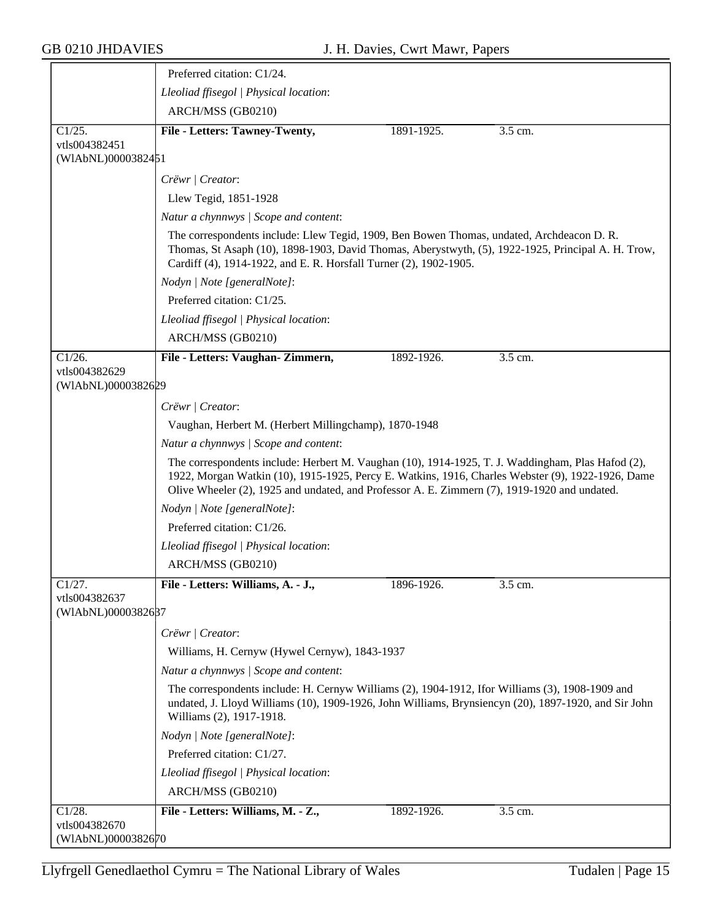Preferred citation: C1/24.

*Lleoliad ffisegol | Physical location*:

ARCH/MSS (GB0210)

C1/25.
vtls004382451
(WlAbNL)0000382451

**File - Letters: Tawney-Twenty,** 1891-1925. 3.5 cm.

*Crëwr | Creator*:

Llew Tegid, 1851-1928

*Natur a chynnwys | Scope and content*:

The correspondents include: Llew Tegid, 1909, Ben Bowen Thomas, undated, Archdeacon D. R. Thomas, St Asaph (10), 1898-1903, David Thomas, Aberystwyth, (5), 1922-1925, Principal A. H. Trow, Cardiff (4), 1914-1922, and E. R. Horsfall Turner (2), 1902-1905.

*Nodyn | Note [generalNote]*:

Preferred citation: C1/25.

*Lleoliad ffisegol | Physical location*:

ARCH/MSS (GB0210)

C1/26.
vtls004382629
(WlAbNL)0000382629

**File - Letters: Vaughan- Zimmern,** 1892-1926. 3.5 cm.

*Crëwr | Creator*:

Vaughan, Herbert M. (Herbert Millingchamp), 1870-1948

*Natur a chynnwys | Scope and content*:

The correspondents include: Herbert M. Vaughan (10), 1914-1925, T. J. Waddingham, Plas Hafod (2), 1922, Morgan Watkin (10), 1915-1925, Percy E. Watkins, 1916, Charles Webster (9), 1922-1926, Dame Olive Wheeler (2), 1925 and undated, and Professor A. E. Zimmern (7), 1919-1920 and undated.

*Nodyn | Note [generalNote]*:

Preferred citation: C1/26.

*Lleoliad ffisegol | Physical location*:

ARCH/MSS (GB0210)

C1/27.
vtls004382637
(WlAbNL)0000382637

**File - Letters: Williams, A. - J.,** 1896-1926. 3.5 cm.

*Crëwr | Creator*:

Williams, H. Cernyw (Hywel Cernyw), 1843-1937

*Natur a chynnwys | Scope and content*:

The correspondents include: H. Cernyw Williams (2), 1904-1912, Ifor Williams (3), 1908-1909 and undated, J. Lloyd Williams (10), 1909-1926, John Williams, Brynsiencyn (20), 1897-1920, and Sir John Williams (2), 1917-1918.

*Nodyn | Note [generalNote]*:

Preferred citation: C1/27.

*Lleoliad ffisegol | Physical location*:

ARCH/MSS (GB0210)

C1/28.
vtls004382670
(WlAbNL)0000382670

**File - Letters: Williams, M. - Z.,** 1892-1926. 3.5 cm.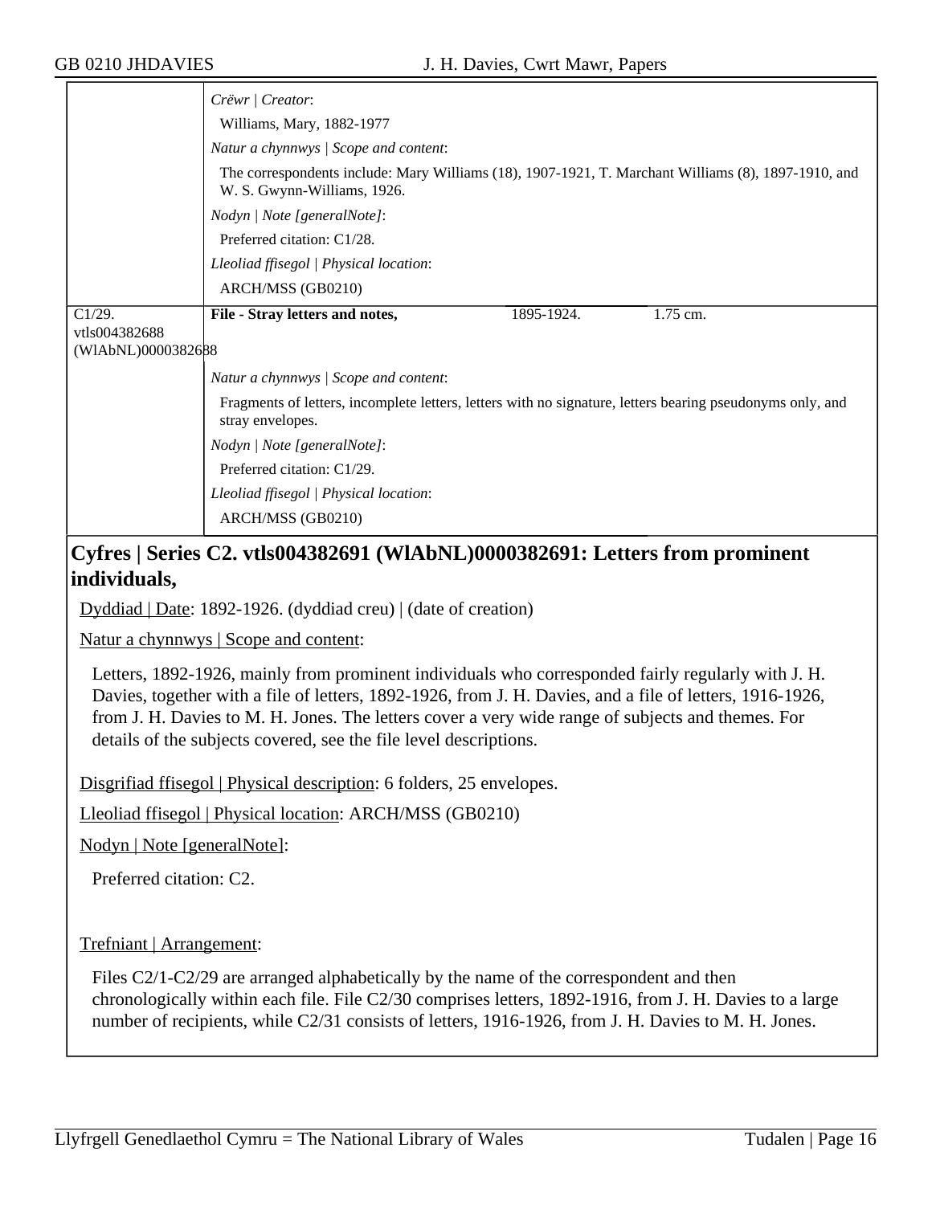*Crëwr | Creator*:

Williams, Mary, 1882-1977

*Natur a chynnwys | Scope and content*:

The correspondents include: Mary Williams (18), 1907-1921, T. Marchant Williams (8), 1897-1910, and W. S. Gwynn-Williams, 1926.

*Nodyn | Note [generalNote]*:

Preferred citation: C1/28.

*Lleoliad ffisegol | Physical location*:

ARCH/MSS (GB0210)

| C1/29. vtls004382688 (WlAbNL)0000382688 | **File - Stray letters and notes,** | 1895-1924. | 1.75 cm. |
|---|---|---|---|

*Natur a chynnwys | Scope and content*:

Fragments of letters, incomplete letters, letters with no signature, letters bearing pseudonyms only, and stray envelopes.

*Nodyn | Note [generalNote]*:

Preferred citation: C1/29.

*Lleoliad ffisegol | Physical location*:

ARCH/MSS (GB0210)

## Cyfres | Series C2. vtls004382691 (WlAbNL)0000382691: Letters from prominent individuals,

Dyddiad | Date: 1892-1926. (dyddiad creu) | (date of creation)

Natur a chynnwys | Scope and content:

Letters, 1892-1926, mainly from prominent individuals who corresponded fairly regularly with J. H. Davies, together with a file of letters, 1892-1926, from J. H. Davies, and a file of letters, 1916-1926, from J. H. Davies to M. H. Jones. The letters cover a very wide range of subjects and themes. For details of the subjects covered, see the file level descriptions.

Disgrifiad ffisegol | Physical description: 6 folders, 25 envelopes.

Lleoliad ffisegol | Physical location: ARCH/MSS (GB0210)

Nodyn | Note [generalNote]:

Preferred citation: C2.

Trefniant | Arrangement:

Files C2/1-C2/29 are arranged alphabetically by the name of the correspondent and then chronologically within each file. File C2/30 comprises letters, 1892-1916, from J. H. Davies to a large number of recipients, while C2/31 consists of letters, 1916-1926, from J. H. Davies to M. H. Jones.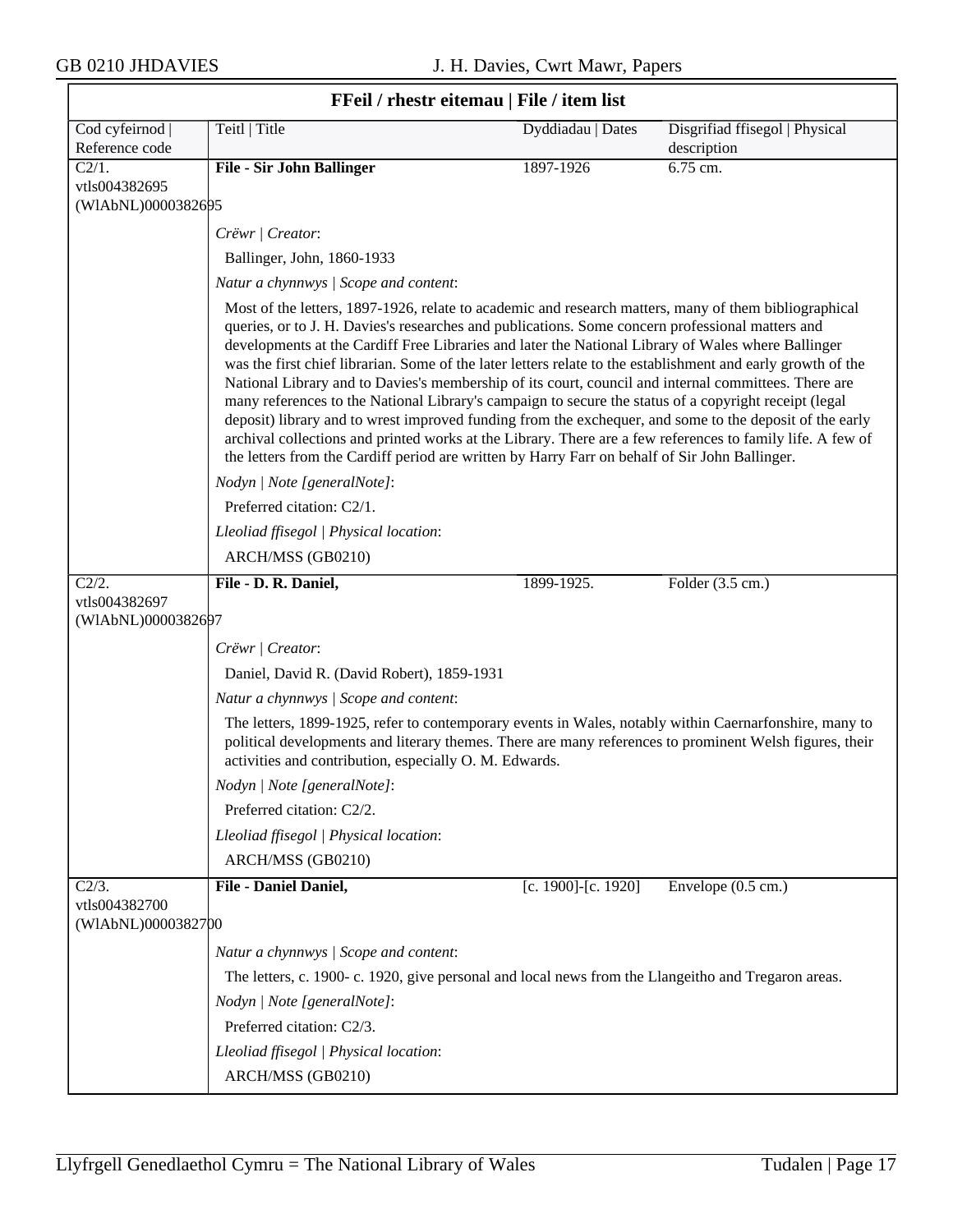## FFeil / rhestr eitemau | File / item list

| Cod cyfeirnod \| Reference code | Teitl \| Title | Dyddiadau \| Dates | Disgrifiad ffisegol \| Physical description |
|---|---|---|---|
| C2/1. vtls004382695 (WlAbNL)0000382695 | **File - Sir John Ballinger** | 1897-1926 | 6.75 cm. |

*Crëwr | Creator*:

Ballinger, John, 1860-1933

*Natur a chynnwys | Scope and content*:

Most of the letters, 1897-1926, relate to academic and research matters, many of them bibliographical queries, or to J. H. Davies's researches and publications. Some concern professional matters and developments at the Cardiff Free Libraries and later the National Library of Wales where Ballinger was the first chief librarian. Some of the later letters relate to the establishment and early growth of the National Library and to Davies's membership of its court, council and internal committees. There are many references to the National Library's campaign to secure the status of a copyright receipt (legal deposit) library and to wrest improved funding from the exchequer, and some to the deposit of the early archival collections and printed works at the Library. There are a few references to family life. A few of the letters from the Cardiff period are written by Harry Farr on behalf of Sir John Ballinger.

*Nodyn | Note [generalNote]*:

Preferred citation: C2/1.

*Lleoliad ffisegol | Physical location*:

ARCH/MSS (GB0210)

| Cod cyfeirnod \| Reference code | Teitl \| Title | Dyddiadau \| Dates | Disgrifiad ffisegol \| Physical description |
|---|---|---|---|
| C2/2. vtls004382697 (WlAbNL)0000382697 | **File - D. R. Daniel,** | 1899-1925. | Folder (3.5 cm.) |

*Crëwr | Creator*:

Daniel, David R. (David Robert), 1859-1931

*Natur a chynnwys | Scope and content*:

The letters, 1899-1925, refer to contemporary events in Wales, notably within Caernarfonshire, many to political developments and literary themes. There are many references to prominent Welsh figures, their activities and contribution, especially O. M. Edwards.

*Nodyn | Note [generalNote]*:

Preferred citation: C2/2.

*Lleoliad ffisegol | Physical location*:

ARCH/MSS (GB0210)

| Cod cyfeirnod \| Reference code | Teitl \| Title | Dyddiadau \| Dates | Disgrifiad ffisegol \| Physical description |
|---|---|---|---|
| C2/3. vtls004382700 (WlAbNL)0000382700 | **File - Daniel Daniel,** | [c. 1900]-[c. 1920] | Envelope (0.5 cm.) |

*Natur a chynnwys | Scope and content*:

The letters, c. 1900- c. 1920, give personal and local news from the Llangeitho and Tregaron areas.

*Nodyn | Note [generalNote]*:

Preferred citation: C2/3.

*Lleoliad ffisegol | Physical location*:

ARCH/MSS (GB0210)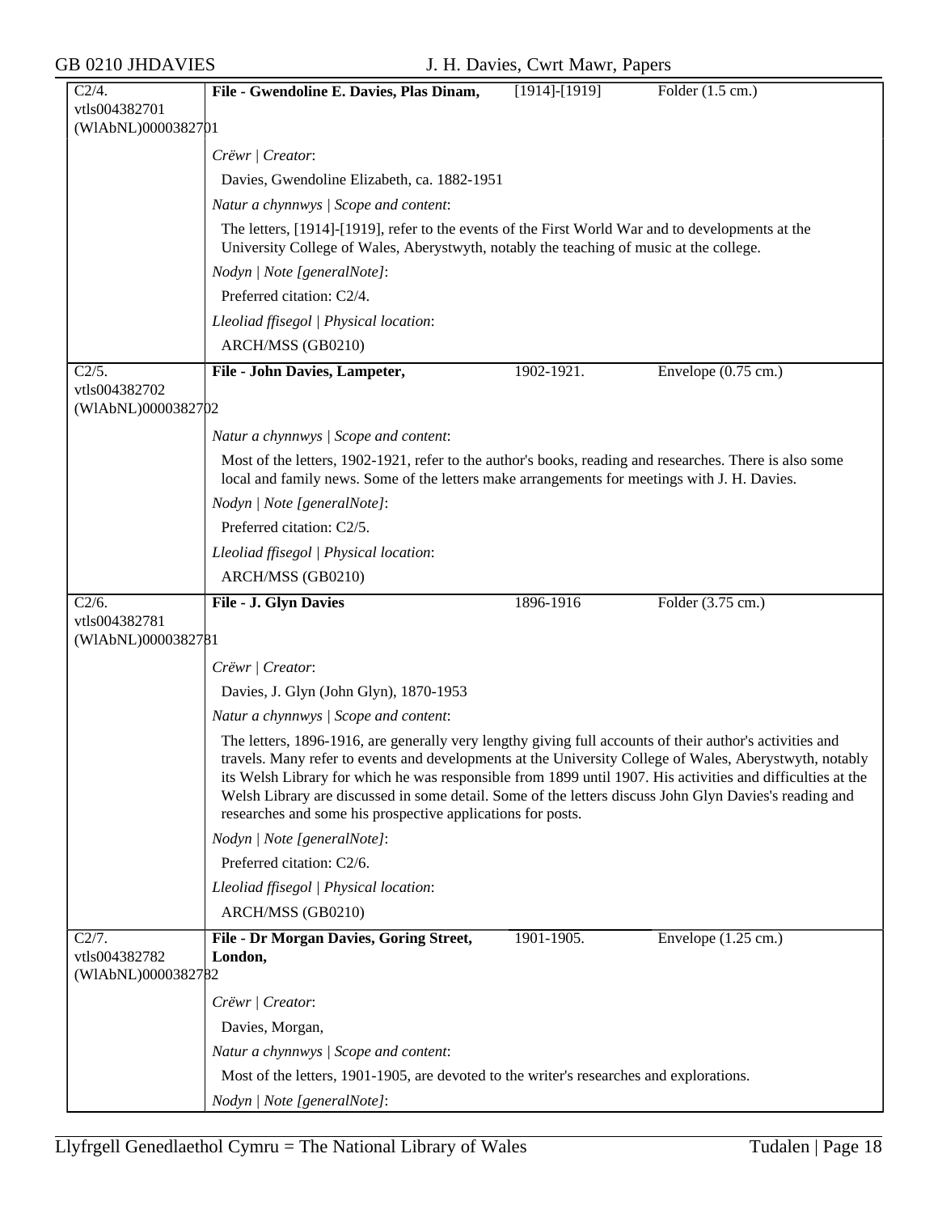| C2/4. vtls004382701 (WlAbNL)0000382701 | **File - Gwendoline E. Davies, Plas Dinam,** | [1914]-[1919] | Folder (1.5 cm.) |
|---|---|---|---|

*Crëwr | Creator*:

Davies, Gwendoline Elizabeth, ca. 1882-1951

*Natur a chynnwys | Scope and content*:

The letters, [1914]-[1919], refer to the events of the First World War and to developments at the University College of Wales, Aberystwyth, notably the teaching of music at the college.

*Nodyn | Note [generalNote]*:

Preferred citation: C2/4.

*Lleoliad ffisegol | Physical location*:

ARCH/MSS (GB0210)

| C2/5. vtls004382702 (WlAbNL)0000382702 | **File - John Davies, Lampeter,** | 1902-1921. | Envelope (0.75 cm.) |
|---|---|---|---|

*Natur a chynnwys | Scope and content*:

Most of the letters, 1902-1921, refer to the author's books, reading and researches. There is also some local and family news. Some of the letters make arrangements for meetings with J. H. Davies.

*Nodyn | Note [generalNote]*:

Preferred citation: C2/5.

*Lleoliad ffisegol | Physical location*:

ARCH/MSS (GB0210)

| C2/6. vtls004382781 (WlAbNL)0000382781 | **File - J. Glyn Davies** | 1896-1916 | Folder (3.75 cm.) |
|---|---|---|---|

*Crëwr | Creator*:

Davies, J. Glyn (John Glyn), 1870-1953

*Natur a chynnwys | Scope and content*:

The letters, 1896-1916, are generally very lengthy giving full accounts of their author's activities and travels. Many refer to events and developments at the University College of Wales, Aberystwyth, notably its Welsh Library for which he was responsible from 1899 until 1907. His activities and difficulties at the Welsh Library are discussed in some detail. Some of the letters discuss John Glyn Davies's reading and researches and some his prospective applications for posts.

*Nodyn | Note [generalNote]*:

Preferred citation: C2/6.

*Lleoliad ffisegol | Physical location*:

ARCH/MSS (GB0210)

| C2/7. vtls004382782 (WlAbNL)0000382782 | **File - Dr Morgan Davies, Goring Street, London,** | 1901-1905. | Envelope (1.25 cm.) |
|---|---|---|---|

*Crëwr | Creator*:

Davies, Morgan,

*Natur a chynnwys | Scope and content*:

Most of the letters, 1901-1905, are devoted to the writer's researches and explorations.

*Nodyn | Note [generalNote]*: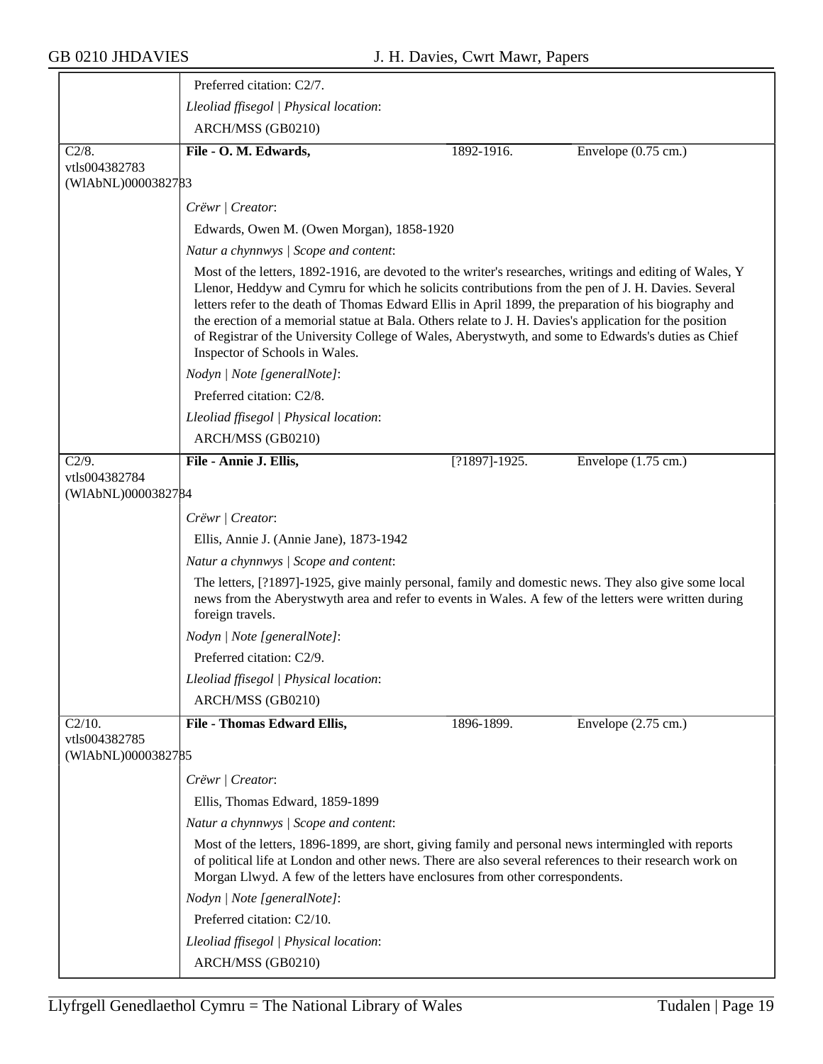Preferred citation: C2/7.

*Lleoliad ffisegol | Physical location*:

ARCH/MSS (GB0210)

---

C2/8.
vtls004382783
(WlAbNL)0000382783

**File - O. M. Edwards,** 1892-1916. Envelope (0.75 cm.)

*Crëwr | Creator*:

Edwards, Owen M. (Owen Morgan), 1858-1920

*Natur a chynnwys | Scope and content*:

Most of the letters, 1892-1916, are devoted to the writer's researches, writings and editing of Wales, Y Llenor, Heddyw and Cymru for which he solicits contributions from the pen of J. H. Davies. Several letters refer to the death of Thomas Edward Ellis in April 1899, the preparation of his biography and the erection of a memorial statue at Bala. Others relate to J. H. Davies's application for the position of Registrar of the University College of Wales, Aberystwyth, and some to Edwards's duties as Chief Inspector of Schools in Wales.

*Nodyn | Note [generalNote]*:

Preferred citation: C2/8.

*Lleoliad ffisegol | Physical location*:

ARCH/MSS (GB0210)

---

C2/9.
vtls004382784
(WlAbNL)0000382784

**File - Annie J. Ellis,** [?1897]-1925. Envelope (1.75 cm.)

*Crëwr | Creator*:

Ellis, Annie J. (Annie Jane), 1873-1942

*Natur a chynnwys | Scope and content*:

The letters, [?1897]-1925, give mainly personal, family and domestic news. They also give some local news from the Aberystwyth area and refer to events in Wales. A few of the letters were written during foreign travels.

*Nodyn | Note [generalNote]*:

Preferred citation: C2/9.

*Lleoliad ffisegol | Physical location*:

ARCH/MSS (GB0210)

---

C2/10.
vtls004382785
(WlAbNL)0000382785

**File - Thomas Edward Ellis,** 1896-1899. Envelope (2.75 cm.)

*Crëwr | Creator*:

Ellis, Thomas Edward, 1859-1899

*Natur a chynnwys | Scope and content*:

Most of the letters, 1896-1899, are short, giving family and personal news intermingled with reports of political life at London and other news. There are also several references to their research work on Morgan Llwyd. A few of the letters have enclosures from other correspondents.

*Nodyn | Note [generalNote]*:

Preferred citation: C2/10.

*Lleoliad ffisegol | Physical location*:

ARCH/MSS (GB0210)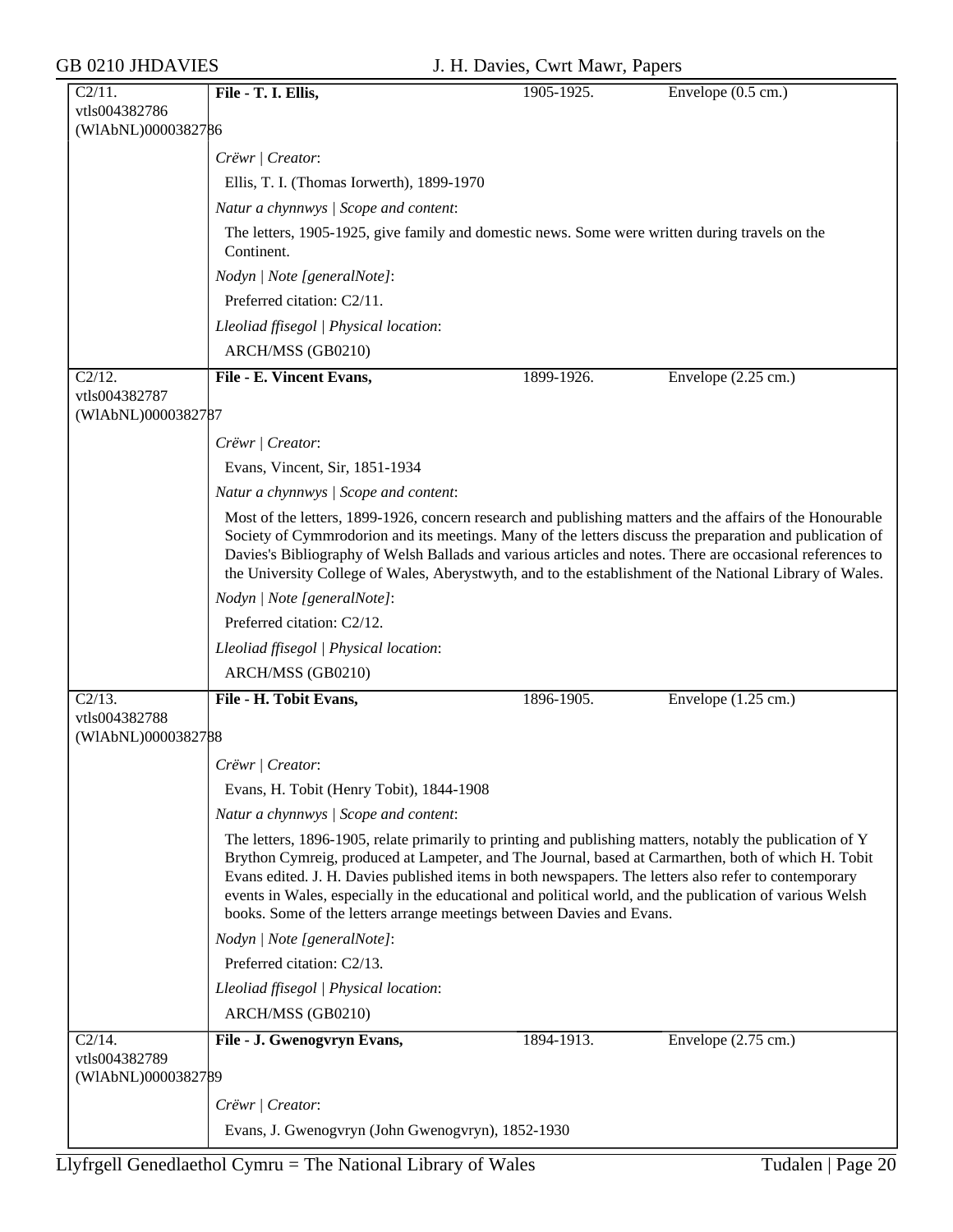| C2/11. vtls004382786 (WlAbNL)0000382786 | **File - T. I. Ellis,** | 1905-1925. | Envelope (0.5 cm.) |
|---|---|---|---|

*Crëwr | Creator*:

Ellis, T. I. (Thomas Iorwerth), 1899-1970

*Natur a chynnwys | Scope and content*:

The letters, 1905-1925, give family and domestic news. Some were written during travels on the Continent.

*Nodyn | Note [generalNote]*:

Preferred citation: C2/11.

*Lleoliad ffisegol | Physical location*:

ARCH/MSS (GB0210)

| C2/12. vtls004382787 (WlAbNL)0000382787 | **File - E. Vincent Evans,** | 1899-1926. | Envelope (2.25 cm.) |
|---|---|---|---|

*Crëwr | Creator*:

Evans, Vincent, Sir, 1851-1934

*Natur a chynnwys | Scope and content*:

Most of the letters, 1899-1926, concern research and publishing matters and the affairs of the Honourable Society of Cymmrodorion and its meetings. Many of the letters discuss the preparation and publication of Davies's Bibliography of Welsh Ballads and various articles and notes. There are occasional references to the University College of Wales, Aberystwyth, and to the establishment of the National Library of Wales.

*Nodyn | Note [generalNote]*:

Preferred citation: C2/12.

*Lleoliad ffisegol | Physical location*:

ARCH/MSS (GB0210)

| C2/13. vtls004382788 (WlAbNL)0000382788 | **File - H. Tobit Evans,** | 1896-1905. | Envelope (1.25 cm.) |
|---|---|---|---|

*Crëwr | Creator*:

Evans, H. Tobit (Henry Tobit), 1844-1908

*Natur a chynnwys | Scope and content*:

The letters, 1896-1905, relate primarily to printing and publishing matters, notably the publication of Y Brython Cymreig, produced at Lampeter, and The Journal, based at Carmarthen, both of which H. Tobit Evans edited. J. H. Davies published items in both newspapers. The letters also refer to contemporary events in Wales, especially in the educational and political world, and the publication of various Welsh books. Some of the letters arrange meetings between Davies and Evans.

*Nodyn | Note [generalNote]*:

Preferred citation: C2/13.

*Lleoliad ffisegol | Physical location*:

ARCH/MSS (GB0210)

| C2/14. vtls004382789 (WlAbNL)0000382789 | **File - J. Gwenogvryn Evans,** | 1894-1913. | Envelope (2.75 cm.) |
|---|---|---|---|

*Crëwr | Creator*:

Evans, J. Gwenogvryn (John Gwenogvryn), 1852-1930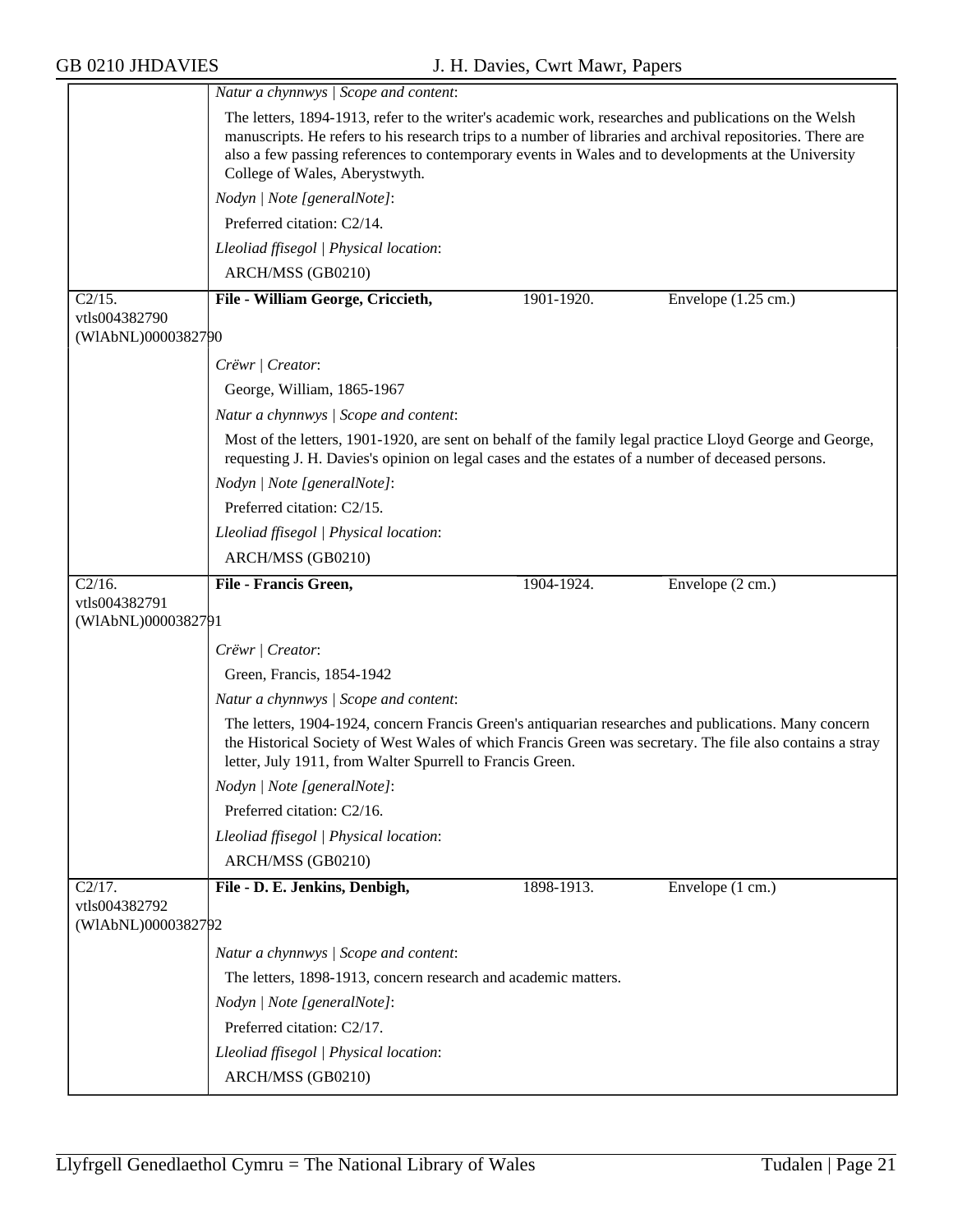*Natur a chynnwys | Scope and content*:

The letters, 1894-1913, refer to the writer's academic work, researches and publications on the Welsh manuscripts. He refers to his research trips to a number of libraries and archival repositories. There are also a few passing references to contemporary events in Wales and to developments at the University College of Wales, Aberystwyth.

*Nodyn | Note [generalNote]*:

Preferred citation: C2/14.

*Lleoliad ffisegol | Physical location*:

ARCH/MSS (GB0210)

---

C2/15.
vtls004382790
(WlAbNL)0000382790

**File - William George, Criccieth,** 1901-1920. Envelope (1.25 cm.)

*Crëwr | Creator*:

George, William, 1865-1967

*Natur a chynnwys | Scope and content*:

Most of the letters, 1901-1920, are sent on behalf of the family legal practice Lloyd George and George, requesting J. H. Davies's opinion on legal cases and the estates of a number of deceased persons.

*Nodyn | Note [generalNote]*:

Preferred citation: C2/15.

*Lleoliad ffisegol | Physical location*:

ARCH/MSS (GB0210)

---

C2/16.
vtls004382791
(WlAbNL)0000382791

**File - Francis Green,** 1904-1924. Envelope (2 cm.)

*Crëwr | Creator*:

Green, Francis, 1854-1942

*Natur a chynnwys | Scope and content*:

The letters, 1904-1924, concern Francis Green's antiquarian researches and publications. Many concern the Historical Society of West Wales of which Francis Green was secretary. The file also contains a stray letter, July 1911, from Walter Spurrell to Francis Green.

*Nodyn | Note [generalNote]*:

Preferred citation: C2/16.

*Lleoliad ffisegol | Physical location*:

ARCH/MSS (GB0210)

---

C2/17.
vtls004382792
(WlAbNL)0000382792

**File - D. E. Jenkins, Denbigh,** 1898-1913. Envelope (1 cm.)

*Natur a chynnwys | Scope and content*:

The letters, 1898-1913, concern research and academic matters.

*Nodyn | Note [generalNote]*:

Preferred citation: C2/17.

*Lleoliad ffisegol | Physical location*:

ARCH/MSS (GB0210)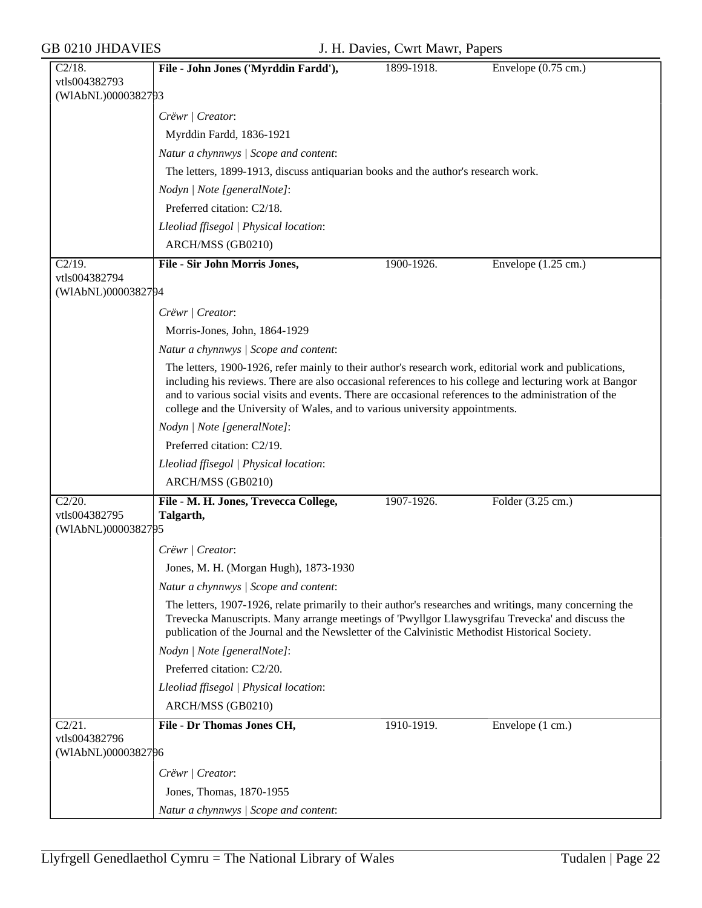| C2/18. vtls004382793 (WlAbNL)0000382793 | **File - John Jones ('Myrddin Fardd'),** | 1899-1918. | Envelope (0.75 cm.) |
|---|---|---|---|

*Crëwr | Creator*:

Myrddin Fardd, 1836-1921

*Natur a chynnwys | Scope and content*:

The letters, 1899-1913, discuss antiquarian books and the author's research work.

*Nodyn | Note [generalNote]*:

Preferred citation: C2/18.

*Lleoliad ffisegol | Physical location*:

ARCH/MSS (GB0210)

| C2/19. vtls004382794 (WlAbNL)0000382794 | **File - Sir John Morris Jones,** | 1900-1926. | Envelope (1.25 cm.) |
|---|---|---|---|

*Crëwr | Creator*:

Morris-Jones, John, 1864-1929

*Natur a chynnwys | Scope and content*:

The letters, 1900-1926, refer mainly to their author's research work, editorial work and publications, including his reviews. There are also occasional references to his college and lecturing work at Bangor and to various social visits and events. There are occasional references to the administration of the college and the University of Wales, and to various university appointments.

*Nodyn | Note [generalNote]*:

Preferred citation: C2/19.

*Lleoliad ffisegol | Physical location*:

ARCH/MSS (GB0210)

| C2/20. vtls004382795 (WlAbNL)0000382795 | **File - M. H. Jones, Trevecca College, Talgarth,** | 1907-1926. | Folder (3.25 cm.) |
|---|---|---|---|

*Crëwr | Creator*:

Jones, M. H. (Morgan Hugh), 1873-1930

*Natur a chynnwys | Scope and content*:

The letters, 1907-1926, relate primarily to their author's researches and writings, many concerning the Trevecka Manuscripts. Many arrange meetings of 'Pwyllgor Llawysgrifau Trevecka' and discuss the publication of the Journal and the Newsletter of the Calvinistic Methodist Historical Society.

*Nodyn | Note [generalNote]*:

Preferred citation: C2/20.

*Lleoliad ffisegol | Physical location*:

ARCH/MSS (GB0210)

| C2/21. vtls004382796 (WlAbNL)0000382796 | **File - Dr Thomas Jones CH,** | 1910-1919. | Envelope (1 cm.) |
|---|---|---|---|

*Crëwr | Creator*:

Jones, Thomas, 1870-1955

*Natur a chynnwys | Scope and content*: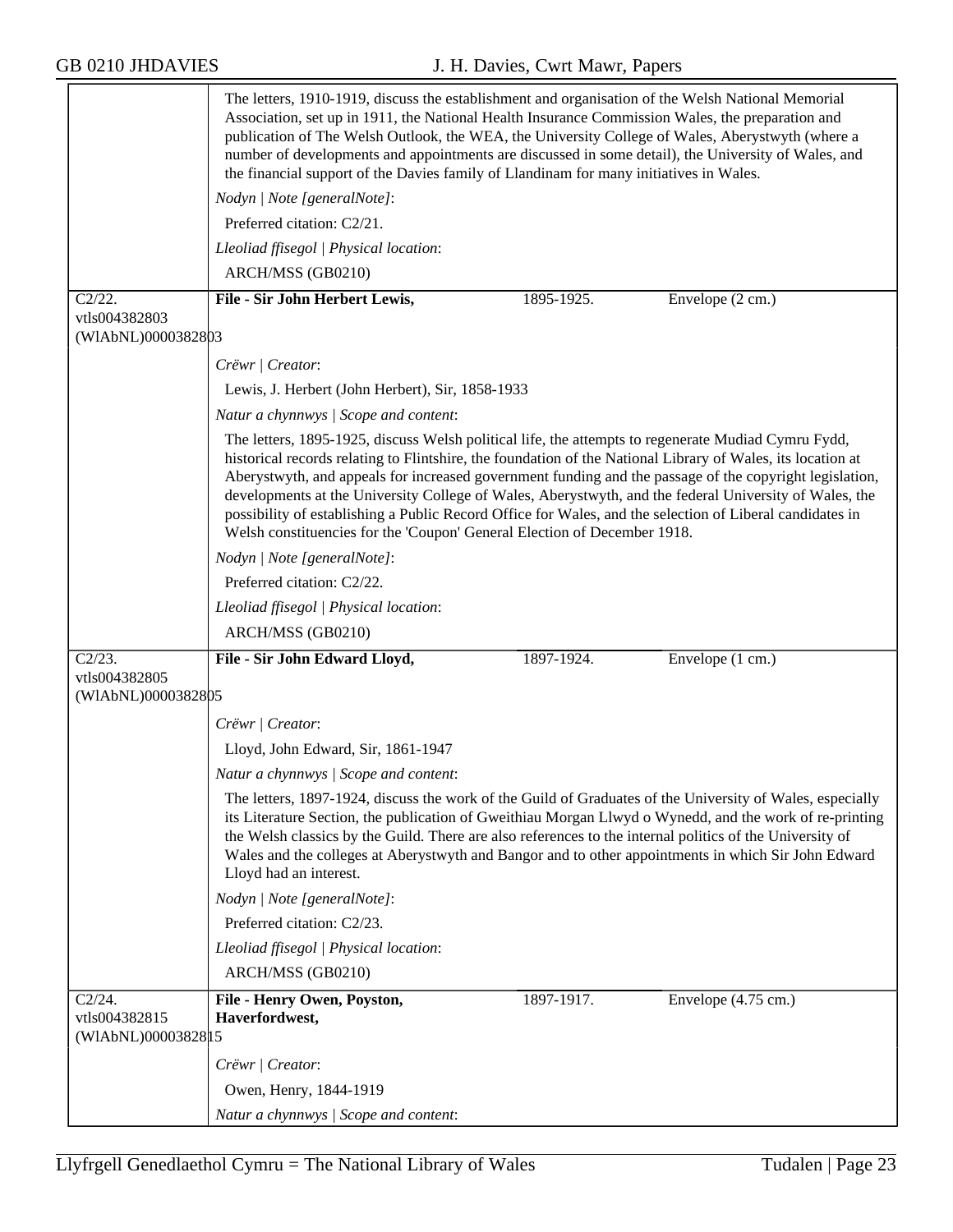The letters, 1910-1919, discuss the establishment and organisation of the Welsh National Memorial Association, set up in 1911, the National Health Insurance Commission Wales, the preparation and publication of The Welsh Outlook, the WEA, the University College of Wales, Aberystwyth (where a number of developments and appointments are discussed in some detail), the University of Wales, and the financial support of the Davies family of Llandinam for many initiatives in Wales.

*Nodyn | Note [generalNote]*:

Preferred citation: C2/21.

*Lleoliad ffisegol | Physical location*:

ARCH/MSS (GB0210)

---

C2/22.
vtls004382803
(WlAbNL)0000382803

**File - Sir John Herbert Lewis,** 1895-1925. Envelope (2 cm.)

*Crëwr | Creator*:

Lewis, J. Herbert (John Herbert), Sir, 1858-1933

*Natur a chynnwys | Scope and content*:

The letters, 1895-1925, discuss Welsh political life, the attempts to regenerate Mudiad Cymru Fydd, historical records relating to Flintshire, the foundation of the National Library of Wales, its location at Aberystwyth, and appeals for increased government funding and the passage of the copyright legislation, developments at the University College of Wales, Aberystwyth, and the federal University of Wales, the possibility of establishing a Public Record Office for Wales, and the selection of Liberal candidates in Welsh constituencies for the 'Coupon' General Election of December 1918.

*Nodyn | Note [generalNote]*:

Preferred citation: C2/22.

*Lleoliad ffisegol | Physical location*:

ARCH/MSS (GB0210)

---

C2/23.
vtls004382805
(WlAbNL)0000382805

**File - Sir John Edward Lloyd,** 1897-1924. Envelope (1 cm.)

*Crëwr | Creator*:

Lloyd, John Edward, Sir, 1861-1947

*Natur a chynnwys | Scope and content*:

The letters, 1897-1924, discuss the work of the Guild of Graduates of the University of Wales, especially its Literature Section, the publication of Gweithiau Morgan Llwyd o Wynedd, and the work of re-printing the Welsh classics by the Guild. There are also references to the internal politics of the University of Wales and the colleges at Aberystwyth and Bangor and to other appointments in which Sir John Edward Lloyd had an interest.

*Nodyn | Note [generalNote]*:

Preferred citation: C2/23.

*Lleoliad ffisegol | Physical location*:

ARCH/MSS (GB0210)

---

C2/24.
vtls004382815
(WlAbNL)0000382815

**File - Henry Owen, Poyston, Haverfordwest,** 1897-1917. Envelope (4.75 cm.)

*Crëwr | Creator*:

Owen, Henry, 1844-1919

*Natur a chynnwys | Scope and content*: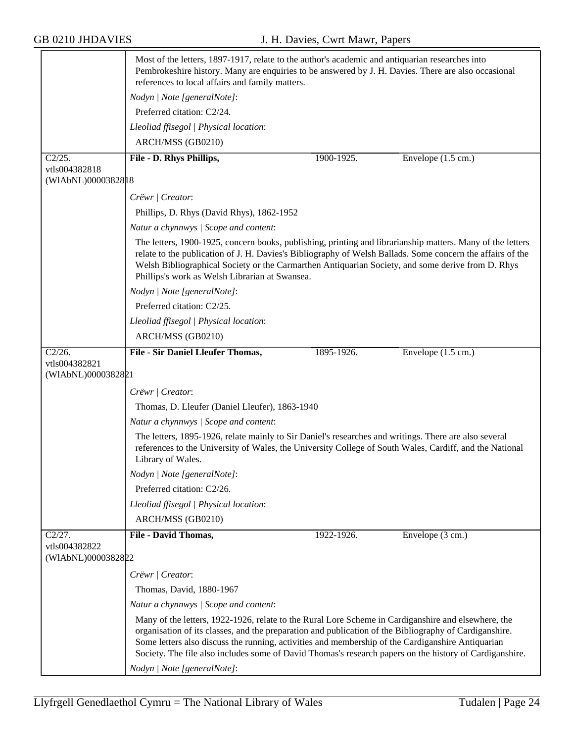Most of the letters, 1897-1917, relate to the author's academic and antiquarian researches into Pembrokeshire history. Many are enquiries to be answered by J. H. Davies. There are also occasional references to local affairs and family matters.

*Nodyn | Note [generalNote]*:

Preferred citation: C2/24.

*Lleoliad ffisegol | Physical location*:

ARCH/MSS (GB0210)

---

C2/25.
vtls004382818
(WlAbNL)0003828818

**File - D. Rhys Phillips,** 1900-1925. Envelope (1.5 cm.)

*Crëwr | Creator*:

Phillips, D. Rhys (David Rhys), 1862-1952

*Natur a chynnwys | Scope and content*:

The letters, 1900-1925, concern books, publishing, printing and librarianship matters. Many of the letters relate to the publication of J. H. Davies's Bibliography of Welsh Ballads. Some concern the affairs of the Welsh Bibliographical Society or the Carmarthen Antiquarian Society, and some derive from D. Rhys Phillips's work as Welsh Librarian at Swansea.

*Nodyn | Note [generalNote]*:

Preferred citation: C2/25.

*Lleoliad ffisegol | Physical location*:

ARCH/MSS (GB0210)

---

C2/26.
vtls004382821
(WlAbNL)0003828821

**File - Sir Daniel Lleufer Thomas,** 1895-1926. Envelope (1.5 cm.)

*Crëwr | Creator*:

Thomas, D. Lleufer (Daniel Lleufer), 1863-1940

*Natur a chynnwys | Scope and content*:

The letters, 1895-1926, relate mainly to Sir Daniel's researches and writings. There are also several references to the University of Wales, the University College of South Wales, Cardiff, and the National Library of Wales.

*Nodyn | Note [generalNote]*:

Preferred citation: C2/26.

*Lleoliad ffisegol | Physical location*:

ARCH/MSS (GB0210)

---

C2/27.
vtls004382822
(WlAbNL)0003828822

**File - David Thomas,** 1922-1926. Envelope (3 cm.)

*Crëwr | Creator*:

Thomas, David, 1880-1967

*Natur a chynnwys | Scope and content*:

Many of the letters, 1922-1926, relate to the Rural Lore Scheme in Cardiganshire and elsewhere, the organisation of its classes, and the preparation and publication of the Bibliography of Cardiganshire. Some letters also discuss the running, activities and membership of the Cardiganshire Antiquarian Society. The file also includes some of David Thomas's research papers on the history of Cardiganshire.

*Nodyn | Note [generalNote]*: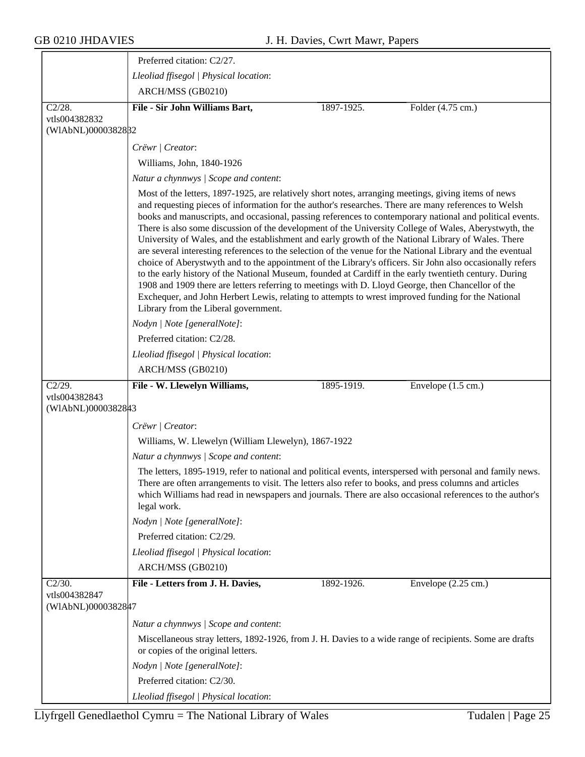Preferred citation: C2/27.

*Lleoliad ffisegol | Physical location*:

ARCH/MSS (GB0210)

| C2/28. vtls004382832 (WlAbNL)0000382832 | **File - Sir John Williams Bart,** | 1897-1925. | Folder (4.75 cm.) |
|---|---|---|---|

*Crëwr | Creator*:

Williams, John, 1840-1926

*Natur a chynnwys | Scope and content*:

Most of the letters, 1897-1925, are relatively short notes, arranging meetings, giving items of news and requesting pieces of information for the author's researches. There are many references to Welsh books and manuscripts, and occasional, passing references to contemporary national and political events. There is also some discussion of the development of the University College of Wales, Aberystwyth, the University of Wales, and the establishment and early growth of the National Library of Wales. There are several interesting references to the selection of the venue for the National Library and the eventual choice of Aberystwyth and to the appointment of the Library's officers. Sir John also occasionally refers to the early history of the National Museum, founded at Cardiff in the early twentieth century. During 1908 and 1909 there are letters referring to meetings with D. Lloyd George, then Chancellor of the Exchequer, and John Herbert Lewis, relating to attempts to wrest improved funding for the National Library from the Liberal government.

*Nodyn | Note [generalNote]*:

Preferred citation: C2/28.

*Lleoliad ffisegol | Physical location*:

ARCH/MSS (GB0210)

| C2/29. vtls004382843 (WlAbNL)0000382843 | **File - W. Llewelyn Williams,** | 1895-1919. | Envelope (1.5 cm.) |
|---|---|---|---|

*Crëwr | Creator*:

Williams, W. Llewelyn (William Llewelyn), 1867-1922

*Natur a chynnwys | Scope and content*:

The letters, 1895-1919, refer to national and political events, interspersed with personal and family news. There are often arrangements to visit. The letters also refer to books, and press columns and articles which Williams had read in newspapers and journals. There are also occasional references to the author's legal work.

*Nodyn | Note [generalNote]*:

Preferred citation: C2/29.

*Lleoliad ffisegol | Physical location*:

ARCH/MSS (GB0210)

| C2/30. vtls004382847 (WlAbNL)0000382847 | **File - Letters from J. H. Davies,** | 1892-1926. | Envelope (2.25 cm.) |
|---|---|---|---|

*Natur a chynnwys | Scope and content*:

Miscellaneous stray letters, 1892-1926, from J. H. Davies to a wide range of recipients. Some are drafts or copies of the original letters.

*Nodyn | Note [generalNote]*:

Preferred citation: C2/30.

*Lleoliad ffisegol | Physical location*: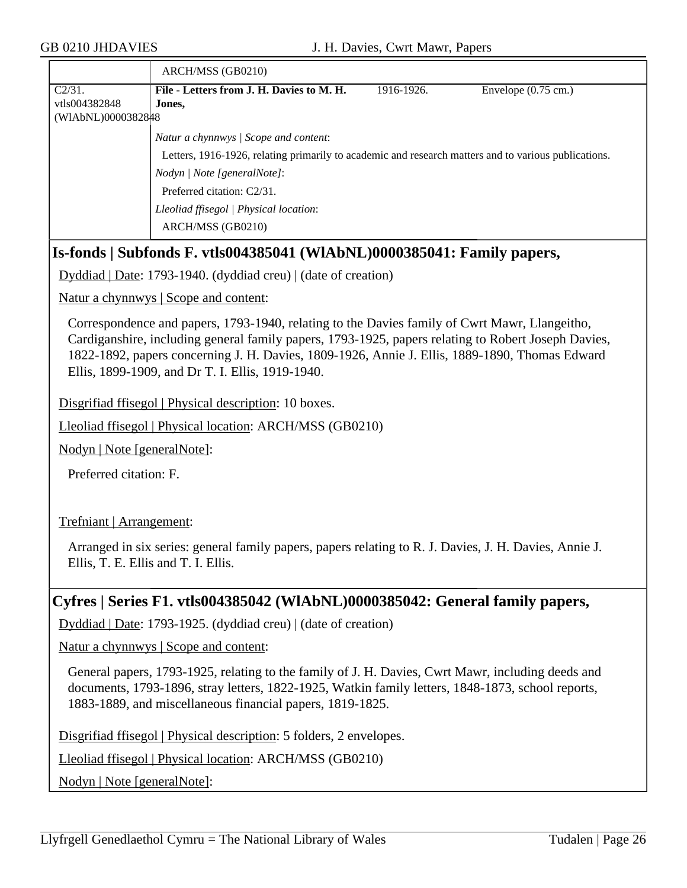| | ARCH/MSS (GB0210) | | |
|---|---|---|---|
| C2/31. vtls004382848 (WlAbNL)0000382848 | **File - Letters from J. H. Davies to M. H. Jones,** | 1916-1926. | Envelope (0.75 cm.) |
| | *Natur a chynnwys \| Scope and content*: Letters, 1916-1926, relating primarily to academic and research matters and to various publications. *Nodyn \| Note [generalNote]*: Preferred citation: C2/31. *Lleoliad ffisegol \| Physical location*: ARCH/MSS (GB0210) | | |

## Is-fonds | Subfonds F. vtls004385041 (WlAbNL)0000385041: Family papers,

Dyddiad | Date: 1793-1940. (dyddiad creu) | (date of creation)

Natur a chynnwys | Scope and content:

Correspondence and papers, 1793-1940, relating to the Davies family of Cwrt Mawr, Llangeitho, Cardiganshire, including general family papers, 1793-1925, papers relating to Robert Joseph Davies, 1822-1892, papers concerning J. H. Davies, 1809-1926, Annie J. Ellis, 1889-1890, Thomas Edward Ellis, 1899-1909, and Dr T. I. Ellis, 1919-1940.

Disgrifiad ffisegol | Physical description: 10 boxes.

Lleoliad ffisegol | Physical location: ARCH/MSS (GB0210)

Nodyn | Note [generalNote]:

Preferred citation: F.

Trefniant | Arrangement:

Arranged in six series: general family papers, papers relating to R. J. Davies, J. H. Davies, Annie J. Ellis, T. E. Ellis and T. I. Ellis.

## Cyfres | Series F1. vtls004385042 (WlAbNL)0000385042: General family papers,

Dyddiad | Date: 1793-1925. (dyddiad creu) | (date of creation)

Natur a chynnwys | Scope and content:

General papers, 1793-1925, relating to the family of J. H. Davies, Cwrt Mawr, including deeds and documents, 1793-1896, stray letters, 1822-1925, Watkin family letters, 1848-1873, school reports, 1883-1889, and miscellaneous financial papers, 1819-1825.

Disgrifiad ffisegol | Physical description: 5 folders, 2 envelopes.

Lleoliad ffisegol | Physical location: ARCH/MSS (GB0210)

Nodyn | Note [generalNote]: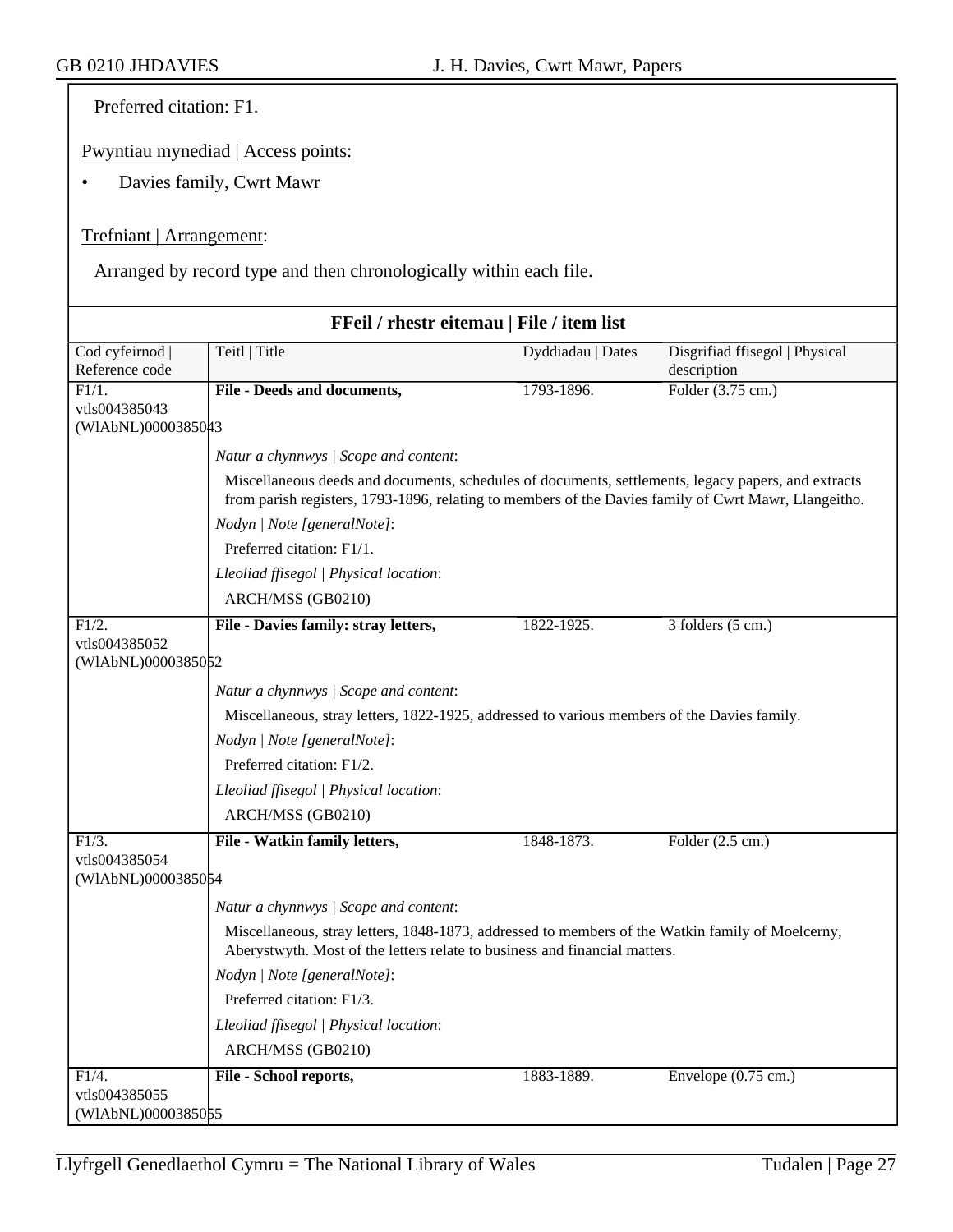Preferred citation: F1.

Pwyntiau mynediad | Access points:

- Davies family, Cwrt Mawr

Trefniant | Arrangement:

Arranged by record type and then chronologically within each file.

**FFeil / rhestr eitemau | File / item list**

| Cod cyfeirnod \| Reference code | Teitl \| Title | Dyddiadau \| Dates | Disgrifiad ffisegol \| Physical description |
|---|---|---|---|
| F1/1. vtls004385043 (WlAbNL)0000385043 | **File - Deeds and documents,** | 1793-1896. | Folder (3.75 cm.) |

*Natur a chynnwys | Scope and content*:

Miscellaneous deeds and documents, schedules of documents, settlements, legacy papers, and extracts from parish registers, 1793-1896, relating to members of the Davies family of Cwrt Mawr, Llangeitho.

*Nodyn | Note [generalNote]*:

Preferred citation: F1/1.

*Lleoliad ffisegol | Physical location*:

ARCH/MSS (GB0210)

| Cod cyfeirnod \| Reference code | Teitl \| Title | Dyddiadau \| Dates | Disgrifiad ffisegol \| Physical description |
|---|---|---|---|
| F1/2. vtls004385052 (WlAbNL)0000385052 | **File - Davies family: stray letters,** | 1822-1925. | 3 folders (5 cm.) |

*Natur a chynnwys | Scope and content*:

Miscellaneous, stray letters, 1822-1925, addressed to various members of the Davies family.

*Nodyn | Note [generalNote]*:

Preferred citation: F1/2.

*Lleoliad ffisegol | Physical location*:

ARCH/MSS (GB0210)

| Cod cyfeirnod \| Reference code | Teitl \| Title | Dyddiadau \| Dates | Disgrifiad ffisegol \| Physical description |
|---|---|---|---|
| F1/3. vtls004385054 (WlAbNL)0000385054 | **File - Watkin family letters,** | 1848-1873. | Folder (2.5 cm.) |

*Natur a chynnwys | Scope and content*:

Miscellaneous, stray letters, 1848-1873, addressed to members of the Watkin family of Moelcerny, Aberystwyth. Most of the letters relate to business and financial matters.

*Nodyn | Note [generalNote]*:

Preferred citation: F1/3.

*Lleoliad ffisegol | Physical location*:

ARCH/MSS (GB0210)

| Cod cyfeirnod \| Reference code | Teitl \| Title | Dyddiadau \| Dates | Disgrifiad ffisegol \| Physical description |
|---|---|---|---|
| F1/4. vtls004385055 (WlAbNL)0000385055 | **File - School reports,** | 1883-1889. | Envelope (0.75 cm.) |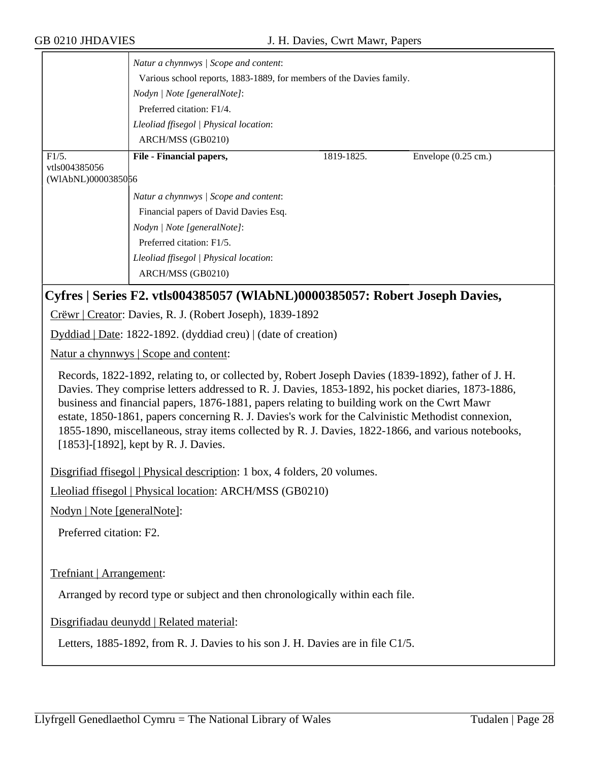*Natur a chynnwys | Scope and content*:

Various school reports, 1883-1889, for members of the Davies family.

*Nodyn | Note [generalNote]*:

Preferred citation: F1/4.

*Lleoliad ffisegol | Physical location*:

ARCH/MSS (GB0210)

| F1/5. vtls004385056 (WlAbNL)0000385056 | **File - Financial papers,** | 1819-1825. | Envelope (0.25 cm.) |
|---|---|---|---|

*Natur a chynnwys | Scope and content*:

Financial papers of David Davies Esq.

*Nodyn | Note [generalNote]*:

Preferred citation: F1/5.

*Lleoliad ffisegol | Physical location*:

ARCH/MSS (GB0210)

## Cyfres | Series F2. vtls004385057 (WlAbNL)0000385057: Robert Joseph Davies,

Crëwr | Creator: Davies, R. J. (Robert Joseph), 1839-1892

Dyddiad | Date: 1822-1892. (dyddiad creu) | (date of creation)

Natur a chynnwys | Scope and content:

Records, 1822-1892, relating to, or collected by, Robert Joseph Davies (1839-1892), father of J. H. Davies. They comprise letters addressed to R. J. Davies, 1853-1892, his pocket diaries, 1873-1886, business and financial papers, 1876-1881, papers relating to building work on the Cwrt Mawr estate, 1850-1861, papers concerning R. J. Davies's work for the Calvinistic Methodist connexion, 1855-1890, miscellaneous, stray items collected by R. J. Davies, 1822-1866, and various notebooks, [1853]-[1892], kept by R. J. Davies.

Disgrifiad ffisegol | Physical description: 1 box, 4 folders, 20 volumes.

Lleoliad ffisegol | Physical location: ARCH/MSS (GB0210)

Nodyn | Note [generalNote]:

Preferred citation: F2.

Trefniant | Arrangement:

Arranged by record type or subject and then chronologically within each file.

Disgrifiadau deunydd | Related material:

Letters, 1885-1892, from R. J. Davies to his son J. H. Davies are in file C1/5.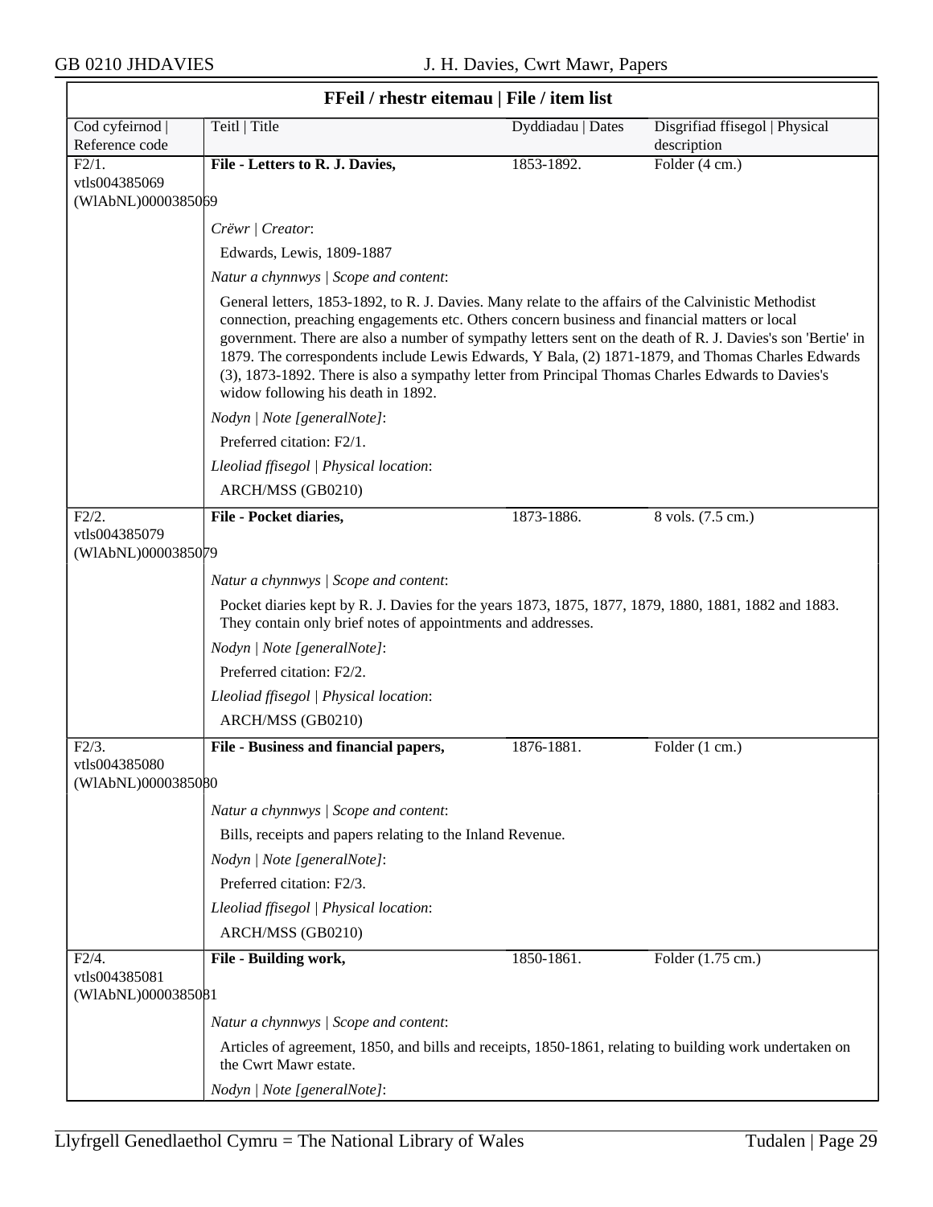## FFeil / rhestr eitemau | File / item list

| Cod cyfeirnod \| Reference code | Teitl \| Title | Dyddiadau \| Dates | Disgrifiad ffisegol \| Physical description |
|---|---|---|---|
| F2/1. vtls004385069 (WlAbNL)0000385069 | **File - Letters to R. J. Davies,** | 1853-1892. | Folder (4 cm.) |

*Crëwr | Creator*:

Edwards, Lewis, 1809-1887

*Natur a chynnwys | Scope and content*:

General letters, 1853-1892, to R. J. Davies. Many relate to the affairs of the Calvinistic Methodist connection, preaching engagements etc. Others concern business and financial matters or local government. There are also a number of sympathy letters sent on the death of R. J. Davies's son 'Bertie' in 1879. The correspondents include Lewis Edwards, Y Bala, (2) 1871-1879, and Thomas Charles Edwards (3), 1873-1892. There is also a sympathy letter from Principal Thomas Charles Edwards to Davies's widow following his death in 1892.

*Nodyn | Note [generalNote]*:

Preferred citation: F2/1.

*Lleoliad ffisegol | Physical location*:

ARCH/MSS (GB0210)

| Cod cyfeirnod \| Reference code | Teitl \| Title | Dyddiadau \| Dates | Disgrifiad ffisegol \| Physical description |
|---|---|---|---|
| F2/2. vtls004385079 (WlAbNL)0000385079 | **File - Pocket diaries,** | 1873-1886. | 8 vols. (7.5 cm.) |

*Natur a chynnwys | Scope and content*:

Pocket diaries kept by R. J. Davies for the years 1873, 1875, 1877, 1879, 1880, 1881, 1882 and 1883. They contain only brief notes of appointments and addresses.

*Nodyn | Note [generalNote]*:

Preferred citation: F2/2.

*Lleoliad ffisegol | Physical location*:

ARCH/MSS (GB0210)

| Cod cyfeirnod \| Reference code | Teitl \| Title | Dyddiadau \| Dates | Disgrifiad ffisegol \| Physical description |
|---|---|---|---|
| F2/3. vtls004385080 (WlAbNL)0000385080 | **File - Business and financial papers,** | 1876-1881. | Folder (1 cm.) |

*Natur a chynnwys | Scope and content*:

Bills, receipts and papers relating to the Inland Revenue.

*Nodyn | Note [generalNote]*:

Preferred citation: F2/3.

*Lleoliad ffisegol | Physical location*:

ARCH/MSS (GB0210)

| Cod cyfeirnod \| Reference code | Teitl \| Title | Dyddiadau \| Dates | Disgrifiad ffisegol \| Physical description |
|---|---|---|---|
| F2/4. vtls004385081 (WlAbNL)0000385081 | **File - Building work,** | 1850-1861. | Folder (1.75 cm.) |

*Natur a chynnwys | Scope and content*:

Articles of agreement, 1850, and bills and receipts, 1850-1861, relating to building work undertaken on the Cwrt Mawr estate.

*Nodyn | Note [generalNote]*: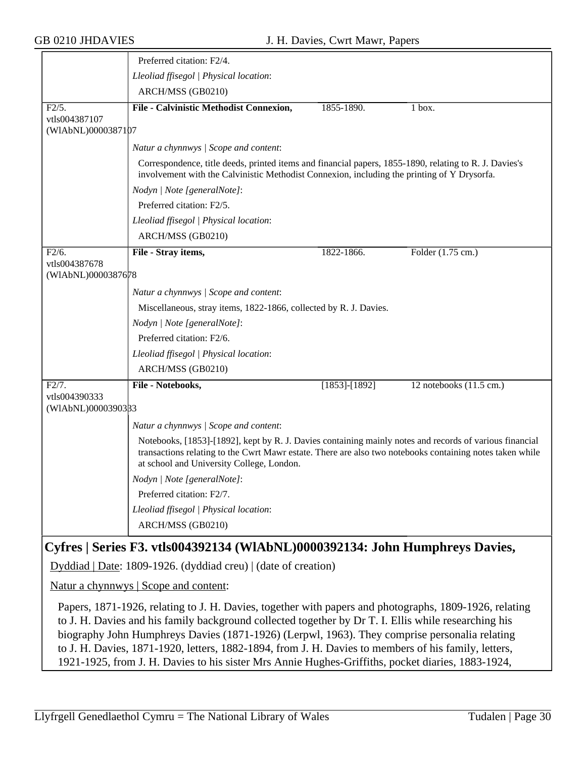| | |
|---|---|
| | Preferred citation: F2/4. |
| | *Lleoliad ffisegol \| Physical location*: |
| | ARCH/MSS (GB0210) |

| F2/5. vtls004387107 (WlAbNL)0000387107 | **File - Calvinistic Methodist Connexion,** | 1855-1890. | 1 box. |
|---|---|---|---|
| | *Natur a chynnwys \| Scope and content*: | | |
| | Correspondence, title deeds, printed items and financial papers, 1855-1890, relating to R. J. Davies's involvement with the Calvinistic Methodist Connexion, including the printing of Y Drysorfa. | | |
| | *Nodyn \| Note [generalNote]*: | | |
| | Preferred citation: F2/5. | | |
| | *Lleoliad ffisegol \| Physical location*: | | |
| | ARCH/MSS (GB0210) | | |

| F2/6. vtls004387678 (WlAbNL)0000387678 | **File - Stray items,** | 1822-1866. | Folder (1.75 cm.) |
|---|---|---|---|
| | *Natur a chynnwys \| Scope and content*: | | |
| | Miscellaneous, stray items, 1822-1866, collected by R. J. Davies. | | |
| | *Nodyn \| Note [generalNote]*: | | |
| | Preferred citation: F2/6. | | |
| | *Lleoliad ffisegol \| Physical location*: | | |
| | ARCH/MSS (GB0210) | | |

| F2/7. vtls004390333 (WlAbNL)0000390333 | **File - Notebooks,** | [1853]-[1892] | 12 notebooks (11.5 cm.) |
|---|---|---|---|
| | *Natur a chynnwys \| Scope and content*: | | |
| | Notebooks, [1853]-[1892], kept by R. J. Davies containing mainly notes and records of various financial transactions relating to the Cwrt Mawr estate. There are also two notebooks containing notes taken while at school and University College, London. | | |
| | *Nodyn \| Note [generalNote]*: | | |
| | Preferred citation: F2/7. | | |
| | *Lleoliad ffisegol \| Physical location*: | | |
| | ARCH/MSS (GB0210) | | |

## Cyfres | Series F3. vtls004392134 (WlAbNL)0000392134: John Humphreys Davies,

Dyddiad | Date: 1809-1926. (dyddiad creu) | (date of creation)

Natur a chynnwys | Scope and content:

Papers, 1871-1926, relating to J. H. Davies, together with papers and photographs, 1809-1926, relating to J. H. Davies and his family background collected together by Dr T. I. Ellis while researching his biography John Humphreys Davies (1871-1926) (Lerpwl, 1963). They comprise personalia relating to J. H. Davies, 1871-1920, letters, 1882-1894, from J. H. Davies to members of his family, letters, 1921-1925, from J. H. Davies to his sister Mrs Annie Hughes-Griffiths, pocket diaries, 1883-1924,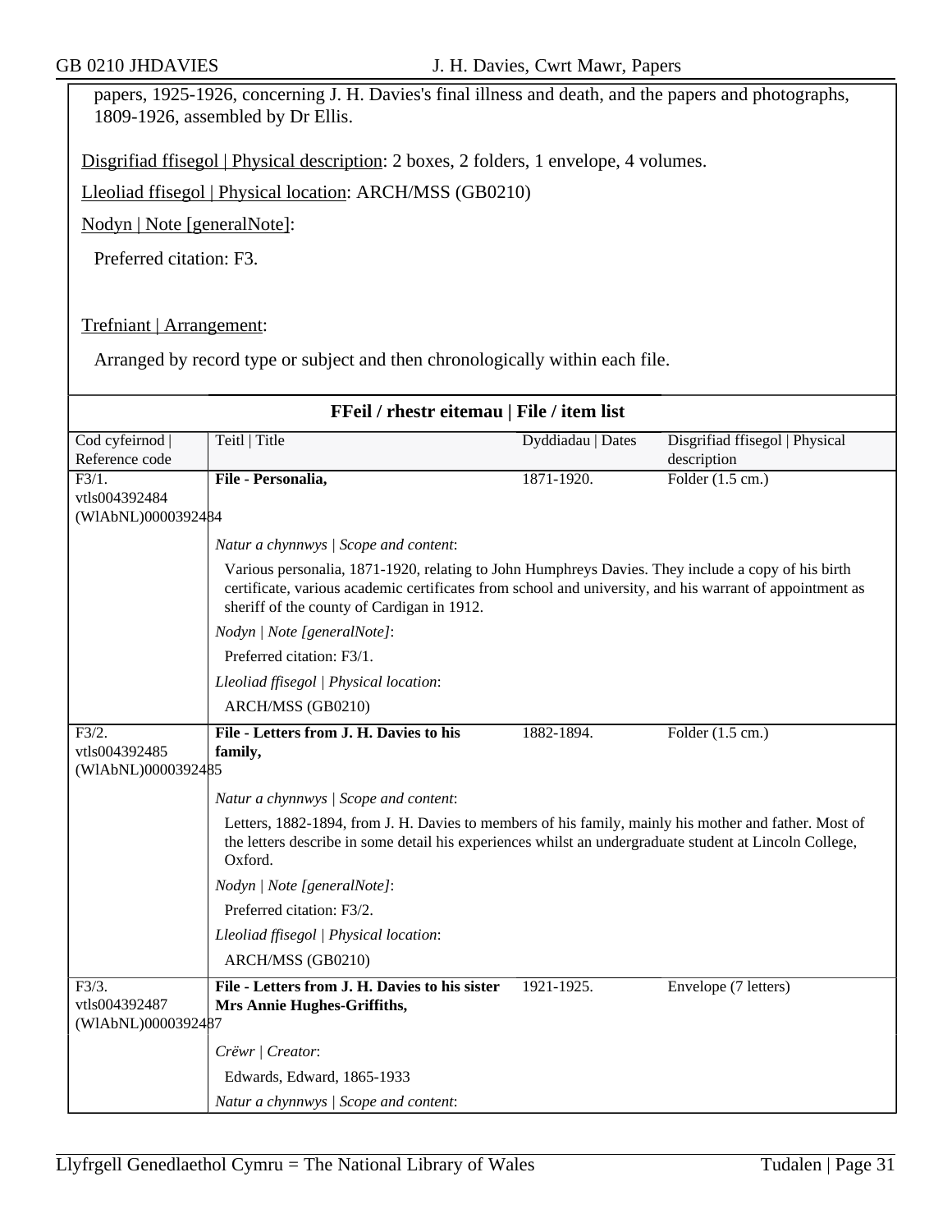papers, 1925-1926, concerning J. H. Davies's final illness and death, and the papers and photographs, 1809-1926, assembled by Dr Ellis.

Disgrifiad ffisegol | Physical description: 2 boxes, 2 folders, 1 envelope, 4 volumes.

Lleoliad ffisegol | Physical location: ARCH/MSS (GB0210)

Nodyn | Note [generalNote]:

Preferred citation: F3.

Trefniant | Arrangement:

Arranged by record type or subject and then chronologically within each file.

**FFeil / rhestr eitemau | File / item list**

| Cod cyfeirnod \| Reference code | Teitl \| Title | Dyddiadau \| Dates | Disgrifiad ffisegol \| Physical description |
|---|---|---|---|
| F3/1. vtls004392484 (WlAbNL)0000392484 | **File - Personalia,** | 1871-1920. | Folder (1.5 cm.) |

*Natur a chynnwys | Scope and content*:

Various personalia, 1871-1920, relating to John Humphreys Davies. They include a copy of his birth certificate, various academic certificates from school and university, and his warrant of appointment as sheriff of the county of Cardigan in 1912.

*Nodyn | Note [generalNote]*:

Preferred citation: F3/1.

*Lleoliad ffisegol | Physical location*:

ARCH/MSS (GB0210)

| Cod cyfeirnod \| Reference code | Teitl \| Title | Dyddiadau \| Dates | Disgrifiad ffisegol \| Physical description |
|---|---|---|---|
| F3/2. vtls004392485 (WlAbNL)0000392485 | **File - Letters from J. H. Davies to his family,** | 1882-1894. | Folder (1.5 cm.) |

*Natur a chynnwys | Scope and content*:

Letters, 1882-1894, from J. H. Davies to members of his family, mainly his mother and father. Most of the letters describe in some detail his experiences whilst an undergraduate student at Lincoln College, Oxford.

*Nodyn | Note [generalNote]*:

Preferred citation: F3/2.

*Lleoliad ffisegol | Physical location*:

ARCH/MSS (GB0210)

| Cod cyfeirnod \| Reference code | Teitl \| Title | Dyddiadau \| Dates | Disgrifiad ffisegol \| Physical description |
|---|---|---|---|
| F3/3. vtls004392487 (WlAbNL)0000392487 | **File - Letters from J. H. Davies to his sister Mrs Annie Hughes-Griffiths,** | 1921-1925. | Envelope (7 letters) |

*Crëwr | Creator*:

Edwards, Edward, 1865-1933

*Natur a chynnwys | Scope and content*: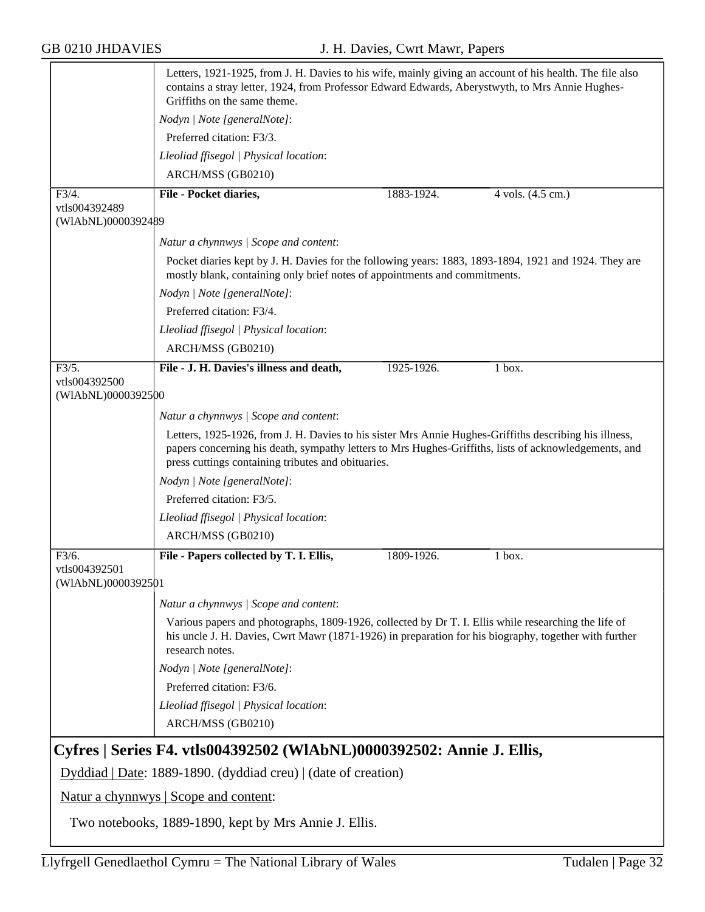Letters, 1921-1925, from J. H. Davies to his wife, mainly giving an account of his health. The file also contains a stray letter, 1924, from Professor Edward Edwards, Aberystwyth, to Mrs Annie Hughes-Griffiths on the same theme.

*Nodyn | Note [generalNote]*:

Preferred citation: F3/3.

*Lleoliad ffisegol | Physical location*:

ARCH/MSS (GB0210)

| F3/4. vtls004392489 (WlAbNL)0000392489 | **File - Pocket diaries,** | 1883-1924. | 4 vols. (4.5 cm.) |
|---|---|---|---|

*Natur a chynnwys | Scope and content*:

Pocket diaries kept by J. H. Davies for the following years: 1883, 1893-1894, 1921 and 1924. They are mostly blank, containing only brief notes of appointments and commitments.

*Nodyn | Note [generalNote]*:

Preferred citation: F3/4.

*Lleoliad ffisegol | Physical location*:

ARCH/MSS (GB0210)

| F3/5. vtls004392500 (WlAbNL)0000392500 | **File - J. H. Davies's illness and death,** | 1925-1926. | 1 box. |
|---|---|---|---|

*Natur a chynnwys | Scope and content*:

Letters, 1925-1926, from J. H. Davies to his sister Mrs Annie Hughes-Griffiths describing his illness, papers concerning his death, sympathy letters to Mrs Hughes-Griffiths, lists of acknowledgements, and press cuttings containing tributes and obituaries.

*Nodyn | Note [generalNote]*:

Preferred citation: F3/5.

*Lleoliad ffisegol | Physical location*:

ARCH/MSS (GB0210)

| F3/6. vtls004392501 (WlAbNL)0000392501 | **File - Papers collected by T. I. Ellis,** | 1809-1926. | 1 box. |
|---|---|---|---|

*Natur a chynnwys | Scope and content*:

Various papers and photographs, 1809-1926, collected by Dr T. I. Ellis while researching the life of his uncle J. H. Davies, Cwrt Mawr (1871-1926) in preparation for his biography, together with further research notes.

*Nodyn | Note [generalNote]*:

Preferred citation: F3/6.

*Lleoliad ffisegol | Physical location*:

ARCH/MSS (GB0210)

## Cyfres | Series F4. vtls004392502 (WlAbNL)0000392502: Annie J. Ellis,

Dyddiad | Date: 1889-1890. (dyddiad creu) | (date of creation)

Natur a chynnwys | Scope and content:

Two notebooks, 1889-1890, kept by Mrs Annie J. Ellis.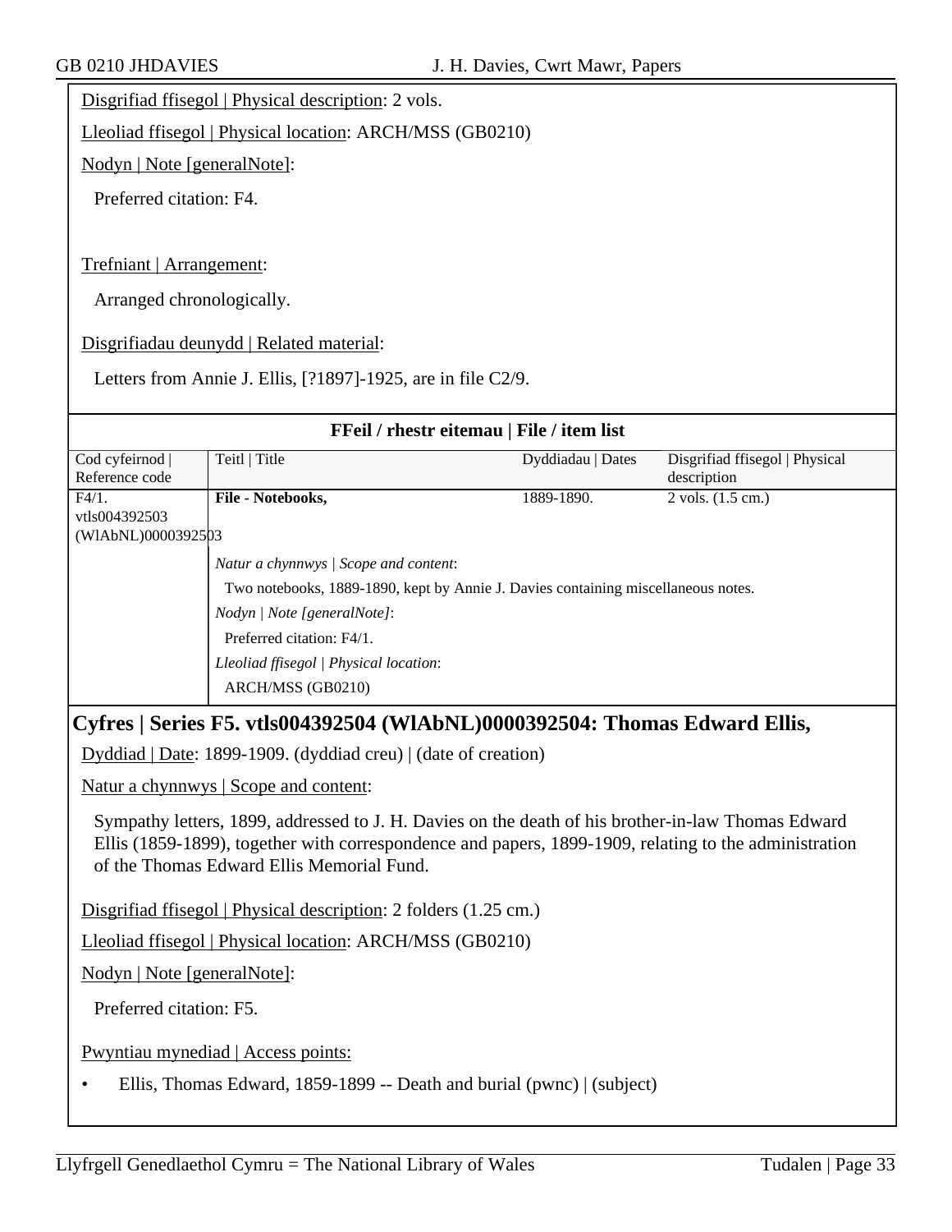Disgrifiad ffisegol | Physical description: 2 vols.

Lleoliad ffisegol | Physical location: ARCH/MSS (GB0210)

Nodyn | Note [generalNote]:

Preferred citation: F4.

Trefniant | Arrangement:

Arranged chronologically.

Disgrifiadau deunydd | Related material:

Letters from Annie J. Ellis, [?1897]-1925, are in file C2/9.

**FFeil / rhestr eitemau | File / item list**

| Cod cyfeirnod \| Reference code | Teitl \| Title | Dyddiadau \| Dates | Disgrifiad ffisegol \| Physical description |
|---|---|---|---|
| F4/1. vtls004392503 (WlAbNL)0000392503 | **File - Notebooks,** | 1889-1890. | 2 vols. (1.5 cm.) |

*Natur a chynnwys | Scope and content*:

Two notebooks, 1889-1890, kept by Annie J. Davies containing miscellaneous notes.

*Nodyn | Note [generalNote]*:

Preferred citation: F4/1.

*Lleoliad ffisegol | Physical location*:

ARCH/MSS (GB0210)

## Cyfres | Series F5. vtls004392504 (WlAbNL)0000392504: Thomas Edward Ellis,

Dyddiad | Date: 1899-1909. (dyddiad creu) | (date of creation)

Natur a chynnwys | Scope and content:

Sympathy letters, 1899, addressed to J. H. Davies on the death of his brother-in-law Thomas Edward Ellis (1859-1899), together with correspondence and papers, 1899-1909, relating to the administration of the Thomas Edward Ellis Memorial Fund.

Disgrifiad ffisegol | Physical description: 2 folders (1.25 cm.)

Lleoliad ffisegol | Physical location: ARCH/MSS (GB0210)

Nodyn | Note [generalNote]:

Preferred citation: F5.

Pwyntiau mynediad | Access points:

- Ellis, Thomas Edward, 1859-1899 -- Death and burial (pwnc) | (subject)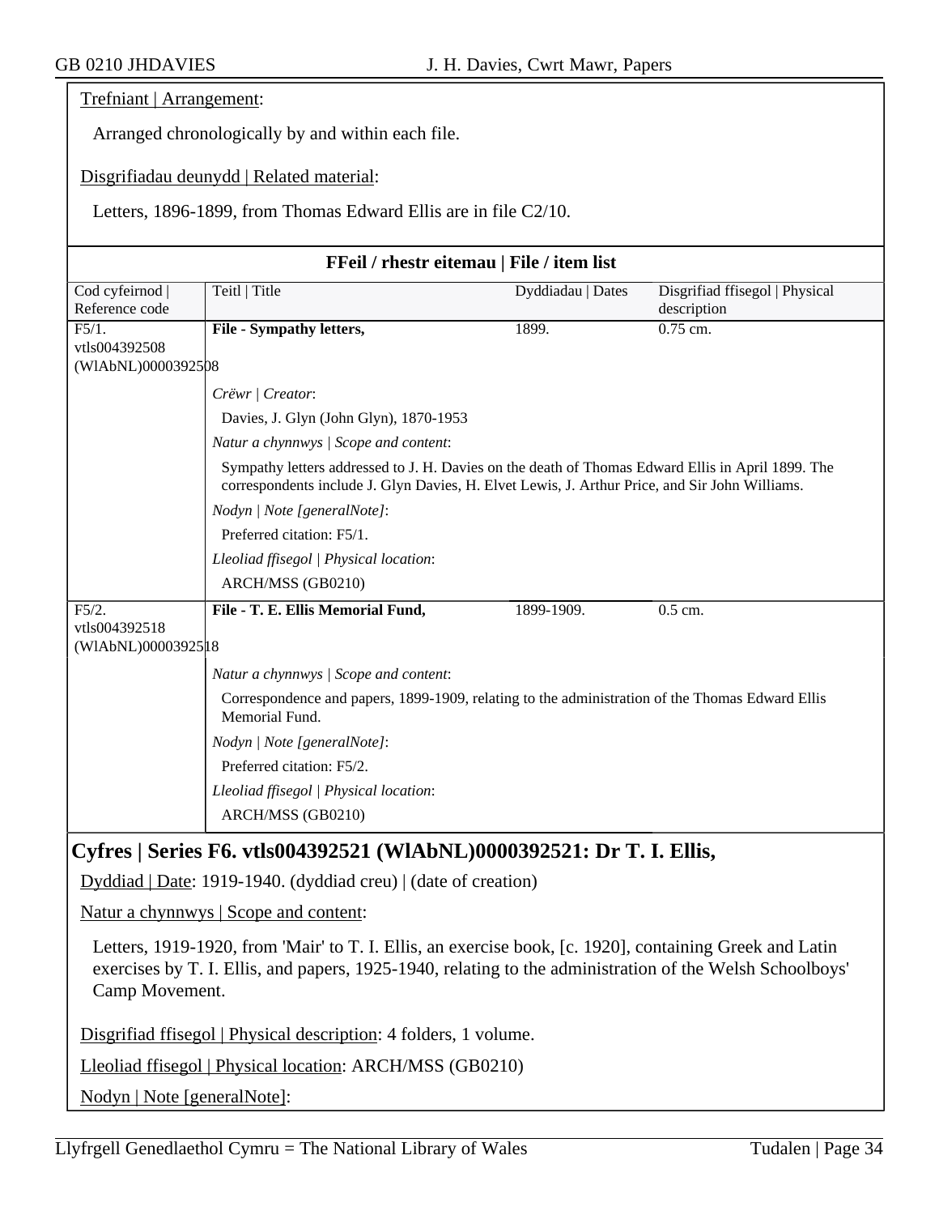Trefniant | Arrangement:

Arranged chronologically by and within each file.

Disgrifiadau deunydd | Related material:

Letters, 1896-1899, from Thomas Edward Ellis are in file C2/10.

**FFeil / rhestr eitemau | File / item list**

| Cod cyfeirnod \| Reference code | Teitl \| Title | Dyddiadau \| Dates | Disgrifiad ffisegol \| Physical description |
|---|---|---|---|
| F5/1. vtls004392508 (WlAbNL)0000392508 | **File - Sympathy letters,** | 1899. | 0.75 cm. |
| | *Crëwr \| Creator*: Davies, J. Glyn (John Glyn), 1870-1953<br>*Natur a chynnwys \| Scope and content*: Sympathy letters addressed to J. H. Davies on the death of Thomas Edward Ellis in April 1899. The correspondents include J. Glyn Davies, H. Elvet Lewis, J. Arthur Price, and Sir John Williams.<br>*Nodyn \| Note [generalNote]*: Preferred citation: F5/1.<br>*Lleoliad ffisegol \| Physical location*: ARCH/MSS (GB0210) | | |
| F5/2. vtls004392518 (WlAbNL)0000392518 | **File - T. E. Ellis Memorial Fund,** | 1899-1909. | 0.5 cm. |
| | *Natur a chynnwys \| Scope and content*: Correspondence and papers, 1899-1909, relating to the administration of the Thomas Edward Ellis Memorial Fund.<br>*Nodyn \| Note [generalNote]*: Preferred citation: F5/2.<br>*Lleoliad ffisegol \| Physical location*: ARCH/MSS (GB0210) | | |

## Cyfres | Series F6. vtls004392521 (WlAbNL)0000392521: Dr T. I. Ellis,

Dyddiad | Date: 1919-1940. (dyddiad creu) | (date of creation)

Natur a chynnwys | Scope and content:

Letters, 1919-1920, from 'Mair' to T. I. Ellis, an exercise book, [c. 1920], containing Greek and Latin exercises by T. I. Ellis, and papers, 1925-1940, relating to the administration of the Welsh Schoolboys' Camp Movement.

Disgrifiad ffisegol | Physical description: 4 folders, 1 volume.

Lleoliad ffisegol | Physical location: ARCH/MSS (GB0210)

Nodyn | Note [generalNote]: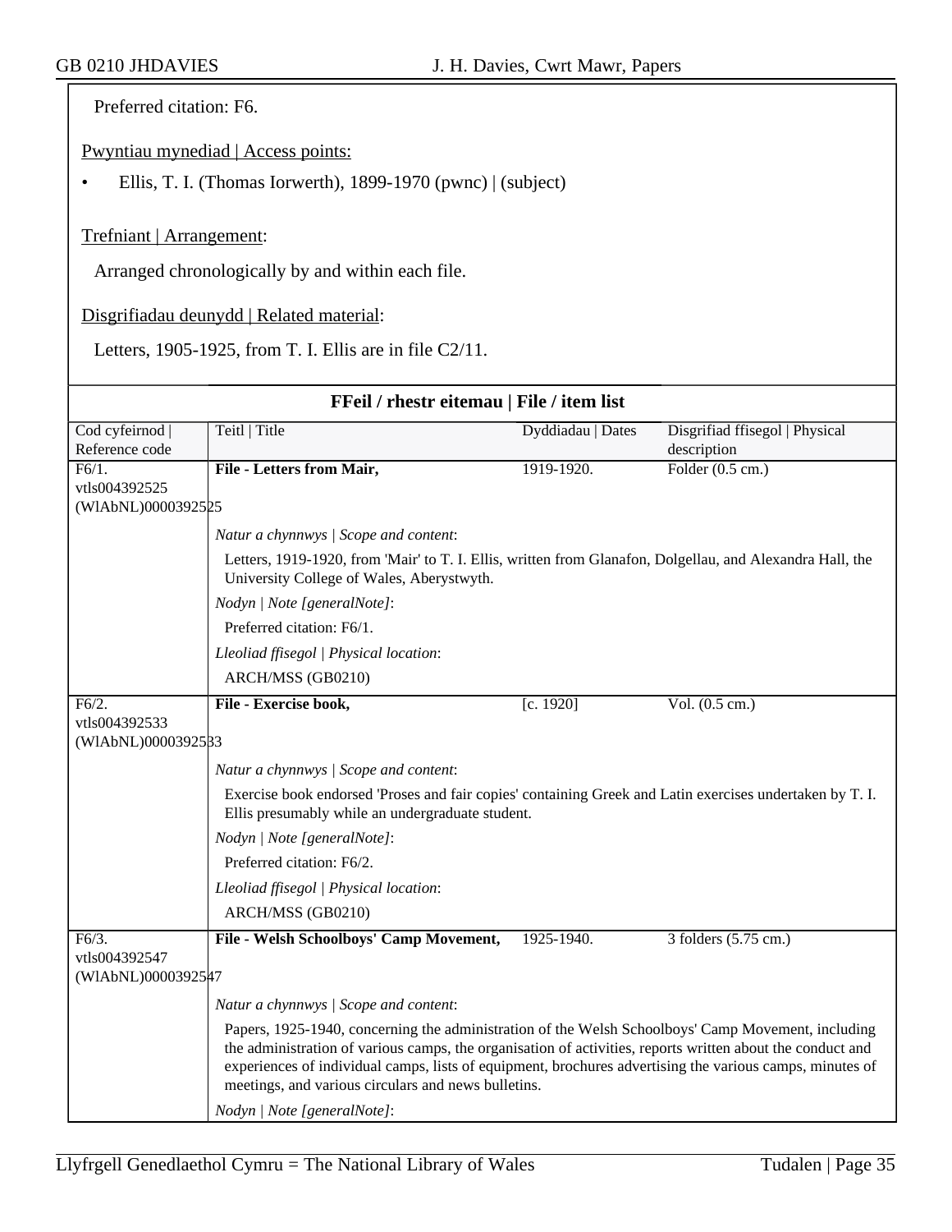Preferred citation: F6.

Pwyntiau mynediad | Access points:

- Ellis, T. I. (Thomas Iorwerth), 1899-1970 (pwnc) | (subject)

Trefniant | Arrangement:

Arranged chronologically by and within each file.

Disgrifiadau deunydd | Related material:

Letters, 1905-1925, from T. I. Ellis are in file C2/11.

**FFeil / rhestr eitemau | File / item list**

| Cod cyfeirnod \| Reference code | Teitl \| Title | Dyddiadau \| Dates | Disgrifiad ffisegol \| Physical description |
|---|---|---|---|
| F6/1. vtls004392525 (WlAbNL)0000392525 | **File - Letters from Mair,** | 1919-1920. | Folder (0.5 cm.) |

*Natur a chynnwys | Scope and content*:

Letters, 1919-1920, from 'Mair' to T. I. Ellis, written from Glanafon, Dolgellau, and Alexandra Hall, the University College of Wales, Aberystwyth.

*Nodyn | Note [generalNote]*:

Preferred citation: F6/1.

*Lleoliad ffisegol | Physical location*:

ARCH/MSS (GB0210)

| Cod cyfeirnod \| Reference code | Teitl \| Title | Dyddiadau \| Dates | Disgrifiad ffisegol \| Physical description |
|---|---|---|---|
| F6/2. vtls004392533 (WlAbNL)0000392533 | **File - Exercise book,** | [c. 1920] | Vol. (0.5 cm.) |

*Natur a chynnwys | Scope and content*:

Exercise book endorsed 'Proses and fair copies' containing Greek and Latin exercises undertaken by T. I. Ellis presumably while an undergraduate student.

*Nodyn | Note [generalNote]*:

Preferred citation: F6/2.

*Lleoliad ffisegol | Physical location*:

ARCH/MSS (GB0210)

| Cod cyfeirnod \| Reference code | Teitl \| Title | Dyddiadau \| Dates | Disgrifiad ffisegol \| Physical description |
|---|---|---|---|
| F6/3. vtls004392547 (WlAbNL)0000392547 | **File - Welsh Schoolboys' Camp Movement,** | 1925-1940. | 3 folders (5.75 cm.) |

*Natur a chynnwys | Scope and content*:

Papers, 1925-1940, concerning the administration of the Welsh Schoolboys' Camp Movement, including the administration of various camps, the organisation of activities, reports written about the conduct and experiences of individual camps, lists of equipment, brochures advertising the various camps, minutes of meetings, and various circulars and news bulletins.

*Nodyn | Note [generalNote]*: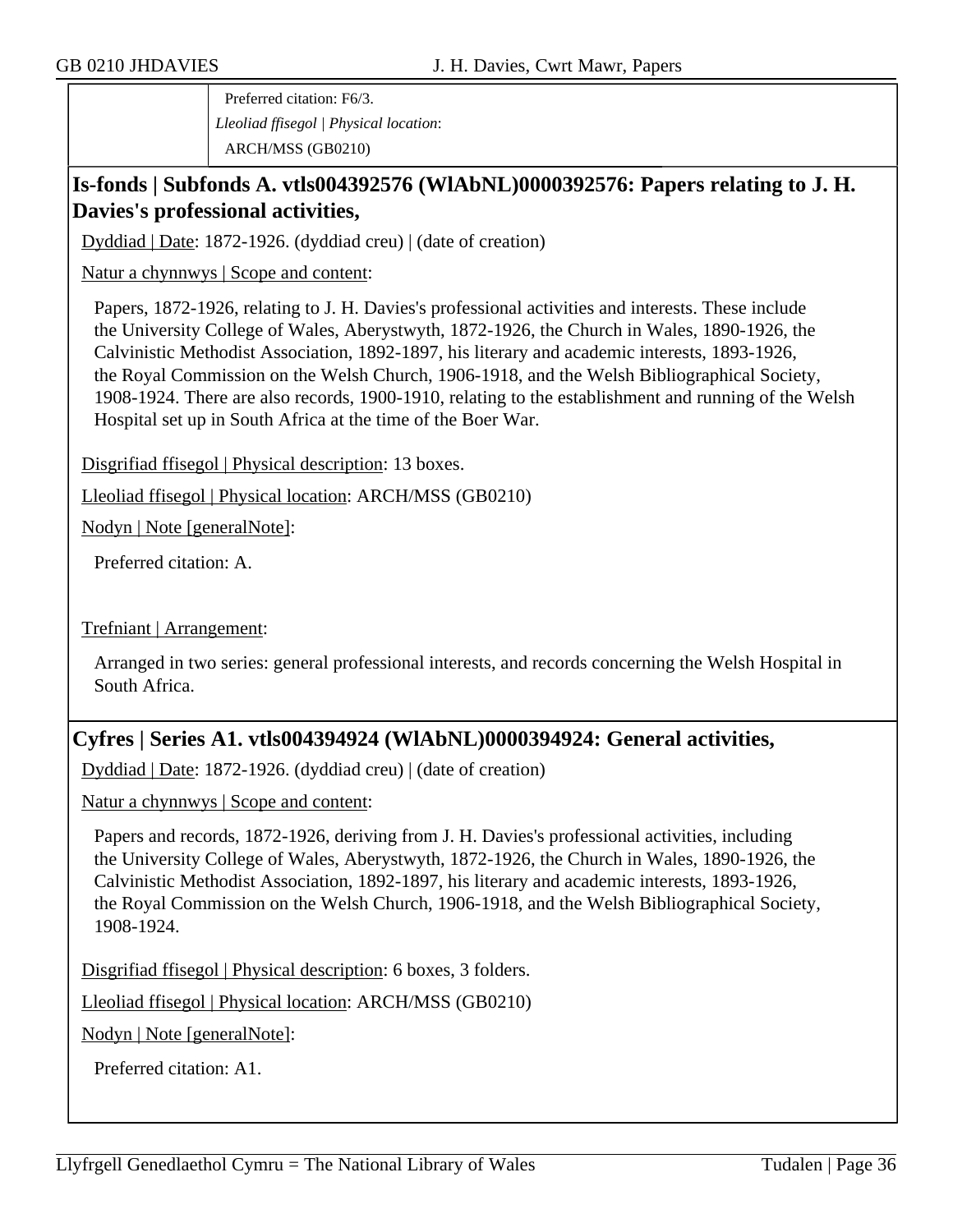Preferred citation: F6/3.

*Lleoliad ffisegol | Physical location*:

ARCH/MSS (GB0210)

## Is-fonds | Subfonds A. vtls004392576 (WlAbNL)0000392576: Papers relating to J. H. Davies's professional activities,

Dyddiad | Date: 1872-1926. (dyddiad creu) | (date of creation)

Natur a chynnwys | Scope and content:

Papers, 1872-1926, relating to J. H. Davies's professional activities and interests. These include the University College of Wales, Aberystwyth, 1872-1926, the Church in Wales, 1890-1926, the Calvinistic Methodist Association, 1892-1897, his literary and academic interests, 1893-1926, the Royal Commission on the Welsh Church, 1906-1918, and the Welsh Bibliographical Society, 1908-1924. There are also records, 1900-1910, relating to the establishment and running of the Welsh Hospital set up in South Africa at the time of the Boer War.

Disgrifiad ffisegol | Physical description: 13 boxes.

Lleoliad ffisegol | Physical location: ARCH/MSS (GB0210)

Nodyn | Note [generalNote]:

Preferred citation: A.

Trefniant | Arrangement:

Arranged in two series: general professional interests, and records concerning the Welsh Hospital in South Africa.

## Cyfres | Series A1. vtls004394924 (WlAbNL)0000394924: General activities,

Dyddiad | Date: 1872-1926. (dyddiad creu) | (date of creation)

Natur a chynnwys | Scope and content:

Papers and records, 1872-1926, deriving from J. H. Davies's professional activities, including the University College of Wales, Aberystwyth, 1872-1926, the Church in Wales, 1890-1926, the Calvinistic Methodist Association, 1892-1897, his literary and academic interests, 1893-1926, the Royal Commission on the Welsh Church, 1906-1918, and the Welsh Bibliographical Society, 1908-1924.

Disgrifiad ffisegol | Physical description: 6 boxes, 3 folders.

Lleoliad ffisegol | Physical location: ARCH/MSS (GB0210)

Nodyn | Note [generalNote]:

Preferred citation: A1.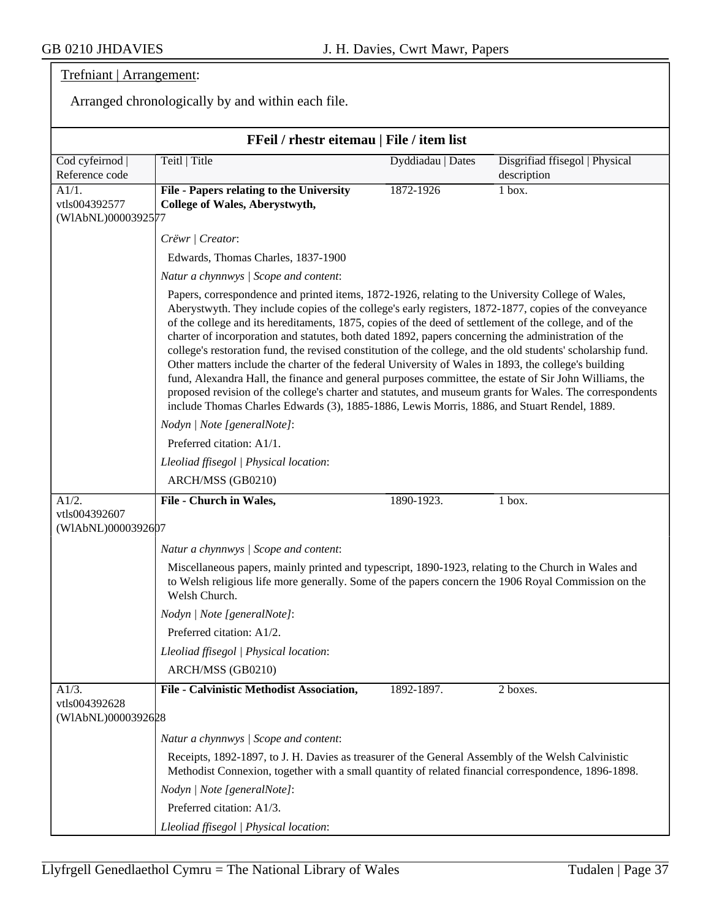Trefniant | Arrangement:

Arranged chronologically by and within each file.

## FFeil / rhestr eitemau | File / item list

| Cod cyfeirnod \| Reference code | Teitl \| Title | Dyddiadau \| Dates | Disgrifiad ffisegol \| Physical description |
|---|---|---|---|
| A1/1. vtls004392577 (WlAbNL)0000392577 | **File - Papers relating to the University College of Wales, Aberystwyth,** | 1872-1926 | 1 box. |

*Crëwr | Creator*:

Edwards, Thomas Charles, 1837-1900

*Natur a chynnwys | Scope and content*:

Papers, correspondence and printed items, 1872-1926, relating to the University College of Wales, Aberystwyth. They include copies of the college's early registers, 1872-1877, copies of the conveyance of the college and its hereditaments, 1875, copies of the deed of settlement of the college, and of the charter of incorporation and statutes, both dated 1892, papers concerning the administration of the college's restoration fund, the revised constitution of the college, and the old students' scholarship fund. Other matters include the charter of the federal University of Wales in 1893, the college's building fund, Alexandra Hall, the finance and general purposes committee, the estate of Sir John Williams, the proposed revision of the college's charter and statutes, and museum grants for Wales. The correspondents include Thomas Charles Edwards (3), 1885-1886, Lewis Morris, 1886, and Stuart Rendel, 1889.

*Nodyn | Note [generalNote]*:

Preferred citation: A1/1.

*Lleoliad ffisegol | Physical location*:

ARCH/MSS (GB0210)

| Cod cyfeirnod \| Reference code | Teitl \| Title | Dyddiadau \| Dates | Disgrifiad ffisegol \| Physical description |
|---|---|---|---|
| A1/2. vtls004392607 (WlAbNL)0000392607 | **File - Church in Wales,** | 1890-1923. | 1 box. |

*Natur a chynnwys | Scope and content*:

Miscellaneous papers, mainly printed and typescript, 1890-1923, relating to the Church in Wales and to Welsh religious life more generally. Some of the papers concern the 1906 Royal Commission on the Welsh Church.

*Nodyn | Note [generalNote]*:

Preferred citation: A1/2.

*Lleoliad ffisegol | Physical location*:

ARCH/MSS (GB0210)

| Cod cyfeirnod \| Reference code | Teitl \| Title | Dyddiadau \| Dates | Disgrifiad ffisegol \| Physical description |
|---|---|---|---|
| A1/3. vtls004392628 (WlAbNL)0000392628 | **File - Calvinistic Methodist Association,** | 1892-1897. | 2 boxes. |

*Natur a chynnwys | Scope and content*:

Receipts, 1892-1897, to J. H. Davies as treasurer of the General Assembly of the Welsh Calvinistic Methodist Connexion, together with a small quantity of related financial correspondence, 1896-1898.

*Nodyn | Note [generalNote]*:

Preferred citation: A1/3.

*Lleoliad ffisegol | Physical location*: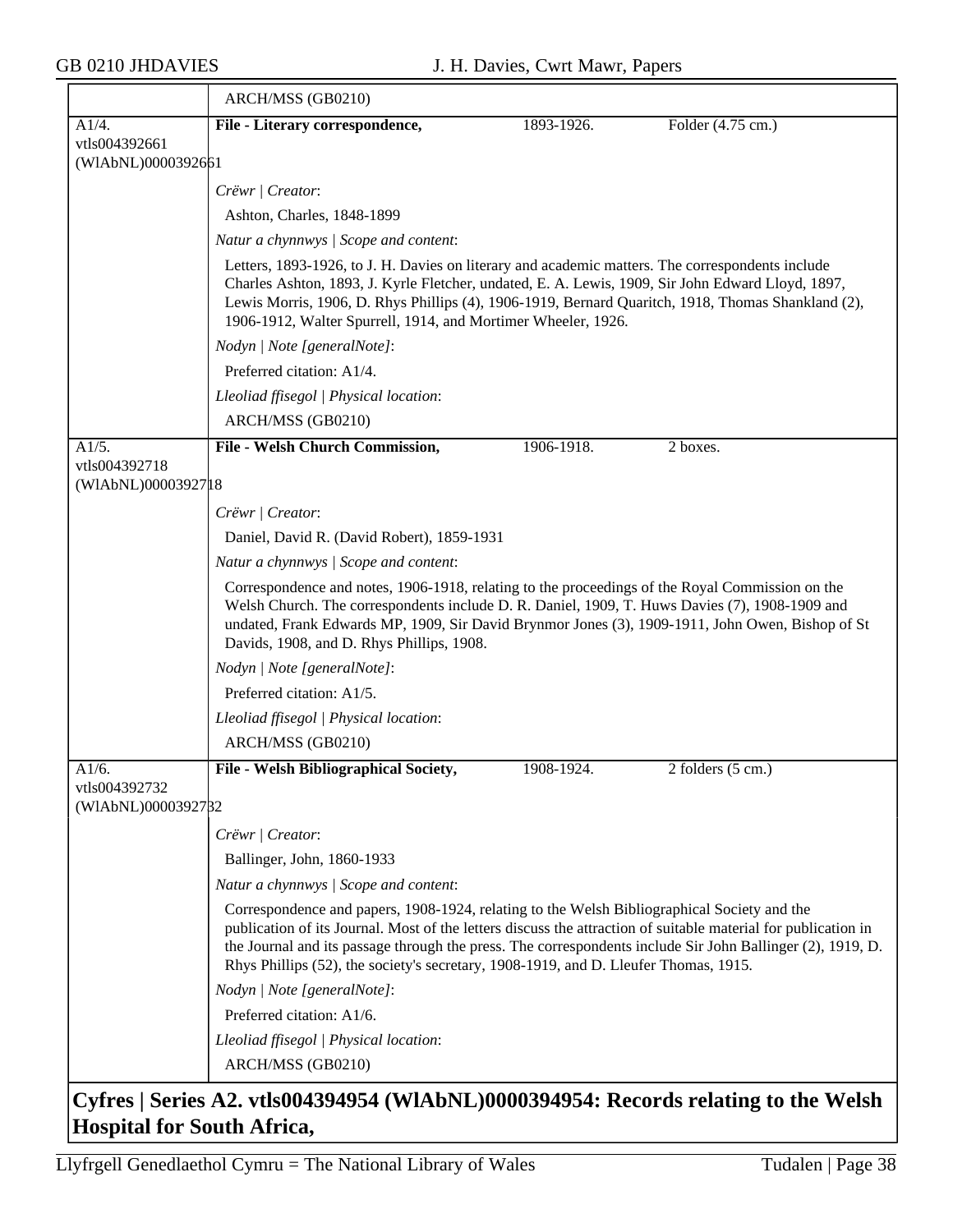ARCH/MSS (GB0210)

| | | | |
|---|---|---|---|
| A1/4. vtls004392661 (WlAbNL)0000392661 | **File - Literary correspondence,** | 1893-1926. | Folder (4.75 cm.) |

*Crëwr | Creator*:

Ashton, Charles, 1848-1899

*Natur a chynnwys | Scope and content*:

Letters, 1893-1926, to J. H. Davies on literary and academic matters. The correspondents include Charles Ashton, 1893, J. Kyrle Fletcher, undated, E. A. Lewis, 1909, Sir John Edward Lloyd, 1897, Lewis Morris, 1906, D. Rhys Phillips (4), 1906-1919, Bernard Quaritch, 1918, Thomas Shankland (2), 1906-1912, Walter Spurrell, 1914, and Mortimer Wheeler, 1926.

*Nodyn | Note [generalNote]*:

Preferred citation: A1/4.

*Lleoliad ffisegol | Physical location*:

ARCH/MSS (GB0210)

| | | | |
|---|---|---|---|
| A1/5. vtls004392718 (WlAbNL)0000392718 | **File - Welsh Church Commission,** | 1906-1918. | 2 boxes. |

*Crëwr | Creator*:

Daniel, David R. (David Robert), 1859-1931

*Natur a chynnwys | Scope and content*:

Correspondence and notes, 1906-1918, relating to the proceedings of the Royal Commission on the Welsh Church. The correspondents include D. R. Daniel, 1909, T. Huws Davies (7), 1908-1909 and undated, Frank Edwards MP, 1909, Sir David Brynmor Jones (3), 1909-1911, John Owen, Bishop of St Davids, 1908, and D. Rhys Phillips, 1908.

*Nodyn | Note [generalNote]*:

Preferred citation: A1/5.

*Lleoliad ffisegol | Physical location*:

ARCH/MSS (GB0210)

| | | | |
|---|---|---|---|
| A1/6. vtls004392732 (WlAbNL)0000392732 | **File - Welsh Bibliographical Society,** | 1908-1924. | 2 folders (5 cm.) |

*Crëwr | Creator*:

Ballinger, John, 1860-1933

*Natur a chynnwys | Scope and content*:

Correspondence and papers, 1908-1924, relating to the Welsh Bibliographical Society and the publication of its Journal. Most of the letters discuss the attraction of suitable material for publication in the Journal and its passage through the press. The correspondents include Sir John Ballinger (2), 1919, D. Rhys Phillips (52), the society's secretary, 1908-1919, and D. Lleufer Thomas, 1915.

*Nodyn | Note [generalNote]*:

Preferred citation: A1/6.

*Lleoliad ffisegol | Physical location*:

ARCH/MSS (GB0210)

## Cyfres | Series A2. vtls004394954 (WlAbNL)0000394954: Records relating to the Welsh Hospital for South Africa,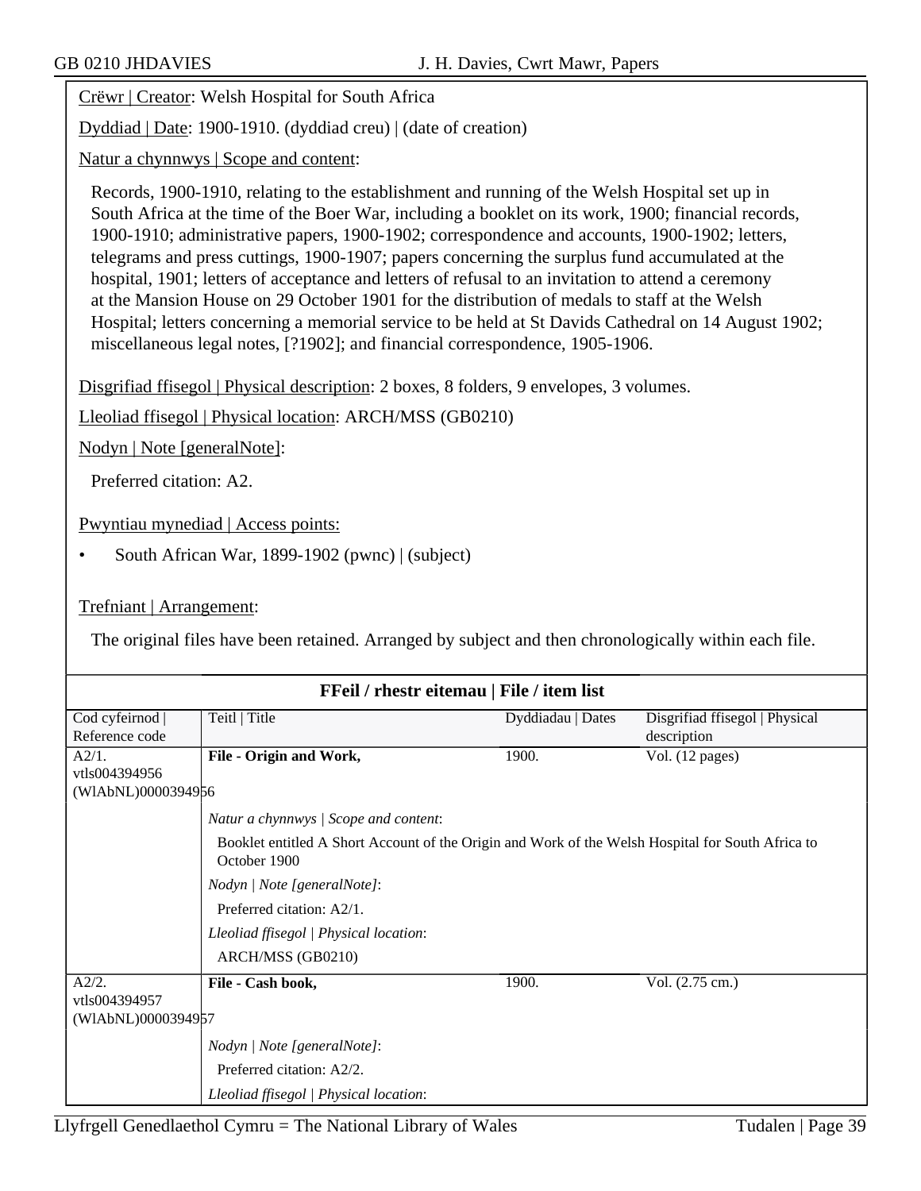Crëwr | Creator: Welsh Hospital for South Africa

Dyddiad | Date: 1900-1910. (dyddiad creu) | (date of creation)

Natur a chynnwys | Scope and content:

Records, 1900-1910, relating to the establishment and running of the Welsh Hospital set up in South Africa at the time of the Boer War, including a booklet on its work, 1900; financial records, 1900-1910; administrative papers, 1900-1902; correspondence and accounts, 1900-1902; letters, telegrams and press cuttings, 1900-1907; papers concerning the surplus fund accumulated at the hospital, 1901; letters of acceptance and letters of refusal to an invitation to attend a ceremony at the Mansion House on 29 October 1901 for the distribution of medals to staff at the Welsh Hospital; letters concerning a memorial service to be held at St Davids Cathedral on 14 August 1902; miscellaneous legal notes, [?1902]; and financial correspondence, 1905-1906.

Disgrifiad ffisegol | Physical description: 2 boxes, 8 folders, 9 envelopes, 3 volumes.

Lleoliad ffisegol | Physical location: ARCH/MSS (GB0210)

Nodyn | Note [generalNote]:

Preferred citation: A2.

Pwyntiau mynediad | Access points:

- South African War, 1899-1902 (pwnc) | (subject)

Trefniant | Arrangement:

The original files have been retained. Arranged by subject and then chronologically within each file.

**FFeil / rhestr eitemau | File / item list**

| Cod cyfeirnod \| Reference code | Teitl \| Title | Dyddiadau \| Dates | Disgrifiad ffisegol \| Physical description |
|---|---|---|---|
| A2/1. vtls004394956 (WlAbNL)0000394956 | **File - Origin and Work,** | 1900. | Vol. (12 pages) |
| | *Natur a chynnwys \| Scope and content:* Booklet entitled A Short Account of the Origin and Work of the Welsh Hospital for South Africa to October 1900 *Nodyn \| Note [generalNote]:* Preferred citation: A2/1. *Lleoliad ffisegol \| Physical location:* ARCH/MSS (GB0210) | | |
| A2/2. vtls004394957 (WlAbNL)0000394957 | **File - Cash book,** | 1900. | Vol. (2.75 cm.) |
| | *Nodyn \| Note [generalNote]:* Preferred citation: A2/2. *Lleoliad ffisegol \| Physical location:* | | |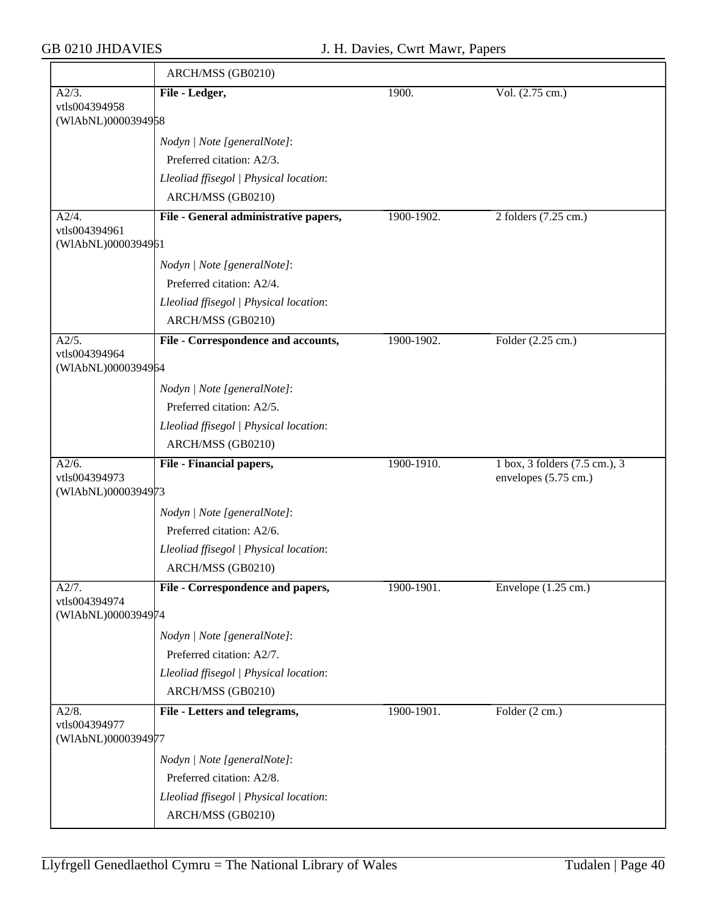| | ARCH/MSS (GB0210) | | |
|---|---|---|---|
| A2/3. vtls004394958 (WlAbNL)0000394958 | **File - Ledger,** | 1900. | Vol. (2.75 cm.) |
| | *Nodyn \| Note [generalNote]*: Preferred citation: A2/3. *Lleoliad ffisegol \| Physical location*: ARCH/MSS (GB0210) | | |
| A2/4. vtls004394961 (WlAbNL)0000394961 | **File - General administrative papers,** | 1900-1902. | 2 folders (7.25 cm.) |
| | *Nodyn \| Note [generalNote]*: Preferred citation: A2/4. *Lleoliad ffisegol \| Physical location*: ARCH/MSS (GB0210) | | |
| A2/5. vtls004394964 (WlAbNL)0000394964 | **File - Correspondence and accounts,** | 1900-1902. | Folder (2.25 cm.) |
| | *Nodyn \| Note [generalNote]*: Preferred citation: A2/5. *Lleoliad ffisegol \| Physical location*: ARCH/MSS (GB0210) | | |
| A2/6. vtls004394973 (WlAbNL)0000394973 | **File - Financial papers,** | 1900-1910. | 1 box, 3 folders (7.5 cm.), 3 envelopes (5.75 cm.) |
| | *Nodyn \| Note [generalNote]*: Preferred citation: A2/6. *Lleoliad ffisegol \| Physical location*: ARCH/MSS (GB0210) | | |
| A2/7. vtls004394974 (WlAbNL)0000394974 | **File - Correspondence and papers,** | 1900-1901. | Envelope (1.25 cm.) |
| | *Nodyn \| Note [generalNote]*: Preferred citation: A2/7. *Lleoliad ffisegol \| Physical location*: ARCH/MSS (GB0210) | | |
| A2/8. vtls004394977 (WlAbNL)0000394977 | **File - Letters and telegrams,** | 1900-1901. | Folder (2 cm.) |
| | *Nodyn \| Note [generalNote]*: Preferred citation: A2/8. *Lleoliad ffisegol \| Physical location*: ARCH/MSS (GB0210) | | |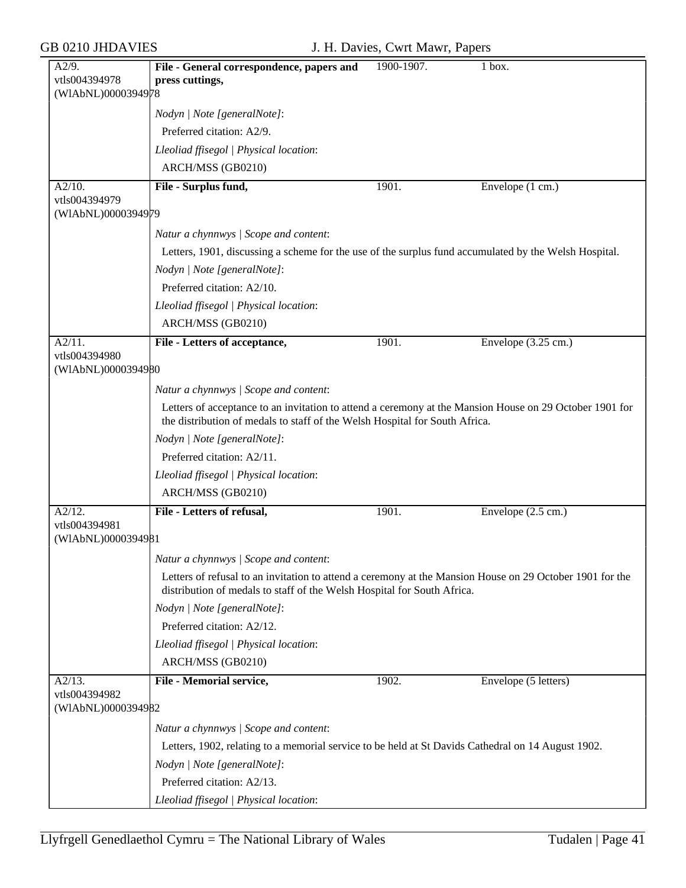| A2/9. vtls004394978 (WlAbNL)0000394978 | File - General correspondence, papers and press cuttings, | 1900-1907. | 1 box. |
|---|---|---|---|
| | *Nodyn \| Note [generalNote]*: | | |
| | Preferred citation: A2/9. | | |
| | *Lleoliad ffisegol \| Physical location*: | | |
| | ARCH/MSS (GB0210) | | |
| A2/10. vtls004394979 (WlAbNL)0000394979 | **File - Surplus fund,** | 1901. | Envelope (1 cm.) |
| | *Natur a chynnwys \| Scope and content*: | | |
| | Letters, 1901, discussing a scheme for the use of the surplus fund accumulated by the Welsh Hospital. | | |
| | *Nodyn \| Note [generalNote]*: | | |
| | Preferred citation: A2/10. | | |
| | *Lleoliad ffisegol \| Physical location*: | | |
| | ARCH/MSS (GB0210) | | |
| A2/11. vtls004394980 (WlAbNL)0000394980 | **File - Letters of acceptance,** | 1901. | Envelope (3.25 cm.) |
| | *Natur a chynnwys \| Scope and content*: | | |
| | Letters of acceptance to an invitation to attend a ceremony at the Mansion House on 29 October 1901 for the distribution of medals to staff of the Welsh Hospital for South Africa. | | |
| | *Nodyn \| Note [generalNote]*: | | |
| | Preferred citation: A2/11. | | |
| | *Lleoliad ffisegol \| Physical location*: | | |
| | ARCH/MSS (GB0210) | | |
| A2/12. vtls004394981 (WlAbNL)0000394981 | **File - Letters of refusal,** | 1901. | Envelope (2.5 cm.) |
| | *Natur a chynnwys \| Scope and content*: | | |
| | Letters of refusal to an invitation to attend a ceremony at the Mansion House on 29 October 1901 for the distribution of medals to staff of the Welsh Hospital for South Africa. | | |
| | *Nodyn \| Note [generalNote]*: | | |
| | Preferred citation: A2/12. | | |
| | *Lleoliad ffisegol \| Physical location*: | | |
| | ARCH/MSS (GB0210) | | |
| A2/13. vtls004394982 (WlAbNL)0000394982 | **File - Memorial service,** | 1902. | Envelope (5 letters) |
| | *Natur a chynnwys \| Scope and content*: | | |
| | Letters, 1902, relating to a memorial service to be held at St Davids Cathedral on 14 August 1902. | | |
| | *Nodyn \| Note [generalNote]*: | | |
| | Preferred citation: A2/13. | | |
| | *Lleoliad ffisegol \| Physical location*: | | |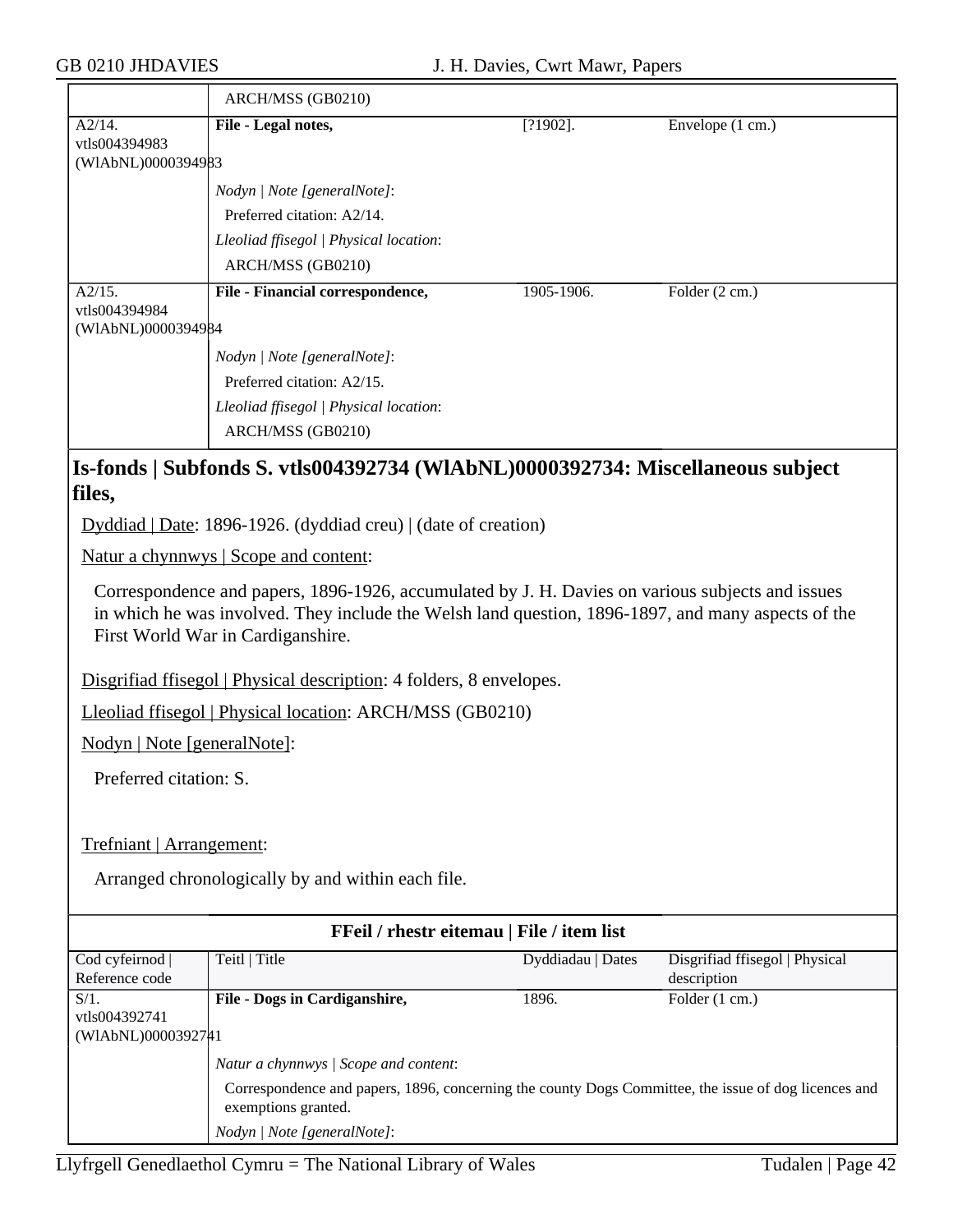| | ARCH/MSS (GB0210) | | |
|---|---|---|---|
| A2/14. vtls004394983 (WlAbNL)0000394983 | **File - Legal notes,** | [?1902]. | Envelope (1 cm.) |
| | *Nodyn \| Note [generalNote]*: Preferred citation: A2/14. *Lleoliad ffisegol \| Physical location*: ARCH/MSS (GB0210) | | |
| A2/15. vtls004394984 (WlAbNL)0000394984 | **File - Financial correspondence,** | 1905-1906. | Folder (2 cm.) |
| | *Nodyn \| Note [generalNote]*: Preferred citation: A2/15. *Lleoliad ffisegol \| Physical location*: ARCH/MSS (GB0210) | | |

## Is-fonds | Subfonds S. vtls004392734 (WlAbNL)0000392734: Miscellaneous subject files,

Dyddiad | Date: 1896-1926. (dyddiad creu) | (date of creation)

Natur a chynnwys | Scope and content:

Correspondence and papers, 1896-1926, accumulated by J. H. Davies on various subjects and issues in which he was involved. They include the Welsh land question, 1896-1897, and many aspects of the First World War in Cardiganshire.

Disgrifiad ffisegol | Physical description: 4 folders, 8 envelopes.

Lleoliad ffisegol | Physical location: ARCH/MSS (GB0210)

Nodyn | Note [generalNote]:

Preferred citation: S.

Trefniant | Arrangement:

Arranged chronologically by and within each file.

**FFeil / rhestr eitemau | File / item list**

| Cod cyfeirnod \| Reference code | Teitl \| Title | Dyddiadau \| Dates | Disgrifiad ffisegol \| Physical description |
|---|---|---|---|
| S/1. vtls004392741 (WlAbNL)0000392741 | **File - Dogs in Cardiganshire,** | 1896. | Folder (1 cm.) |
| | *Natur a chynnwys \| Scope and content*: Correspondence and papers, 1896, concerning the county Dogs Committee, the issue of dog licences and exemptions granted. *Nodyn \| Note [generalNote]*: | | |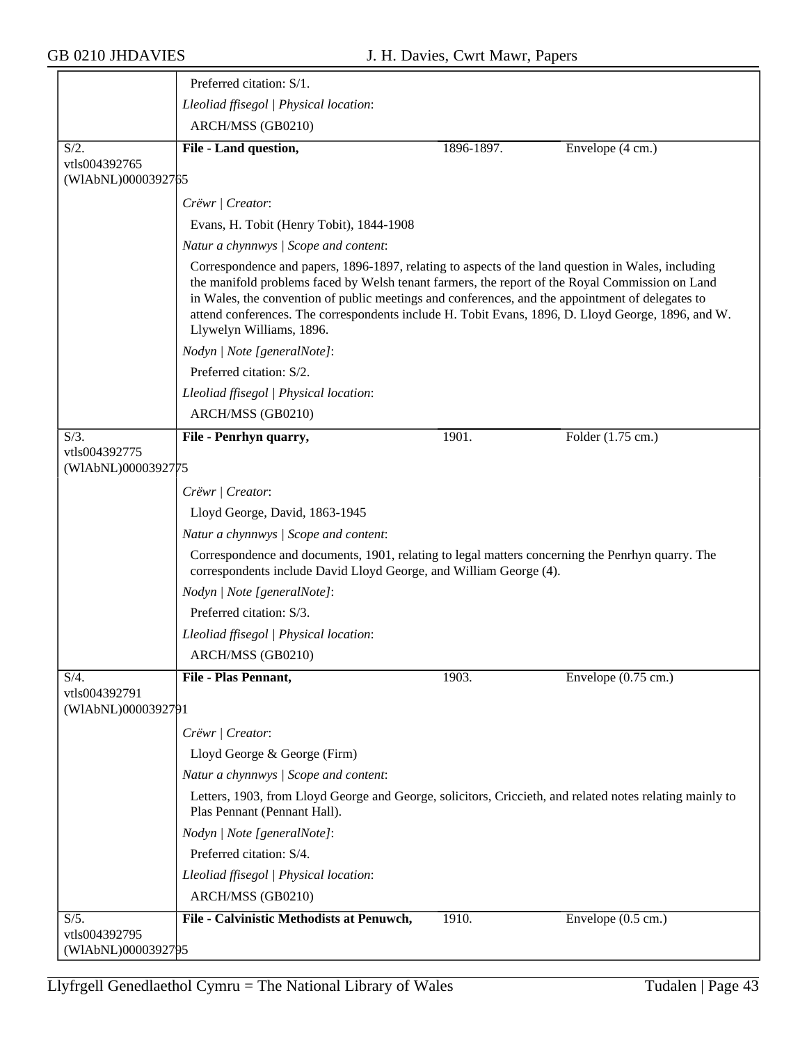Preferred citation: S/1.

*Lleoliad ffisegol | Physical location*:

ARCH/MSS (GB0210)

| | | | |
|---|---|---|---|
| S/2. vtls004392765 (WlAbNL)0000392765 | **File - Land question,** | 1896-1897. | Envelope (4 cm.) |

*Crëwr | Creator*:

Evans, H. Tobit (Henry Tobit), 1844-1908

*Natur a chynnwys | Scope and content*:

Correspondence and papers, 1896-1897, relating to aspects of the land question in Wales, including the manifold problems faced by Welsh tenant farmers, the report of the Royal Commission on Land in Wales, the convention of public meetings and conferences, and the appointment of delegates to attend conferences. The correspondents include H. Tobit Evans, 1896, D. Lloyd George, 1896, and W. Llywelyn Williams, 1896.

*Nodyn | Note [generalNote]*:

Preferred citation: S/2.

*Lleoliad ffisegol | Physical location*:

ARCH/MSS (GB0210)

| | | | |
|---|---|---|---|
| S/3. vtls004392775 (WlAbNL)0000392775 | **File - Penrhyn quarry,** | 1901. | Folder (1.75 cm.) |

*Crëwr | Creator*:

Lloyd George, David, 1863-1945

*Natur a chynnwys | Scope and content*:

Correspondence and documents, 1901, relating to legal matters concerning the Penrhyn quarry. The correspondents include David Lloyd George, and William George (4).

*Nodyn | Note [generalNote]*:

Preferred citation: S/3.

*Lleoliad ffisegol | Physical location*:

ARCH/MSS (GB0210)

| | | | |
|---|---|---|---|
| S/4. vtls004392791 (WlAbNL)0000392791 | **File - Plas Pennant,** | 1903. | Envelope (0.75 cm.) |

*Crëwr | Creator*:

Lloyd George & George (Firm)

*Natur a chynnwys | Scope and content*:

Letters, 1903, from Lloyd George and George, solicitors, Criccieth, and related notes relating mainly to Plas Pennant (Pennant Hall).

*Nodyn | Note [generalNote]*:

Preferred citation: S/4.

*Lleoliad ffisegol | Physical location*:

ARCH/MSS (GB0210)

| | | | |
|---|---|---|---|
| S/5. vtls004392795 (WlAbNL)0000392795 | **File - Calvinistic Methodists at Penuwch,** | 1910. | Envelope (0.5 cm.) |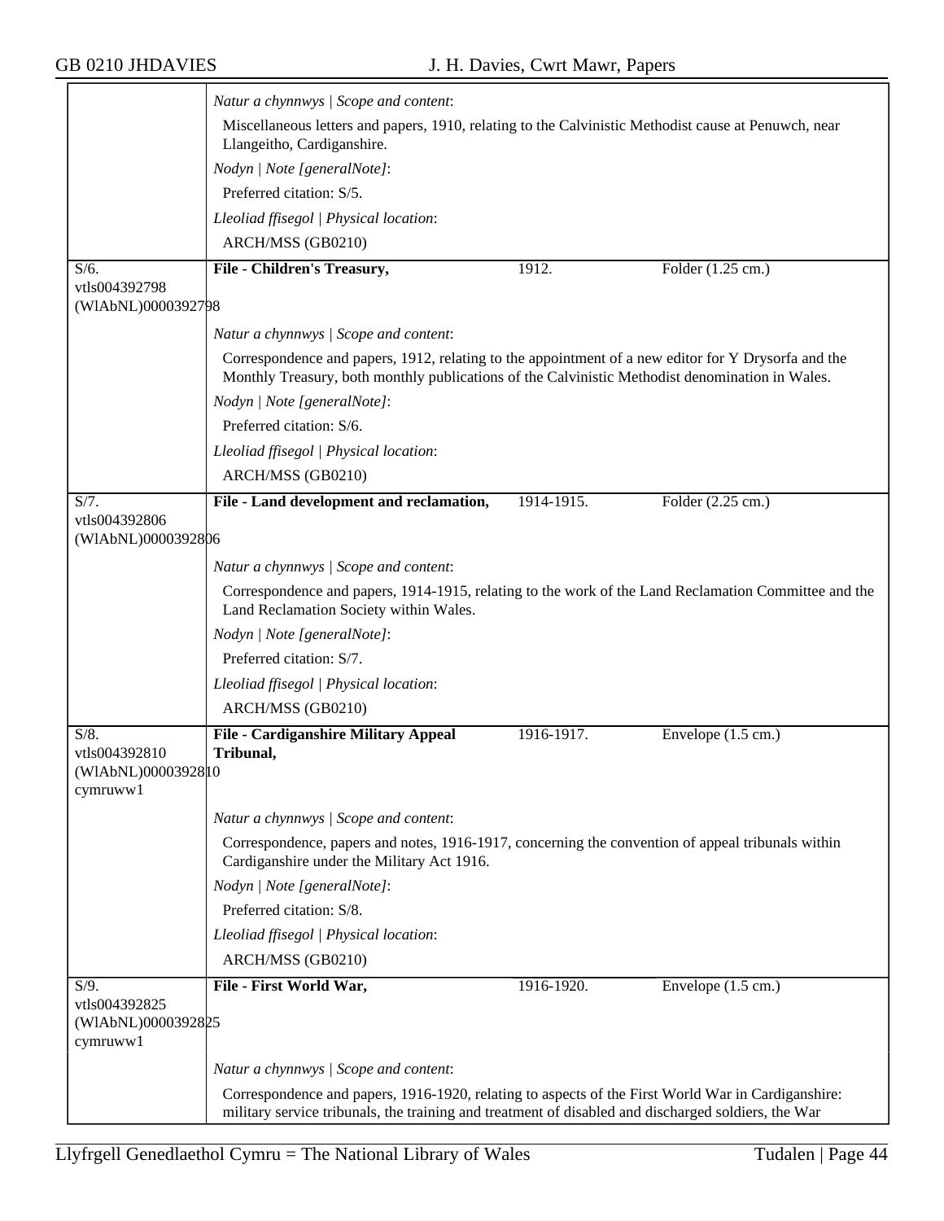*Natur a chynnwys | Scope and content*:

Miscellaneous letters and papers, 1910, relating to the Calvinistic Methodist cause at Penuwch, near Llangeitho, Cardiganshire.

*Nodyn | Note [generalNote]*:

Preferred citation: S/5.

*Lleoliad ffisegol | Physical location*:

ARCH/MSS (GB0210)

---

S/6.
vtls004392798
(WlAbNL)0000392798

**File - Children's Treasury,** 1912. Folder (1.25 cm.)

*Natur a chynnwys | Scope and content*:

Correspondence and papers, 1912, relating to the appointment of a new editor for Y Drysorfa and the Monthly Treasury, both monthly publications of the Calvinistic Methodist denomination in Wales.

*Nodyn | Note [generalNote]*:

Preferred citation: S/6.

*Lleoliad ffisegol | Physical location*:

ARCH/MSS (GB0210)

---

S/7.
vtls004392806
(WlAbNL)0000392806

**File - Land development and reclamation,** 1914-1915. Folder (2.25 cm.)

*Natur a chynnwys | Scope and content*:

Correspondence and papers, 1914-1915, relating to the work of the Land Reclamation Committee and the Land Reclamation Society within Wales.

*Nodyn | Note [generalNote]*:

Preferred citation: S/7.

*Lleoliad ffisegol | Physical location*:

ARCH/MSS (GB0210)

---

S/8.
vtls004392810
(WlAbNL)0000392810
cymruww1

**File - Cardiganshire Military Appeal Tribunal,** 1916-1917. Envelope (1.5 cm.)

*Natur a chynnwys | Scope and content*:

Correspondence, papers and notes, 1916-1917, concerning the convention of appeal tribunals within Cardiganshire under the Military Act 1916.

*Nodyn | Note [generalNote]*:

Preferred citation: S/8.

*Lleoliad ffisegol | Physical location*:

ARCH/MSS (GB0210)

---

S/9.
vtls004392825
(WlAbNL)0000392825
cymruww1

**File - First World War,** 1916-1920. Envelope (1.5 cm.)

*Natur a chynnwys | Scope and content*:

Correspondence and papers, 1916-1920, relating to aspects of the First World War in Cardiganshire: military service tribunals, the training and treatment of disabled and discharged soldiers, the War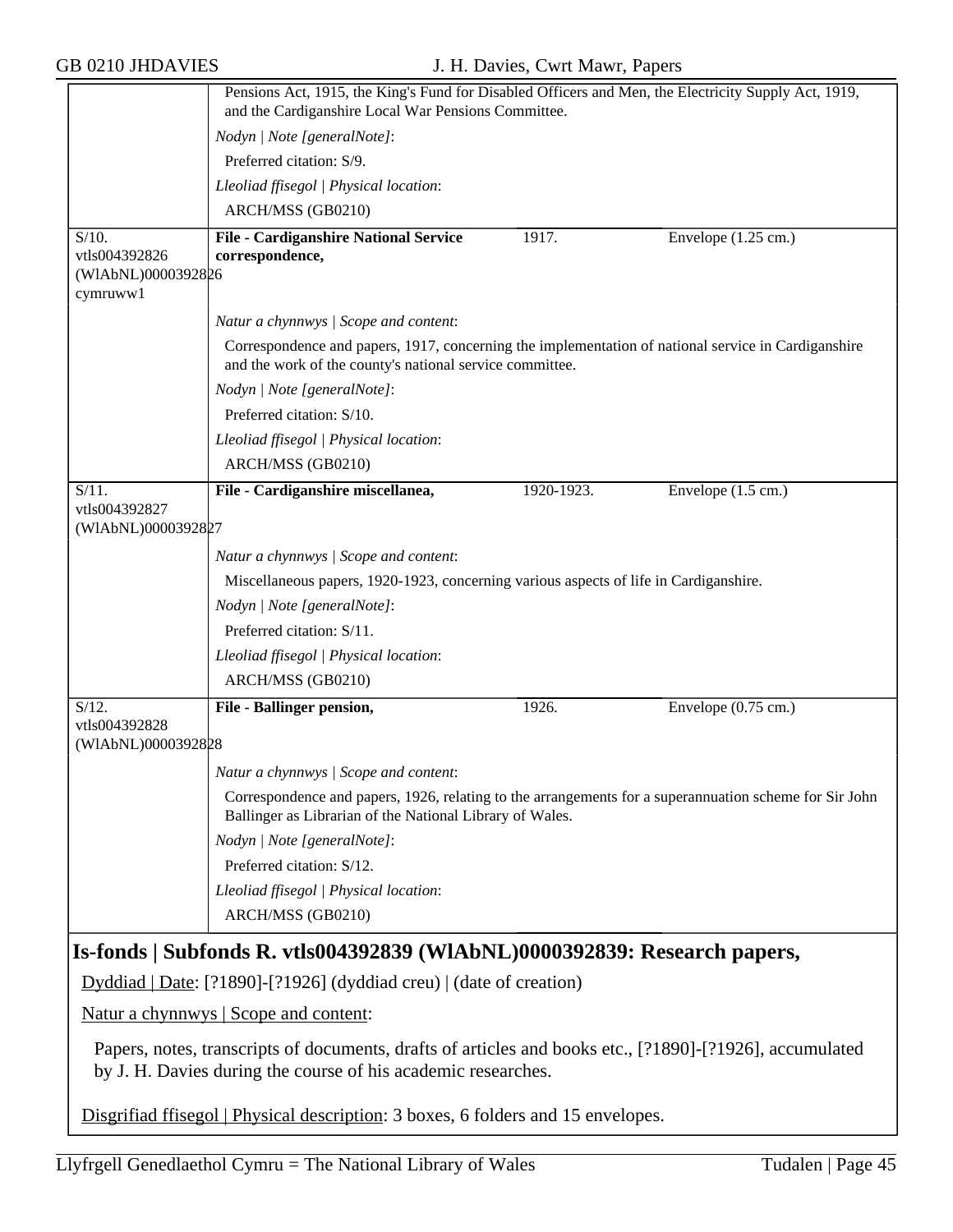Pensions Act, 1915, the King's Fund for Disabled Officers and Men, the Electricity Supply Act, 1919, and the Cardiganshire Local War Pensions Committee.

*Nodyn | Note [generalNote]*:

Preferred citation: S/9.

*Lleoliad ffisegol | Physical location*:

ARCH/MSS (GB0210)

| S/10. vtls004392826 (WlAbNL)0000392826 cymruww1 | **File - Cardiganshire National Service correspondence,** | 1917. | Envelope (1.25 cm.) |
|---|---|---|---|

*Natur a chynnwys | Scope and content*:

Correspondence and papers, 1917, concerning the implementation of national service in Cardiganshire and the work of the county's national service committee.

*Nodyn | Note [generalNote]*:

Preferred citation: S/10.

*Lleoliad ffisegol | Physical location*:

ARCH/MSS (GB0210)

| S/11. vtls004392827 (WlAbNL)0000392827 | **File - Cardiganshire miscellanea,** | 1920-1923. | Envelope (1.5 cm.) |
|---|---|---|---|

*Natur a chynnwys | Scope and content*:

Miscellaneous papers, 1920-1923, concerning various aspects of life in Cardiganshire.

*Nodyn | Note [generalNote]*:

Preferred citation: S/11.

*Lleoliad ffisegol | Physical location*:

ARCH/MSS (GB0210)

| S/12. vtls004392828 (WlAbNL)0000392828 | **File - Ballinger pension,** | 1926. | Envelope (0.75 cm.) |
|---|---|---|---|

*Natur a chynnwys | Scope and content*:

Correspondence and papers, 1926, relating to the arrangements for a superannuation scheme for Sir John Ballinger as Librarian of the National Library of Wales.

*Nodyn | Note [generalNote]*:

Preferred citation: S/12.

*Lleoliad ffisegol | Physical location*:

ARCH/MSS (GB0210)

## Is-fonds | Subfonds R. vtls004392839 (WlAbNL)0000392839: Research papers,

Dyddiad | Date: [?1890]-[?1926] (dyddiad creu) | (date of creation)

Natur a chynnwys | Scope and content:

Papers, notes, transcripts of documents, drafts of articles and books etc., [?1890]-[?1926], accumulated by J. H. Davies during the course of his academic researches.

Disgrifiad ffisegol | Physical description: 3 boxes, 6 folders and 15 envelopes.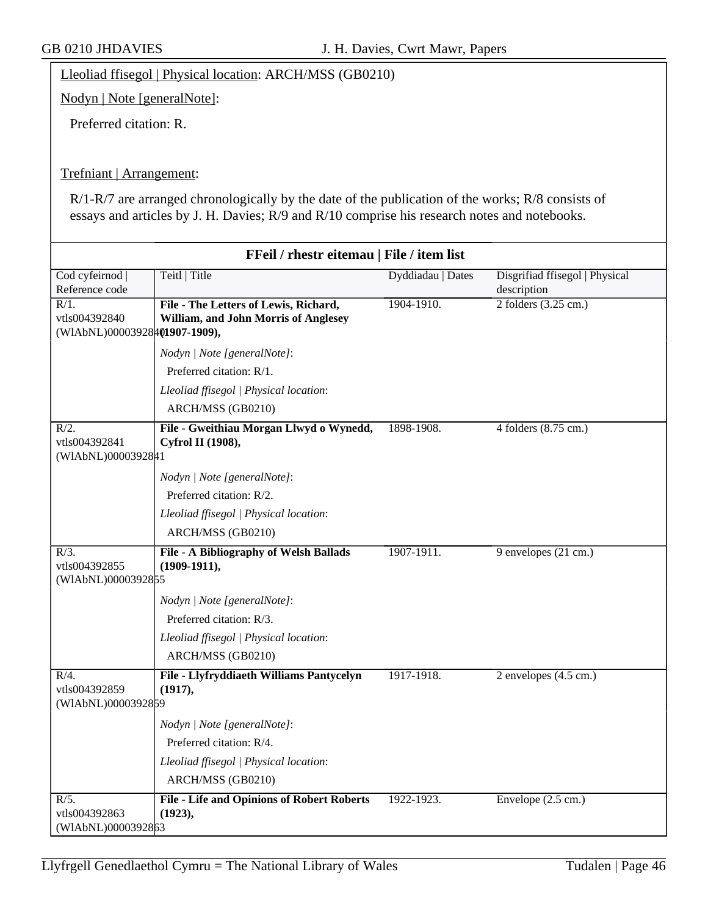Lleoliad ffisegol | Physical location: ARCH/MSS (GB0210)

Nodyn | Note [generalNote]:

Preferred citation: R.

Trefniant | Arrangement:

R/1-R/7 are arranged chronologically by the date of the publication of the works; R/8 consists of essays and articles by J. H. Davies; R/9 and R/10 comprise his research notes and notebooks.

## FFeil / rhestr eitemau | File / item list

| Cod cyfeirnod \| Reference code | Teitl \| Title | Dyddiadau \| Dates | Disgrifiad ffisegol \| Physical description |
|---|---|---|---|
| R/1. vtls004392840 (WlAbNL)0000392840 | **File - The Letters of Lewis, Richard, William, and John Morris of Anglesey (1907-1909),**<br>*Nodyn \| Note [generalNote]*:<br>Preferred citation: R/1.<br>*Lleoliad ffisegol \| Physical location*:<br>ARCH/MSS (GB0210) | 1904-1910. | 2 folders (3.25 cm.) |
| R/2. vtls004392841 (WlAbNL)0000392841 | **File - Gweithiau Morgan Llwyd o Wynedd, Cyfrol II (1908),**<br>*Nodyn \| Note [generalNote]*:<br>Preferred citation: R/2.<br>*Lleoliad ffisegol \| Physical location*:<br>ARCH/MSS (GB0210) | 1898-1908. | 4 folders (8.75 cm.) |
| R/3. vtls004392855 (WlAbNL)0000392855 | **File - A Bibliography of Welsh Ballads (1909-1911),**<br>*Nodyn \| Note [generalNote]*:<br>Preferred citation: R/3.<br>*Lleoliad ffisegol \| Physical location*:<br>ARCH/MSS (GB0210) | 1907-1911. | 9 envelopes (21 cm.) |
| R/4. vtls004392859 (WlAbNL)0000392859 | **File - Llyfryddiaeth Williams Pantycelyn (1917),**<br>*Nodyn \| Note [generalNote]*:<br>Preferred citation: R/4.<br>*Lleoliad ffisegol \| Physical location*:<br>ARCH/MSS (GB0210) | 1917-1918. | 2 envelopes (4.5 cm.) |
| R/5. vtls004392863 (WlAbNL)0000392863 | **File - Life and Opinions of Robert Roberts (1923),** | 1922-1923. | Envelope (2.5 cm.) |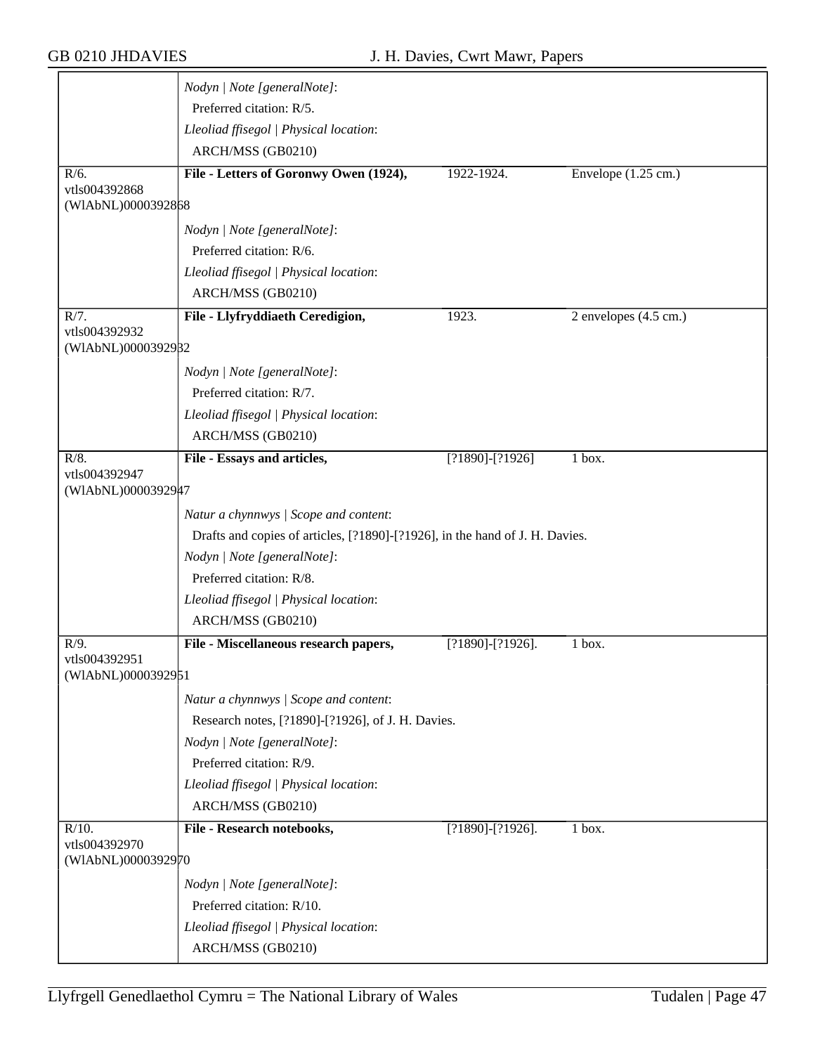| | | | |
|---|---|---|---|
| | *Nodyn \| Note [generalNote]*: Preferred citation: R/5. *Lleoliad ffisegol \| Physical location*: ARCH/MSS (GB0210) | | |
| R/6. vtls004392868 (WlAbNL)0000392868 | **File - Letters of Goronwy Owen (1924),** | 1922-1924. | Envelope (1.25 cm.) |
| | *Nodyn \| Note [generalNote]*: Preferred citation: R/6. *Lleoliad ffisegol \| Physical location*: ARCH/MSS (GB0210) | | |
| R/7. vtls004392932 (WlAbNL)0000392932 | **File - Llyfryddiaeth Ceredigion,** | 1923. | 2 envelopes (4.5 cm.) |
| | *Nodyn \| Note [generalNote]*: Preferred citation: R/7. *Lleoliad ffisegol \| Physical location*: ARCH/MSS (GB0210) | | |
| R/8. vtls004392947 (WlAbNL)0000392947 | **File - Essays and articles,** | [?1890]-[?1926] | 1 box. |
| | *Natur a chynnwys \| Scope and content*: Drafts and copies of articles, [?1890]-[?1926], in the hand of J. H. Davies. *Nodyn \| Note [generalNote]*: Preferred citation: R/8. *Lleoliad ffisegol \| Physical location*: ARCH/MSS (GB0210) | | |
| R/9. vtls004392951 (WlAbNL)0000392951 | **File - Miscellaneous research papers,** | [?1890]-[?1926]. | 1 box. |
| | *Natur a chynnwys \| Scope and content*: Research notes, [?1890]-[?1926], of J. H. Davies. *Nodyn \| Note [generalNote]*: Preferred citation: R/9. *Lleoliad ffisegol \| Physical location*: ARCH/MSS (GB0210) | | |
| R/10. vtls004392970 (WlAbNL)0000392970 | **File - Research notebooks,** | [?1890]-[?1926]. | 1 box. |
| | *Nodyn \| Note [generalNote]*: Preferred citation: R/10. *Lleoliad ffisegol \| Physical location*: ARCH/MSS (GB0210) | | |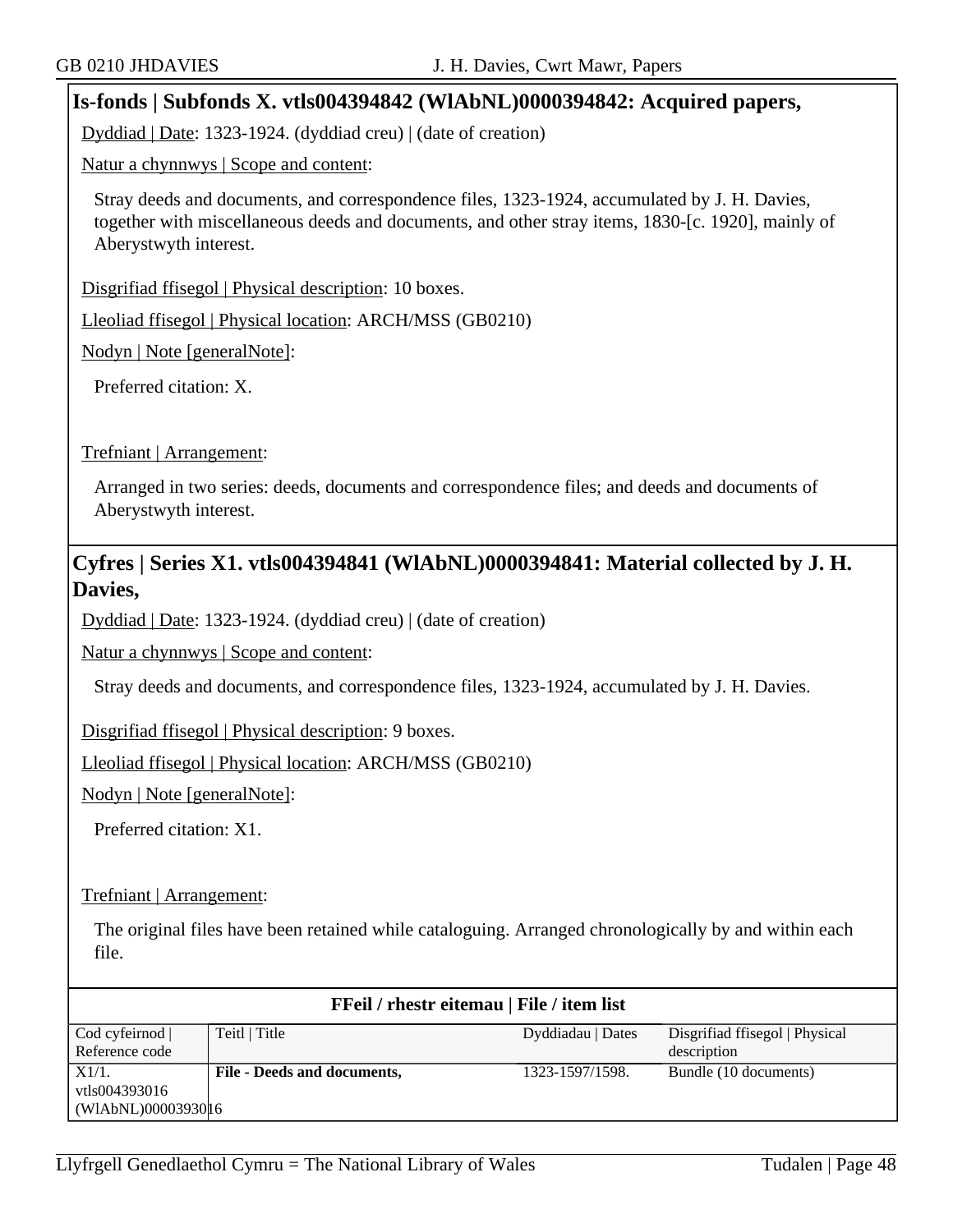## Is-fonds | Subfonds X. vtls004394842 (WlAbNL)0000394842: Acquired papers,

Dyddiad | Date: 1323-1924. (dyddiad creu) | (date of creation)

Natur a chynnwys | Scope and content:

Stray deeds and documents, and correspondence files, 1323-1924, accumulated by J. H. Davies, together with miscellaneous deeds and documents, and other stray items, 1830-[c. 1920], mainly of Aberystwyth interest.

Disgrifiad ffisegol | Physical description: 10 boxes.

Lleoliad ffisegol | Physical location: ARCH/MSS (GB0210)

Nodyn | Note [generalNote]:

Preferred citation: X.

Trefniant | Arrangement:

Arranged in two series: deeds, documents and correspondence files; and deeds and documents of Aberystwyth interest.

## Cyfres | Series X1. vtls004394841 (WlAbNL)0000394841: Material collected by J. H. Davies,

Dyddiad | Date: 1323-1924. (dyddiad creu) | (date of creation)

Natur a chynnwys | Scope and content:

Stray deeds and documents, and correspondence files, 1323-1924, accumulated by J. H. Davies.

Disgrifiad ffisegol | Physical description: 9 boxes.

Lleoliad ffisegol | Physical location: ARCH/MSS (GB0210)

Nodyn | Note [generalNote]:

Preferred citation: X1.

Trefniant | Arrangement:

The original files have been retained while cataloguing. Arranged chronologically by and within each file.

**FFeil / rhestr eitemau | File / item list**

| Cod cyfeirnod \| Reference code | Teitl \| Title | Dyddiadau \| Dates | Disgrifiad ffisegol \| Physical description |
|---|---|---|---|
| X1/1. vtls004393016 (WlAbNL)0000393016 | **File - Deeds and documents,** | 1323-1597/1598. | Bundle (10 documents) |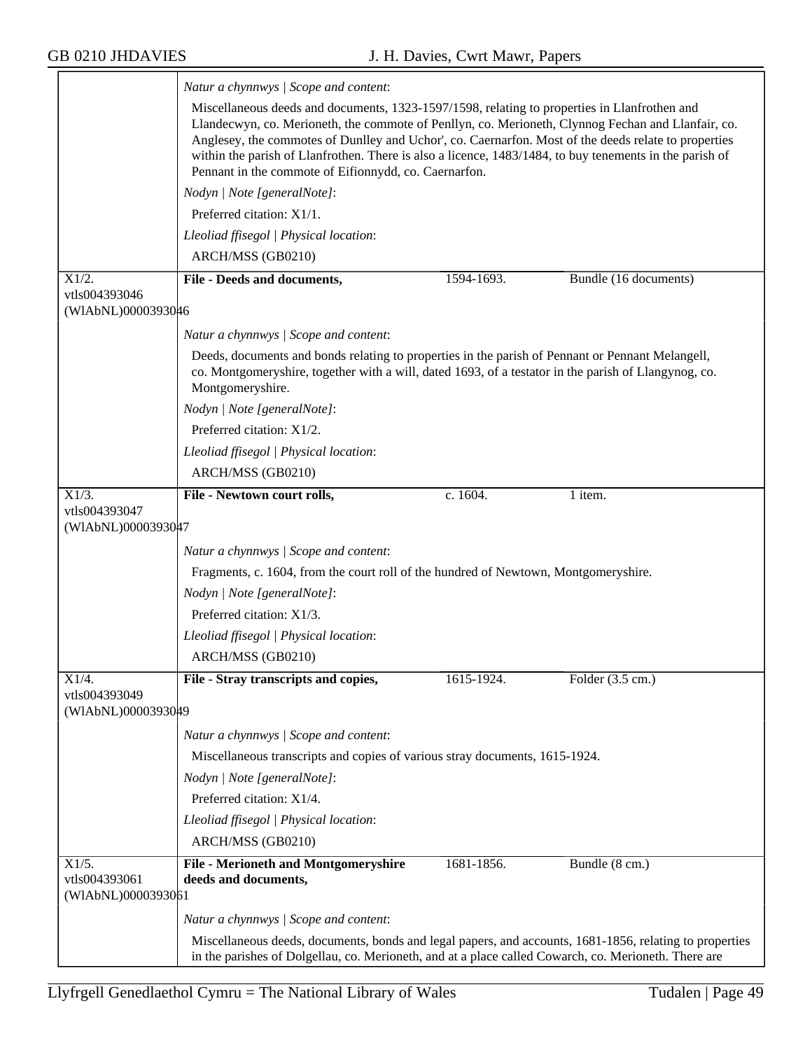*Natur a chynnwys | Scope and content*:

Miscellaneous deeds and documents, 1323-1597/1598, relating to properties in Llanfrothen and Llandecwyn, co. Merioneth, the commote of Penllyn, co. Merioneth, Clynnog Fechan and Llanfair, co. Anglesey, the commotes of Dunlley and Uchor', co. Caernarfon. Most of the deeds relate to properties within the parish of Llanfrothen. There is also a licence, 1483/1484, to buy tenements in the parish of Pennant in the commote of Eifionnydd, co. Caernarfon.

*Nodyn | Note [generalNote]*:

Preferred citation: X1/1.

*Lleoliad ffisegol | Physical location*:

ARCH/MSS (GB0210)

---

X1/2.
vtls004393046
(WlAbNL)0000393046

**File - Deeds and documents,** | 1594-1693. | Bundle (16 documents)

*Natur a chynnwys | Scope and content*:

Deeds, documents and bonds relating to properties in the parish of Pennant or Pennant Melangell, co. Montgomeryshire, together with a will, dated 1693, of a testator in the parish of Llangynog, co. Montgomeryshire.

*Nodyn | Note [generalNote]*:

Preferred citation: X1/2.

*Lleoliad ffisegol | Physical location*:

ARCH/MSS (GB0210)

---

X1/3.
vtls004393047
(WlAbNL)0000393047

**File - Newtown court rolls,** | c. 1604. | 1 item.

*Natur a chynnwys | Scope and content*:

Fragments, c. 1604, from the court roll of the hundred of Newtown, Montgomeryshire.

*Nodyn | Note [generalNote]*:

Preferred citation: X1/3.

*Lleoliad ffisegol | Physical location*:

ARCH/MSS (GB0210)

---

X1/4.
vtls004393049
(WlAbNL)0000393049

**File - Stray transcripts and copies,** | 1615-1924. | Folder (3.5 cm.)

*Natur a chynnwys | Scope and content*:

Miscellaneous transcripts and copies of various stray documents, 1615-1924.

*Nodyn | Note [generalNote]*:

Preferred citation: X1/4.

*Lleoliad ffisegol | Physical location*:

ARCH/MSS (GB0210)

---

X1/5.
vtls004393061
(WlAbNL)0000393061

**File - Merioneth and Montgomeryshire deeds and documents,** | 1681-1856. | Bundle (8 cm.)

*Natur a chynnwys | Scope and content*:

Miscellaneous deeds, documents, bonds and legal papers, and accounts, 1681-1856, relating to properties in the parishes of Dolgellau, co. Merioneth, and at a place called Cowarch, co. Merioneth. There are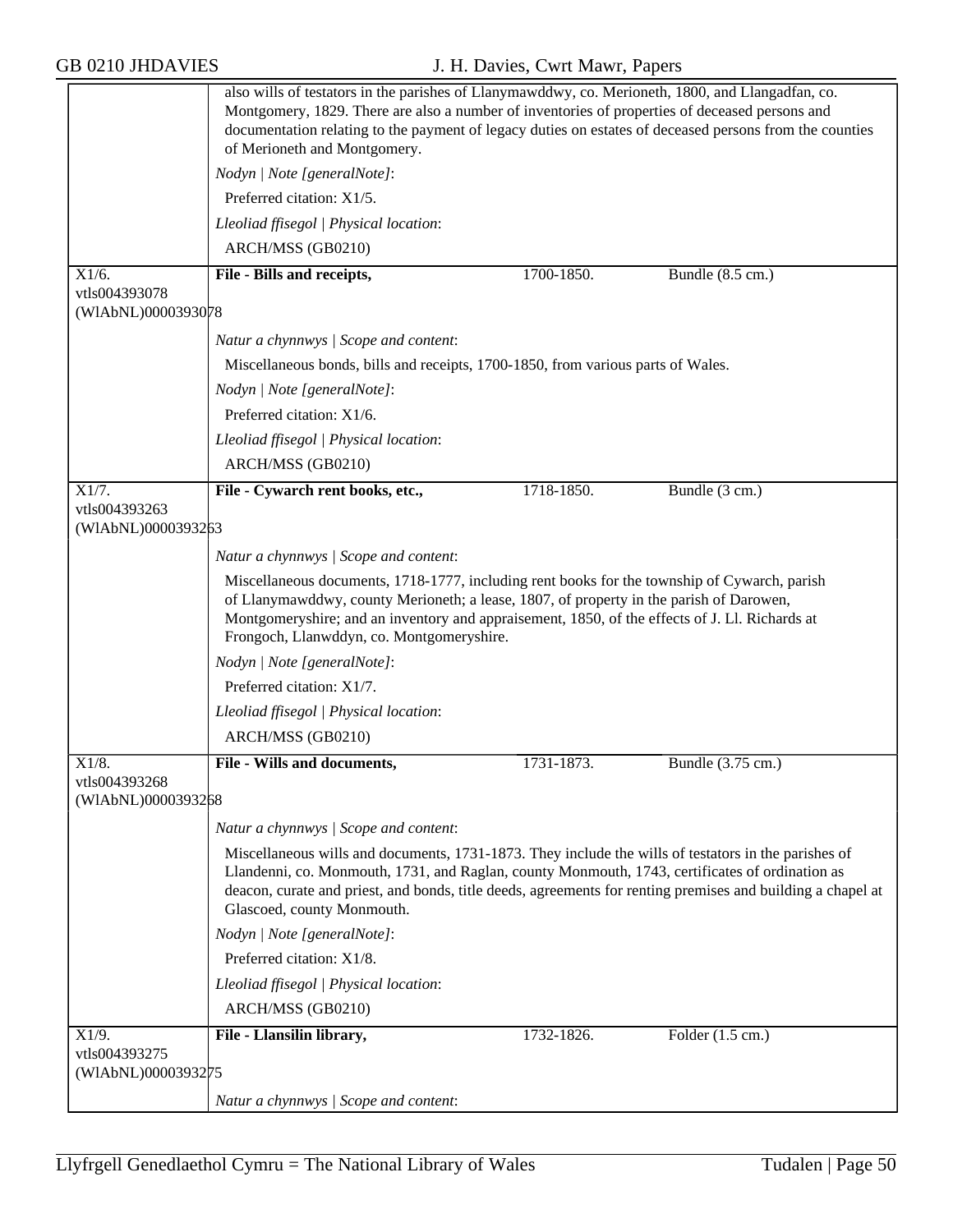also wills of testators in the parishes of Llanymawddwy, co. Merioneth, 1800, and Llangadfan, co. Montgomery, 1829. There are also a number of inventories of properties of deceased persons and documentation relating to the payment of legacy duties on estates of deceased persons from the counties of Merioneth and Montgomery.

*Nodyn | Note [generalNote]*:

Preferred citation: X1/5.

*Lleoliad ffisegol | Physical location*:

ARCH/MSS (GB0210)

---

X1/6.
vtls004393078
(WlAbNL)0000393078

**File - Bills and receipts,** 1700-1850. Bundle (8.5 cm.)

*Natur a chynnwys | Scope and content*:

Miscellaneous bonds, bills and receipts, 1700-1850, from various parts of Wales.

*Nodyn | Note [generalNote]*:

Preferred citation: X1/6.

*Lleoliad ffisegol | Physical location*:

ARCH/MSS (GB0210)

---

X1/7.
vtls004393263
(WlAbNL)0000393263

**File - Cywarch rent books, etc.,** 1718-1850. Bundle (3 cm.)

*Natur a chynnwys | Scope and content*:

Miscellaneous documents, 1718-1777, including rent books for the township of Cywarch, parish of Llanymawddwy, county Merioneth; a lease, 1807, of property in the parish of Darowen, Montgomeryshire; and an inventory and appraisement, 1850, of the effects of J. Ll. Richards at Frongoch, Llanwddyn, co. Montgomeryshire.

*Nodyn | Note [generalNote]*:

Preferred citation: X1/7.

*Lleoliad ffisegol | Physical location*:

ARCH/MSS (GB0210)

---

X1/8.
vtls004393268
(WlAbNL)0000393268

**File - Wills and documents,** 1731-1873. Bundle (3.75 cm.)

*Natur a chynnwys | Scope and content*:

Miscellaneous wills and documents, 1731-1873. They include the wills of testators in the parishes of Llandenni, co. Monmouth, 1731, and Raglan, county Monmouth, 1743, certificates of ordination as deacon, curate and priest, and bonds, title deeds, agreements for renting premises and building a chapel at Glascoed, county Monmouth.

*Nodyn | Note [generalNote]*:

Preferred citation: X1/8.

*Lleoliad ffisegol | Physical location*:

ARCH/MSS (GB0210)

---

X1/9.
vtls004393275
(WlAbNL)0000393275

**File - Llansilin library,** 1732-1826. Folder (1.5 cm.)

*Natur a chynnwys | Scope and content*: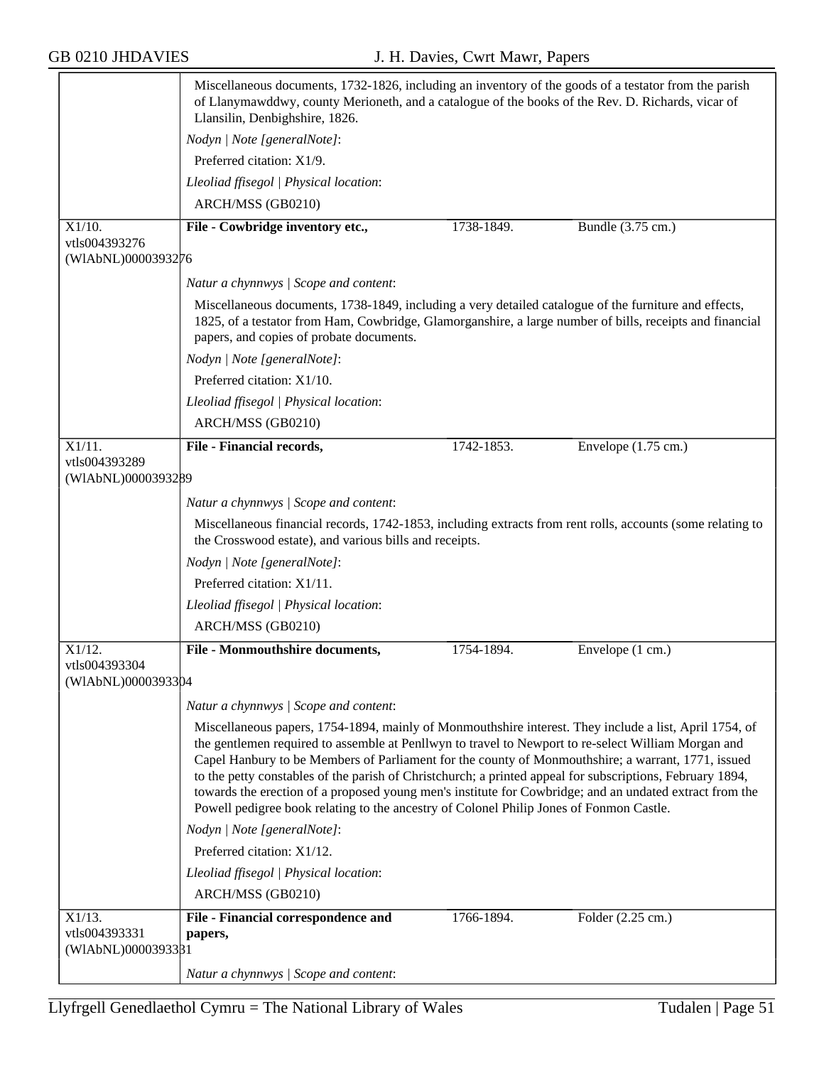Miscellaneous documents, 1732-1826, including an inventory of the goods of a testator from the parish of Llanymawddwy, county Merioneth, and a catalogue of the books of the Rev. D. Richards, vicar of Llansilin, Denbighshire, 1826.

*Nodyn | Note [generalNote]*:

Preferred citation: X1/9.

*Lleoliad ffisegol | Physical location*:

ARCH/MSS (GB0210)

| X1/10. vtls004393276 (WlAbNL)0000393276 | **File - Cowbridge inventory etc.,** | 1738-1849. | Bundle (3.75 cm.) |
|---|---|---|---|

*Natur a chynnwys | Scope and content*:

Miscellaneous documents, 1738-1849, including a very detailed catalogue of the furniture and effects, 1825, of a testator from Ham, Cowbridge, Glamorganshire, a large number of bills, receipts and financial papers, and copies of probate documents.

*Nodyn | Note [generalNote]*:

Preferred citation: X1/10.

*Lleoliad ffisegol | Physical location*:

ARCH/MSS (GB0210)

| X1/11. vtls004393289 (WlAbNL)0000393289 | **File - Financial records,** | 1742-1853. | Envelope (1.75 cm.) |
|---|---|---|---|

*Natur a chynnwys | Scope and content*:

Miscellaneous financial records, 1742-1853, including extracts from rent rolls, accounts (some relating to the Crosswood estate), and various bills and receipts.

*Nodyn | Note [generalNote]*:

Preferred citation: X1/11.

*Lleoliad ffisegol | Physical location*:

ARCH/MSS (GB0210)

| X1/12. vtls004393304 (WlAbNL)0000393304 | **File - Monmouthshire documents,** | 1754-1894. | Envelope (1 cm.) |
|---|---|---|---|

*Natur a chynnwys | Scope and content*:

Miscellaneous papers, 1754-1894, mainly of Monmouthshire interest. They include a list, April 1754, of the gentlemen required to assemble at Penllwyn to travel to Newport to re-select William Morgan and Capel Hanbury to be Members of Parliament for the county of Monmouthshire; a warrant, 1771, issued to the petty constables of the parish of Christchurch; a printed appeal for subscriptions, February 1894, towards the erection of a proposed young men's institute for Cowbridge; and an undated extract from the Powell pedigree book relating to the ancestry of Colonel Philip Jones of Fonmon Castle.

*Nodyn | Note [generalNote]*:

Preferred citation: X1/12.

*Lleoliad ffisegol | Physical location*:

ARCH/MSS (GB0210)

| X1/13. vtls004393331 (WlAbNL)0000393331 | **File - Financial correspondence and papers,** | 1766-1894. | Folder (2.25 cm.) |
|---|---|---|---|

*Natur a chynnwys | Scope and content*: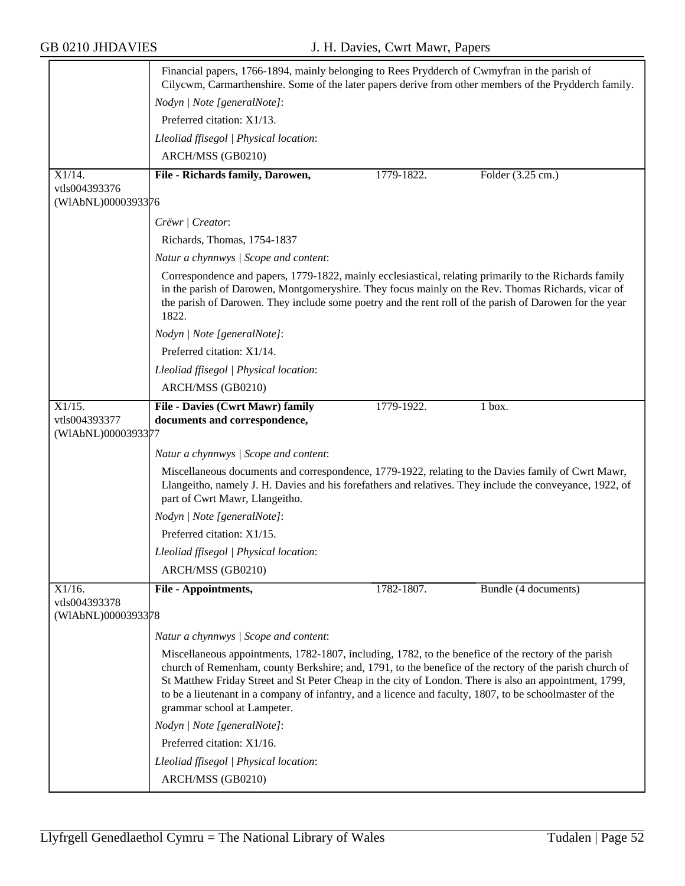Financial papers, 1766-1894, mainly belonging to Rees Prydderch of Cwmyfran in the parish of Cilycwm, Carmarthenshire. Some of the later papers derive from other members of the Prydderch family.

*Nodyn | Note [generalNote]*:

Preferred citation: X1/13.

*Lleoliad ffisegol | Physical location*:

ARCH/MSS (GB0210)

---

X1/14.
vtls004393376
(WlAbNL)0000393376

**File - Richards family, Darowen,** 1779-1822. Folder (3.25 cm.)

*Crëwr | Creator*:

Richards, Thomas, 1754-1837

*Natur a chynnwys | Scope and content*:

Correspondence and papers, 1779-1822, mainly ecclesiastical, relating primarily to the Richards family in the parish of Darowen, Montgomeryshire. They focus mainly on the Rev. Thomas Richards, vicar of the parish of Darowen. They include some poetry and the rent roll of the parish of Darowen for the year 1822.

*Nodyn | Note [generalNote]*:

Preferred citation: X1/14.

*Lleoliad ffisegol | Physical location*:

ARCH/MSS (GB0210)

---

X1/15.
vtls004393377
(WlAbNL)0000393377

**File - Davies (Cwrt Mawr) family documents and correspondence,** 1779-1922. 1 box.

*Natur a chynnwys | Scope and content*:

Miscellaneous documents and correspondence, 1779-1922, relating to the Davies family of Cwrt Mawr, Llangeitho, namely J. H. Davies and his forefathers and relatives. They include the conveyance, 1922, of part of Cwrt Mawr, Llangeitho.

*Nodyn | Note [generalNote]*:

Preferred citation: X1/15.

*Lleoliad ffisegol | Physical location*:

ARCH/MSS (GB0210)

---

X1/16.
vtls004393378
(WlAbNL)0000393378

**File - Appointments,** 1782-1807. Bundle (4 documents)

*Natur a chynnwys | Scope and content*:

Miscellaneous appointments, 1782-1807, including, 1782, to the benefice of the rectory of the parish church of Remenham, county Berkshire; and, 1791, to the benefice of the rectory of the parish church of St Matthew Friday Street and St Peter Cheap in the city of London. There is also an appointment, 1799, to be a lieutenant in a company of infantry, and a licence and faculty, 1807, to be schoolmaster of the grammar school at Lampeter.

*Nodyn | Note [generalNote]*:

Preferred citation: X1/16.

*Lleoliad ffisegol | Physical location*:

ARCH/MSS (GB0210)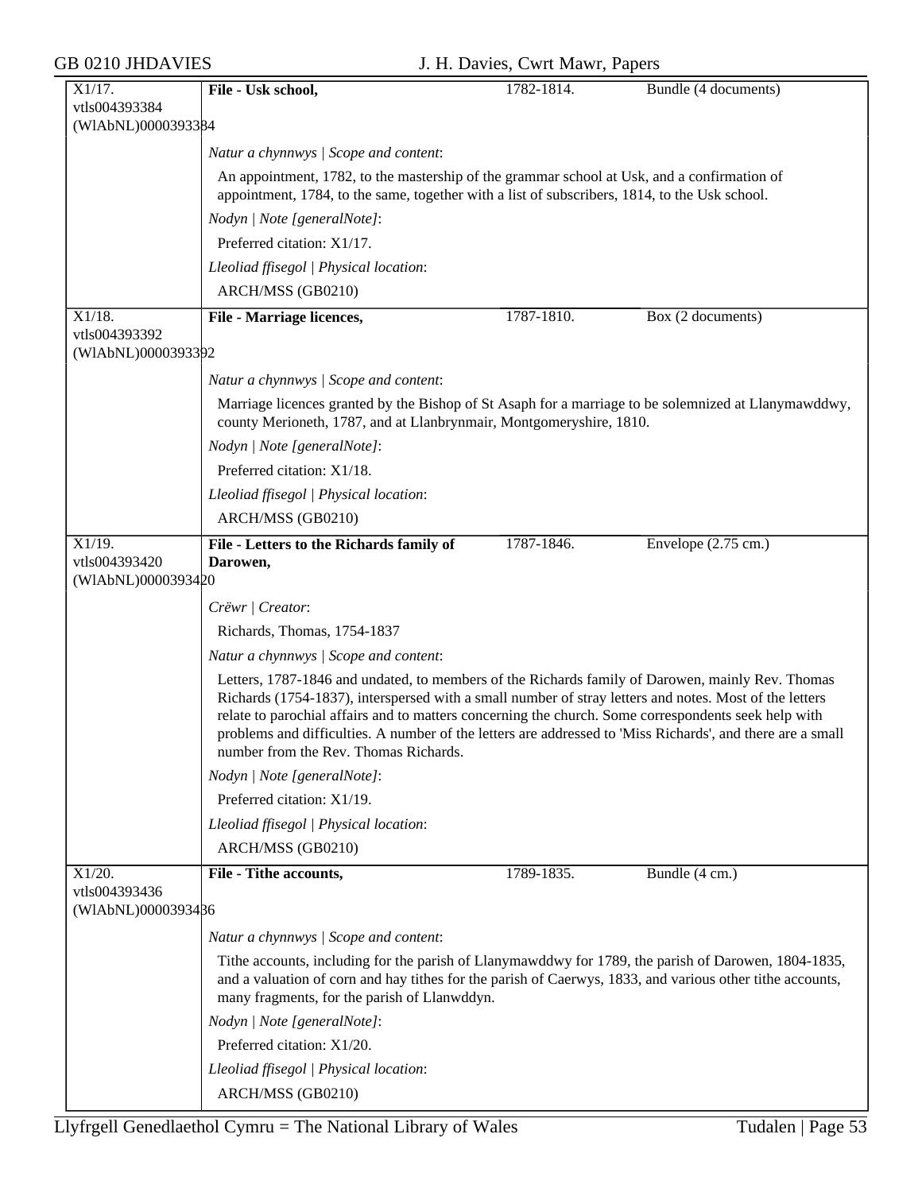| X1/17. vtls004393384 (WlAbNL)0000393384 | **File - Usk school,** | 1782-1814. | Bundle (4 documents) |
|---|---|---|---|

*Natur a chynnwys | Scope and content*:

An appointment, 1782, to the mastership of the grammar school at Usk, and a confirmation of appointment, 1784, to the same, together with a list of subscribers, 1814, to the Usk school.

*Nodyn | Note [generalNote]*:

Preferred citation: X1/17.

*Lleoliad ffisegol | Physical location*:

ARCH/MSS (GB0210)

| X1/18. vtls004393392 (WlAbNL)0000393392 | **File - Marriage licences,** | 1787-1810. | Box (2 documents) |
|---|---|---|---|

*Natur a chynnwys | Scope and content*:

Marriage licences granted by the Bishop of St Asaph for a marriage to be solemnized at Llanymawddwy, county Merioneth, 1787, and at Llanbrynmair, Montgomeryshire, 1810.

*Nodyn | Note [generalNote]*:

Preferred citation: X1/18.

*Lleoliad ffisegol | Physical location*:

ARCH/MSS (GB0210)

| X1/19. vtls004393420 (WlAbNL)0000393420 | **File - Letters to the Richards family of Darowen,** | 1787-1846. | Envelope (2.75 cm.) |
|---|---|---|---|

*Crëwr | Creator*:

Richards, Thomas, 1754-1837

*Natur a chynnwys | Scope and content*:

Letters, 1787-1846 and undated, to members of the Richards family of Darowen, mainly Rev. Thomas Richards (1754-1837), interspersed with a small number of stray letters and notes. Most of the letters relate to parochial affairs and to matters concerning the church. Some correspondents seek help with problems and difficulties. A number of the letters are addressed to 'Miss Richards', and there are a small number from the Rev. Thomas Richards.

*Nodyn | Note [generalNote]*:

Preferred citation: X1/19.

*Lleoliad ffisegol | Physical location*:

ARCH/MSS (GB0210)

| X1/20. vtls004393436 (WlAbNL)0000393436 | **File - Tithe accounts,** | 1789-1835. | Bundle (4 cm.) |
|---|---|---|---|

*Natur a chynnwys | Scope and content*:

Tithe accounts, including for the parish of Llanymawddwy for 1789, the parish of Darowen, 1804-1835, and a valuation of corn and hay tithes for the parish of Caerwys, 1833, and various other tithe accounts, many fragments, for the parish of Llanwddyn.

*Nodyn | Note [generalNote]*:

Preferred citation: X1/20.

*Lleoliad ffisegol | Physical location*:

ARCH/MSS (GB0210)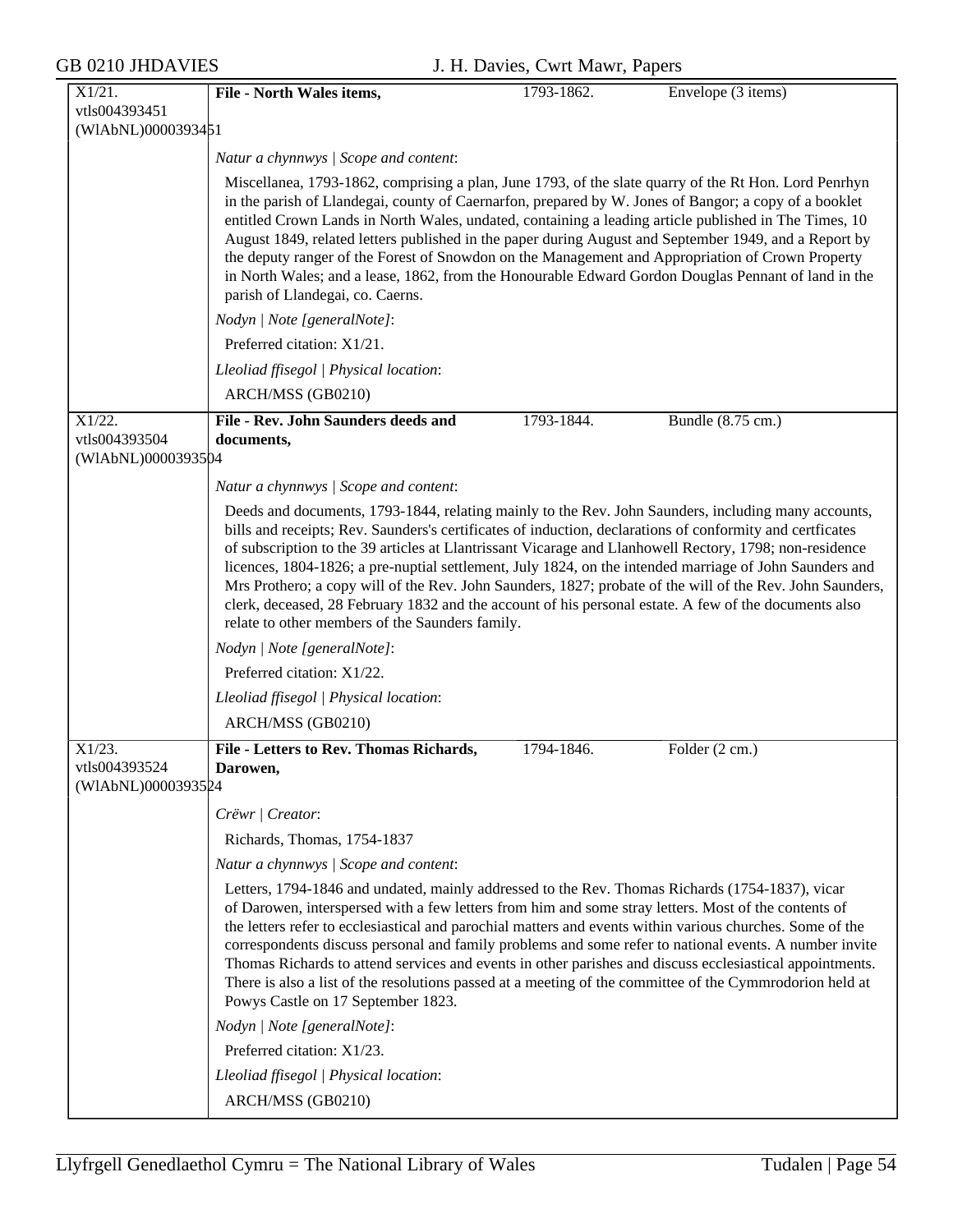**X1/21.**
vtls004393451
(WlAbNL)0000393451

**File - North Wales items,** 1793-1862. Envelope (3 items)

*Natur a chynnwys | Scope and content*:

Miscellanea, 1793-1862, comprising a plan, June 1793, of the slate quarry of the Rt Hon. Lord Penrhyn in the parish of Llandegai, county of Caernarfon, prepared by W. Jones of Bangor; a copy of a booklet entitled Crown Lands in North Wales, undated, containing a leading article published in The Times, 10 August 1849, related letters published in the paper during August and September 1949, and a Report by the deputy ranger of the Forest of Snowdon on the Management and Appropriation of Crown Property in North Wales; and a lease, 1862, from the Honourable Edward Gordon Douglas Pennant of land in the parish of Llandegai, co. Caerns.

*Nodyn | Note [generalNote]*:

Preferred citation: X1/21.

*Lleoliad ffisegol | Physical location*:

ARCH/MSS (GB0210)

---

**X1/22.**
vtls004393504
(WlAbNL)0000393504

**File - Rev. John Saunders deeds and documents,** 1793-1844. Bundle (8.75 cm.)

*Natur a chynnwys | Scope and content*:

Deeds and documents, 1793-1844, relating mainly to the Rev. John Saunders, including many accounts, bills and receipts; Rev. Saunders's certificates of induction, declarations of conformity and certficates of subscription to the 39 articles at Llantrissant Vicarage and Llanhowell Rectory, 1798; non-residence licences, 1804-1826; a pre-nuptial settlement, July 1824, on the intended marriage of John Saunders and Mrs Prothero; a copy will of the Rev. John Saunders, 1827; probate of the will of the Rev. John Saunders, clerk, deceased, 28 February 1832 and the account of his personal estate. A few of the documents also relate to other members of the Saunders family.

*Nodyn | Note [generalNote]*:

Preferred citation: X1/22.

*Lleoliad ffisegol | Physical location*:

ARCH/MSS (GB0210)

---

**X1/23.**
vtls004393524
(WlAbNL)0000393524

**File - Letters to Rev. Thomas Richards, Darowen,** 1794-1846. Folder (2 cm.)

*Crëwr | Creator*:

Richards, Thomas, 1754-1837

*Natur a chynnwys | Scope and content*:

Letters, 1794-1846 and undated, mainly addressed to the Rev. Thomas Richards (1754-1837), vicar of Darowen, interspersed with a few letters from him and some stray letters. Most of the contents of the letters refer to ecclesiastical and parochial matters and events within various churches. Some of the correspondents discuss personal and family problems and some refer to national events. A number invite Thomas Richards to attend services and events in other parishes and discuss ecclesiastical appointments. There is also a list of the resolutions passed at a meeting of the committee of the Cymmrodorion held at Powys Castle on 17 September 1823.

*Nodyn | Note [generalNote]*:

Preferred citation: X1/23.

*Lleoliad ffisegol | Physical location*:

ARCH/MSS (GB0210)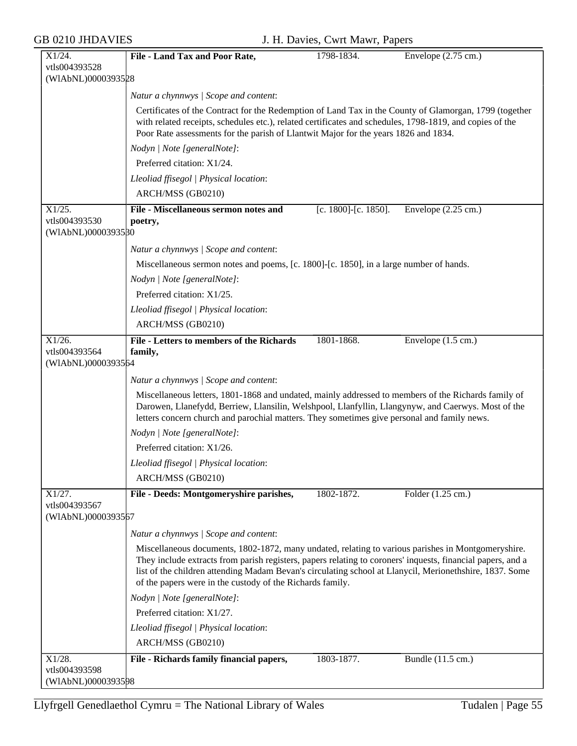| X1/24.<br>vtls004393528<br>(WlAbNL)0000393528 | **File - Land Tax and Poor Rate,** | 1798-1834. | Envelope (2.75 cm.) |
|---|---|---|---|

*Natur a chynnwys | Scope and content*:

Certificates of the Contract for the Redemption of Land Tax in the County of Glamorgan, 1799 (together with related receipts, schedules etc.), related certificates and schedules, 1798-1819, and copies of the Poor Rate assessments for the parish of Llantwit Major for the years 1826 and 1834.

*Nodyn | Note [generalNote]*:

Preferred citation: X1/24.

*Lleoliad ffisegol | Physical location*:

ARCH/MSS (GB0210)

| X1/25.<br>vtls004393530<br>(WlAbNL)0000393530 | **File - Miscellaneous sermon notes and poetry,** | [c. 1800]-[c. 1850]. | Envelope (2.25 cm.) |
|---|---|---|---|

*Natur a chynnwys | Scope and content*:

Miscellaneous sermon notes and poems, [c. 1800]-[c. 1850], in a large number of hands.

*Nodyn | Note [generalNote]*:

Preferred citation: X1/25.

*Lleoliad ffisegol | Physical location*:

ARCH/MSS (GB0210)

| X1/26.<br>vtls004393564<br>(WlAbNL)0000393564 | **File - Letters to members of the Richards family,** | 1801-1868. | Envelope (1.5 cm.) |
|---|---|---|---|

*Natur a chynnwys | Scope and content*:

Miscellaneous letters, 1801-1868 and undated, mainly addressed to members of the Richards family of Darowen, Llanefydd, Berriew, Llansilin, Welshpool, Llanfyllin, Llangynyw, and Caerwys. Most of the letters concern church and parochial matters. They sometimes give personal and family news.

*Nodyn | Note [generalNote]*:

Preferred citation: X1/26.

*Lleoliad ffisegol | Physical location*:

ARCH/MSS (GB0210)

| X1/27.<br>vtls004393567<br>(WlAbNL)0000393567 | **File - Deeds: Montgomeryshire parishes,** | 1802-1872. | Folder (1.25 cm.) |
|---|---|---|---|

*Natur a chynnwys | Scope and content*:

Miscellaneous documents, 1802-1872, many undated, relating to various parishes in Montgomeryshire. They include extracts from parish registers, papers relating to coroners' inquests, financial papers, and a list of the children attending Madam Bevan's circulating school at Llanycil, Merionethshire, 1837. Some of the papers were in the custody of the Richards family.

*Nodyn | Note [generalNote]*:

Preferred citation: X1/27.

*Lleoliad ffisegol | Physical location*:

ARCH/MSS (GB0210)

| X1/28.<br>vtls004393598<br>(WlAbNL)0000393598 | **File - Richards family financial papers,** | 1803-1877. | Bundle (11.5 cm.) |
|---|---|---|---|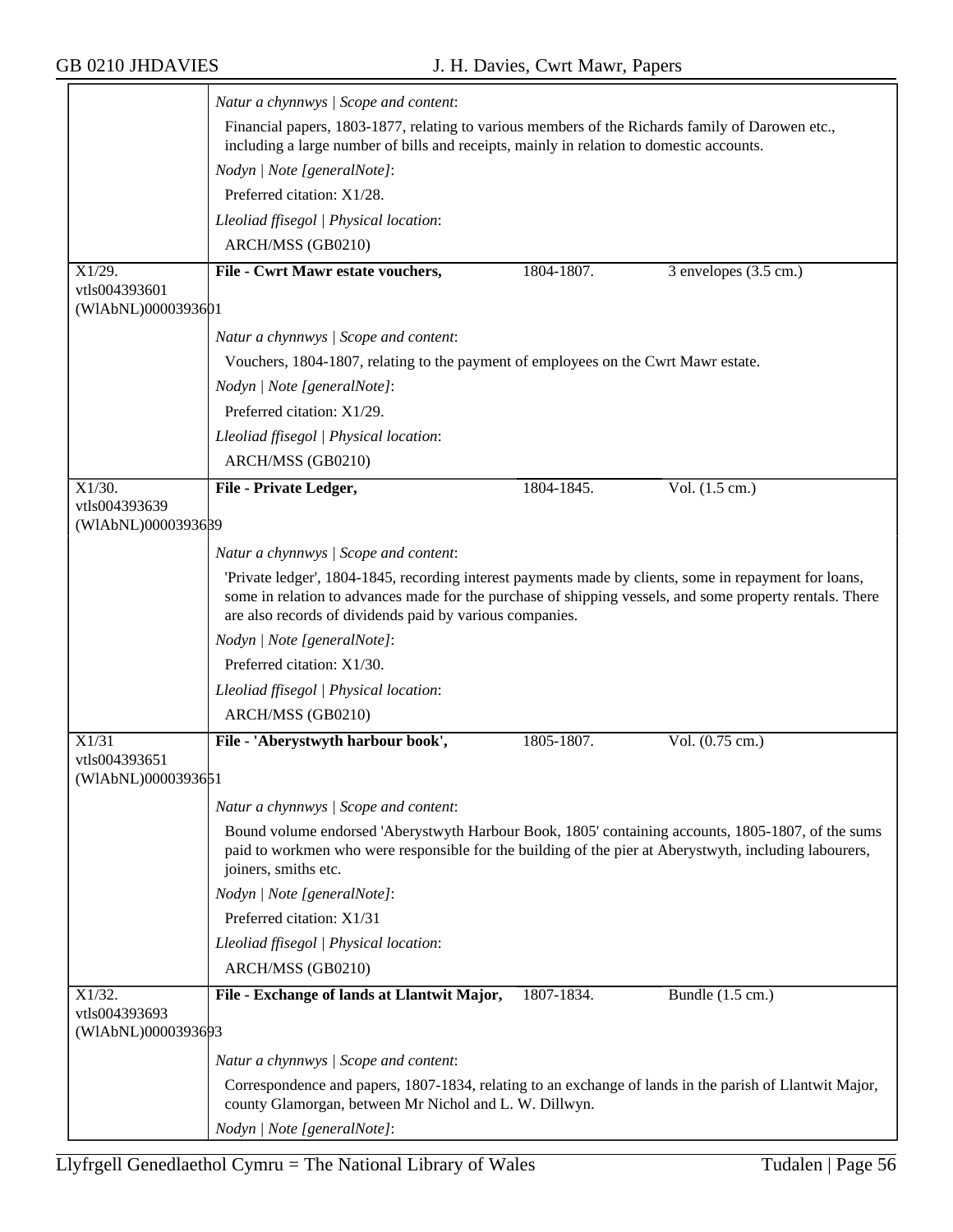*Natur a chynnwys | Scope and content*:

Financial papers, 1803-1877, relating to various members of the Richards family of Darowen etc., including a large number of bills and receipts, mainly in relation to domestic accounts.

*Nodyn | Note [generalNote]*:

Preferred citation: X1/28.

*Lleoliad ffisegol | Physical location*:

ARCH/MSS (GB0210)

---

X1/29.
vtls004393601
(WlAbNL)0000393601

**File - Cwrt Mawr estate vouchers,** | 1804-1807. | 3 envelopes (3.5 cm.)

*Natur a chynnwys | Scope and content*:

Vouchers, 1804-1807, relating to the payment of employees on the Cwrt Mawr estate.

*Nodyn | Note [generalNote]*:

Preferred citation: X1/29.

*Lleoliad ffisegol | Physical location*:

ARCH/MSS (GB0210)

---

X1/30.
vtls004393639
(WlAbNL)0000393639

**File - Private Ledger,** | 1804-1845. | Vol. (1.5 cm.)

*Natur a chynnwys | Scope and content*:

'Private ledger', 1804-1845, recording interest payments made by clients, some in repayment for loans, some in relation to advances made for the purchase of shipping vessels, and some property rentals. There are also records of dividends paid by various companies.

*Nodyn | Note [generalNote]*:

Preferred citation: X1/30.

*Lleoliad ffisegol | Physical location*:

ARCH/MSS (GB0210)

---

X1/31
vtls004393651
(WlAbNL)0000393651

**File - 'Aberystwyth harbour book',** | 1805-1807. | Vol. (0.75 cm.)

*Natur a chynnwys | Scope and content*:

Bound volume endorsed 'Aberystwyth Harbour Book, 1805' containing accounts, 1805-1807, of the sums paid to workmen who were responsible for the building of the pier at Aberystwyth, including labourers, joiners, smiths etc.

*Nodyn | Note [generalNote]*:

Preferred citation: X1/31

*Lleoliad ffisegol | Physical location*:

ARCH/MSS (GB0210)

---

X1/32.
vtls004393693
(WlAbNL)0000393693

**File - Exchange of lands at Llantwit Major,** | 1807-1834. | Bundle (1.5 cm.)

*Natur a chynnwys | Scope and content*:

Correspondence and papers, 1807-1834, relating to an exchange of lands in the parish of Llantwit Major, county Glamorgan, between Mr Nichol and L. W. Dillwyn.

*Nodyn | Note [generalNote]*: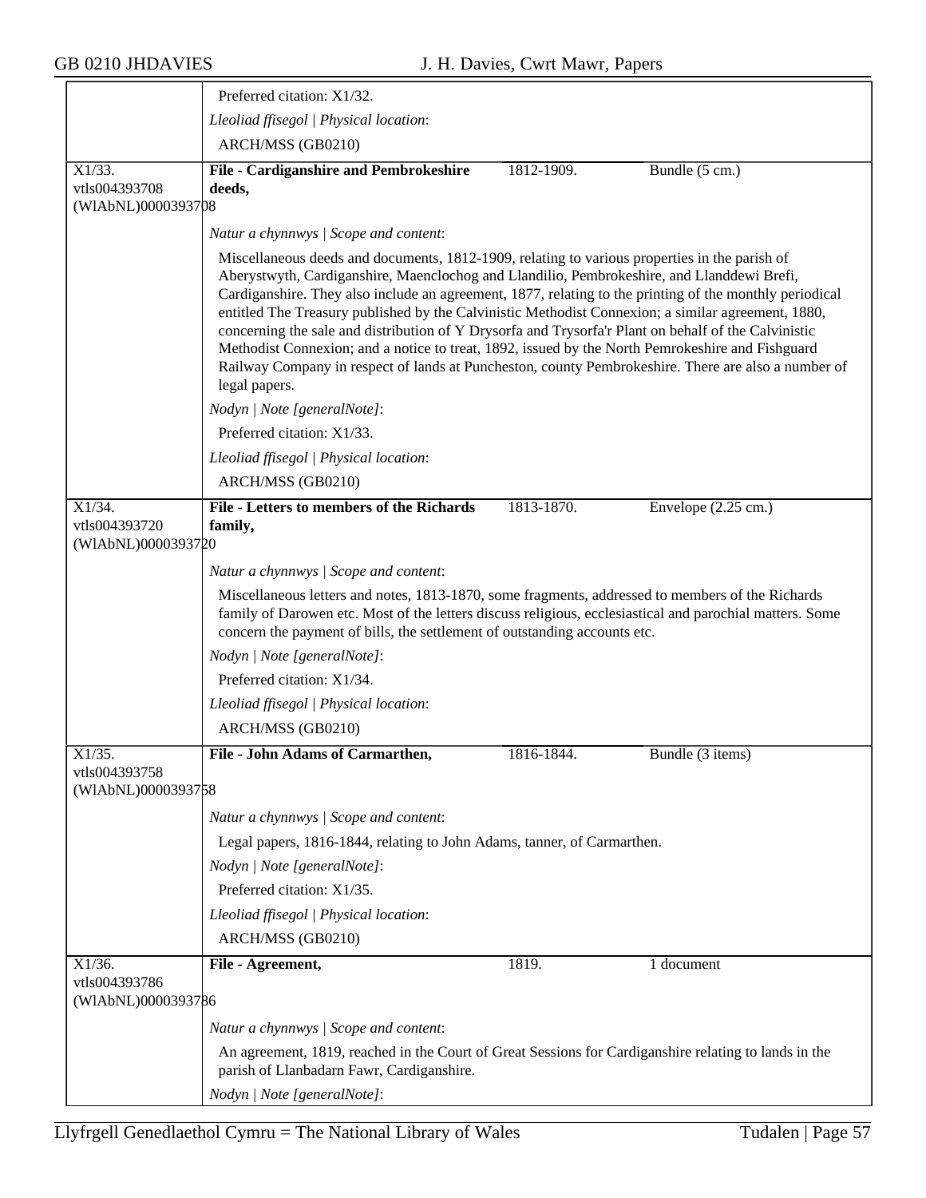Preferred citation: X1/32.

*Lleoliad ffisegol | Physical location*:

ARCH/MSS (GB0210)

| X1/33. vtls004393708 (WlAbNL)0000393708 | **File - Cardiganshire and Pembrokeshire deeds,** | 1812-1909. | Bundle (5 cm.) |
|---|---|---|---|

*Natur a chynnwys | Scope and content*:

Miscellaneous deeds and documents, 1812-1909, relating to various properties in the parish of Aberystwyth, Cardiganshire, Maenclochog and Llandilio, Pembrokeshire, and Llanddewi Brefi, Cardiganshire. They also include an agreement, 1877, relating to the printing of the monthly periodical entitled The Treasury published by the Calvinistic Methodist Connexion; a similar agreement, 1880, concerning the sale and distribution of Y Drysorfa and Trysorfa'r Plant on behalf of the Calvinistic Methodist Connexion; and a notice to treat, 1892, issued by the North Pemrokeshire and Fishguard Railway Company in respect of lands at Puncheston, county Pembrokeshire. There are also a number of legal papers.

*Nodyn | Note [generalNote]*:

Preferred citation: X1/33.

*Lleoliad ffisegol | Physical location*:

ARCH/MSS (GB0210)

| X1/34. vtls004393720 (WlAbNL)0000393720 | **File - Letters to members of the Richards family,** | 1813-1870. | Envelope (2.25 cm.) |
|---|---|---|---|

*Natur a chynnwys | Scope and content*:

Miscellaneous letters and notes, 1813-1870, some fragments, addressed to members of the Richards family of Darowen etc. Most of the letters discuss religious, ecclesiastical and parochial matters. Some concern the payment of bills, the settlement of outstanding accounts etc.

*Nodyn | Note [generalNote]*:

Preferred citation: X1/34.

*Lleoliad ffisegol | Physical location*:

ARCH/MSS (GB0210)

| X1/35. vtls004393758 (WlAbNL)0000393758 | **File - John Adams of Carmarthen,** | 1816-1844. | Bundle (3 items) |
|---|---|---|---|

*Natur a chynnwys | Scope and content*:

Legal papers, 1816-1844, relating to John Adams, tanner, of Carmarthen.

*Nodyn | Note [generalNote]*:

Preferred citation: X1/35.

*Lleoliad ffisegol | Physical location*:

ARCH/MSS (GB0210)

| X1/36. vtls004393786 (WlAbNL)0000393786 | **File - Agreement,** | 1819. | 1 document |
|---|---|---|---|

*Natur a chynnwys | Scope and content*:

An agreement, 1819, reached in the Court of Great Sessions for Cardiganshire relating to lands in the parish of Llanbadarn Fawr, Cardiganshire.

*Nodyn | Note [generalNote]*: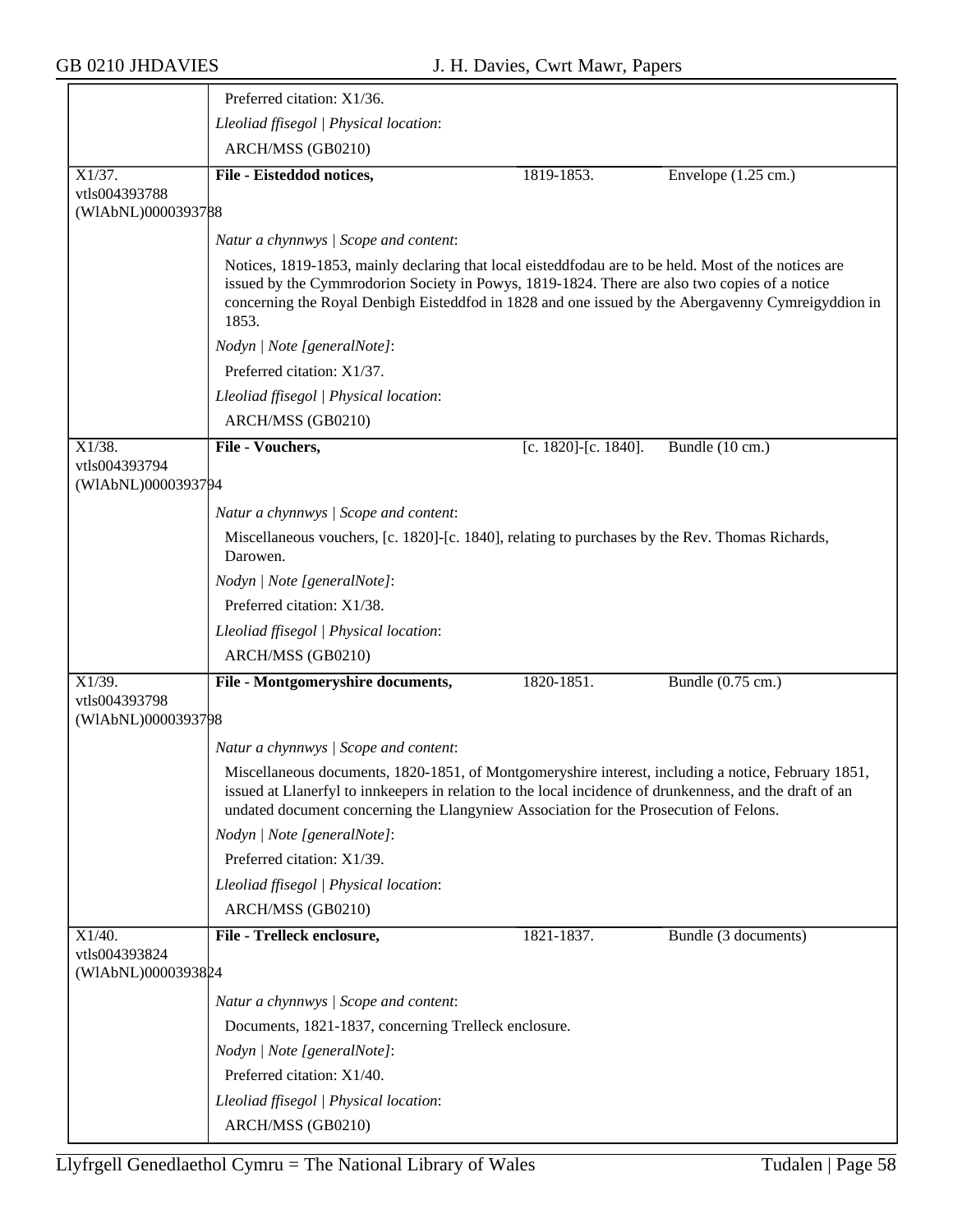Preferred citation: X1/36.

*Lleoliad ffisegol | Physical location*:

ARCH/MSS (GB0210)

| X1/37. vtls004393788 (WlAbNL)0000393788 | **File - Eisteddod notices,** | 1819-1853. | Envelope (1.25 cm.) |
|---|---|---|---|

*Natur a chynnwys | Scope and content*:

Notices, 1819-1853, mainly declaring that local eisteddfodau are to be held. Most of the notices are issued by the Cymmrodorion Society in Powys, 1819-1824. There are also two copies of a notice concerning the Royal Denbigh Eisteddfod in 1828 and one issued by the Abergavenny Cymreigyddion in 1853.

*Nodyn | Note [generalNote]*:

Preferred citation: X1/37.

*Lleoliad ffisegol | Physical location*:

ARCH/MSS (GB0210)

| X1/38. vtls004393794 (WlAbNL)0000393794 | **File - Vouchers,** | [c. 1820]-[c. 1840]. | Bundle (10 cm.) |
|---|---|---|---|

*Natur a chynnwys | Scope and content*:

Miscellaneous vouchers, [c. 1820]-[c. 1840], relating to purchases by the Rev. Thomas Richards, Darowen.

*Nodyn | Note [generalNote]*:

Preferred citation: X1/38.

*Lleoliad ffisegol | Physical location*:

ARCH/MSS (GB0210)

| X1/39. vtls004393798 (WlAbNL)0000393798 | **File - Montgomeryshire documents,** | 1820-1851. | Bundle (0.75 cm.) |
|---|---|---|---|

*Natur a chynnwys | Scope and content*:

Miscellaneous documents, 1820-1851, of Montgomeryshire interest, including a notice, February 1851, issued at Llanerfyl to innkeepers in relation to the local incidence of drunkenness, and the draft of an undated document concerning the Llangyniew Association for the Prosecution of Felons.

*Nodyn | Note [generalNote]*:

Preferred citation: X1/39.

*Lleoliad ffisegol | Physical location*:

ARCH/MSS (GB0210)

| X1/40. vtls004393824 (WlAbNL)0000393824 | **File - Trelleck enclosure,** | 1821-1837. | Bundle (3 documents) |
|---|---|---|---|

*Natur a chynnwys | Scope and content*:

Documents, 1821-1837, concerning Trelleck enclosure.

*Nodyn | Note [generalNote]*:

Preferred citation: X1/40.

*Lleoliad ffisegol | Physical location*:

ARCH/MSS (GB0210)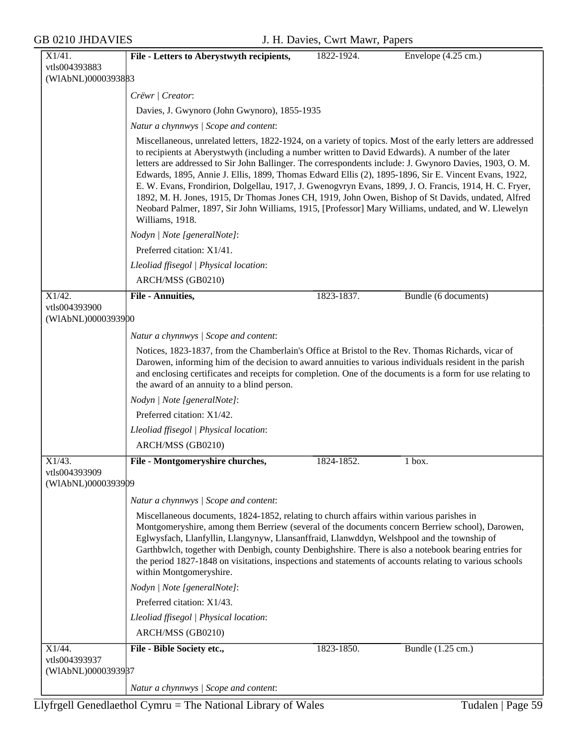| X1/41. vtls004393883 (WlAbNL)0000393883 | **File - Letters to Aberystwyth recipients,** | 1822-1924. | Envelope (4.25 cm.) |
|---|---|---|---|

*Crëwr | Creator*:

Davies, J. Gwynoro (John Gwynoro), 1855-1935

*Natur a chynnwys | Scope and content*:

Miscellaneous, unrelated letters, 1822-1924, on a variety of topics. Most of the early letters are addressed to recipients at Aberystwyth (including a number written to David Edwards). A number of the later letters are addressed to Sir John Ballinger. The correspondents include: J. Gwynoro Davies, 1903, O. M. Edwards, 1895, Annie J. Ellis, 1899, Thomas Edward Ellis (2), 1895-1896, Sir E. Vincent Evans, 1922, E. W. Evans, Frondirion, Dolgellau, 1917, J. Gwenogvryn Evans, 1899, J. O. Francis, 1914, H. C. Fryer, 1892, M. H. Jones, 1915, Dr Thomas Jones CH, 1919, John Owen, Bishop of St Davids, undated, Alfred Neobard Palmer, 1897, Sir John Williams, 1915, [Professor] Mary Williams, undated, and W. Llewelyn Williams, 1918.

*Nodyn | Note [generalNote]*:

Preferred citation: X1/41.

*Lleoliad ffisegol | Physical location*:

ARCH/MSS (GB0210)

| X1/42. vtls004393900 (WlAbNL)0000393900 | **File - Annuities,** | 1823-1837. | Bundle (6 documents) |
|---|---|---|---|

*Natur a chynnwys | Scope and content*:

Notices, 1823-1837, from the Chamberlain's Office at Bristol to the Rev. Thomas Richards, vicar of Darowen, informing him of the decision to award annuities to various individuals resident in the parish and enclosing certificates and receipts for completion. One of the documents is a form for use relating to the award of an annuity to a blind person.

*Nodyn | Note [generalNote]*:

Preferred citation: X1/42.

*Lleoliad ffisegol | Physical location*:

ARCH/MSS (GB0210)

| X1/43. vtls004393909 (WlAbNL)0000393909 | **File - Montgomeryshire churches,** | 1824-1852. | 1 box. |
|---|---|---|---|

*Natur a chynnwys | Scope and content*:

Miscellaneous documents, 1824-1852, relating to church affairs within various parishes in Montgomeryshire, among them Berriew (several of the documents concern Berriew school), Darowen, Eglwysfach, Llanfyllin, Llangynyw, Llansanffraid, Llanwddyn, Welshpool and the township of Garthbwlch, together with Denbigh, county Denbighshire. There is also a notebook bearing entries for the period 1827-1848 on visitations, inspections and statements of accounts relating to various schools within Montgomeryshire.

*Nodyn | Note [generalNote]*:

Preferred citation: X1/43.

*Lleoliad ffisegol | Physical location*:

ARCH/MSS (GB0210)

| X1/44. vtls004393937 (WlAbNL)0000393937 | **File - Bible Society etc.,** | 1823-1850. | Bundle (1.25 cm.) |
|---|---|---|---|

*Natur a chynnwys | Scope and content*: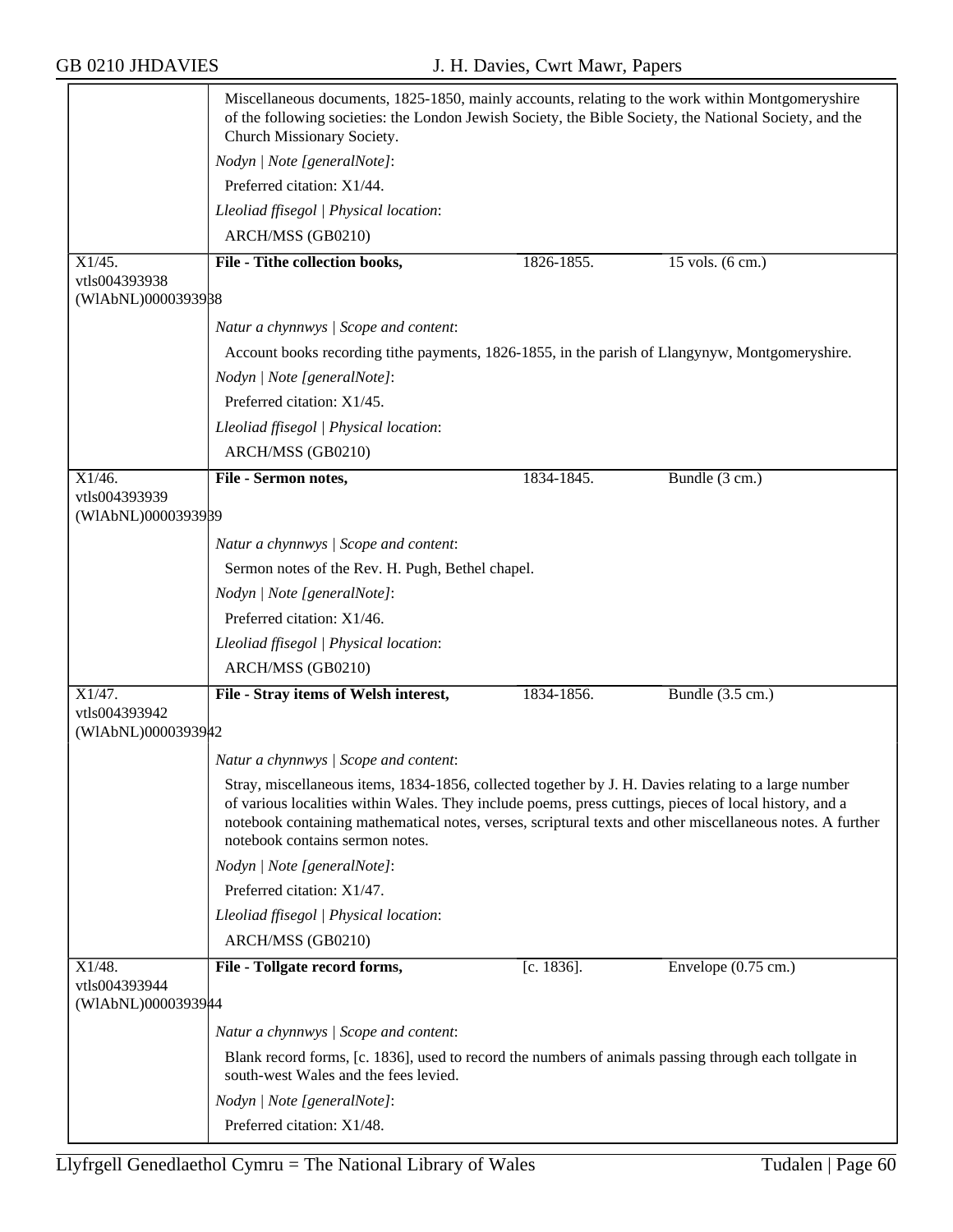Miscellaneous documents, 1825-1850, mainly accounts, relating to the work within Montgomeryshire of the following societies: the London Jewish Society, the Bible Society, the National Society, and the Church Missionary Society.

*Nodyn | Note [generalNote]*:

Preferred citation: X1/44.

*Lleoliad ffisegol | Physical location*:

ARCH/MSS (GB0210)

---

X1/45.
vtls004393938
(WlAbNL)0000393938

**File - Tithe collection books,** 1826-1855. 15 vols. (6 cm.)

*Natur a chynnwys | Scope and content*:

Account books recording tithe payments, 1826-1855, in the parish of Llangynyw, Montgomeryshire.

*Nodyn | Note [generalNote]*:

Preferred citation: X1/45.

*Lleoliad ffisegol | Physical location*:

ARCH/MSS (GB0210)

---

X1/46.
vtls004393939
(WlAbNL)0000393939

**File - Sermon notes,** 1834-1845. Bundle (3 cm.)

*Natur a chynnwys | Scope and content*:

Sermon notes of the Rev. H. Pugh, Bethel chapel.

*Nodyn | Note [generalNote]*:

Preferred citation: X1/46.

*Lleoliad ffisegol | Physical location*:

ARCH/MSS (GB0210)

---

X1/47.
vtls004393942
(WlAbNL)0000393942

**File - Stray items of Welsh interest,** 1834-1856. Bundle (3.5 cm.)

*Natur a chynnwys | Scope and content*:

Stray, miscellaneous items, 1834-1856, collected together by J. H. Davies relating to a large number of various localities within Wales. They include poems, press cuttings, pieces of local history, and a notebook containing mathematical notes, verses, scriptural texts and other miscellaneous notes. A further notebook contains sermon notes.

*Nodyn | Note [generalNote]*:

Preferred citation: X1/47.

*Lleoliad ffisegol | Physical location*:

ARCH/MSS (GB0210)

---

X1/48.
vtls004393944
(WlAbNL)0000393944

**File - Tollgate record forms,** [c. 1836]. Envelope (0.75 cm.)

*Natur a chynnwys | Scope and content*:

Blank record forms, [c. 1836], used to record the numbers of animals passing through each tollgate in south-west Wales and the fees levied.

*Nodyn | Note [generalNote]*:

Preferred citation: X1/48.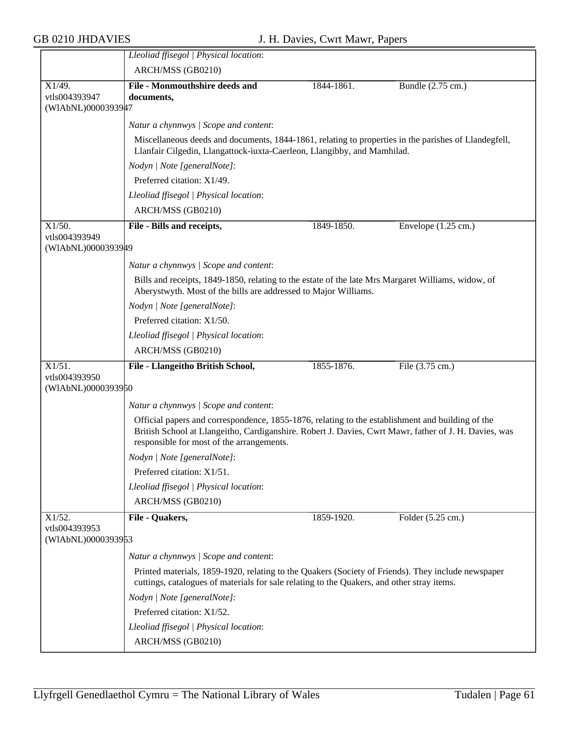*Lleoliad ffisegol | Physical location*:

ARCH/MSS (GB0210)

| X1/49. vtls004393947 (WlAbNL)0000393947 | **File - Monmouthshire deeds and documents,** | 1844-1861. | Bundle (2.75 cm.) |
|---|---|---|---|

*Natur a chynnwys | Scope and content*:

Miscellaneous deeds and documents, 1844-1861, relating to properties in the parishes of Llandegfell, Llanfair Cilgedin, Llangattock-iuxta-Caerleon, Llangibby, and Mamhilad.

*Nodyn | Note [generalNote]*:

Preferred citation: X1/49.

*Lleoliad ffisegol | Physical location*:

ARCH/MSS (GB0210)

| X1/50. vtls004393949 (WlAbNL)0000393949 | **File - Bills and receipts,** | 1849-1850. | Envelope (1.25 cm.) |
|---|---|---|---|

*Natur a chynnwys | Scope and content*:

Bills and receipts, 1849-1850, relating to the estate of the late Mrs Margaret Williams, widow, of Aberystwyth. Most of the bills are addressed to Major Williams.

*Nodyn | Note [generalNote]*:

Preferred citation: X1/50.

*Lleoliad ffisegol | Physical location*:

ARCH/MSS (GB0210)

| X1/51. vtls004393950 (WlAbNL)0000393950 | **File - Llangeitho British School,** | 1855-1876. | File (3.75 cm.) |
|---|---|---|---|

*Natur a chynnwys | Scope and content*:

Official papers and correspondence, 1855-1876, relating to the establishment and building of the British School at Llangeitho, Cardiganshire. Robert J. Davies, Cwrt Mawr, father of J. H. Davies, was responsible for most of the arrangements.

*Nodyn | Note [generalNote]*:

Preferred citation: X1/51.

*Lleoliad ffisegol | Physical location*:

ARCH/MSS (GB0210)

| X1/52. vtls004393953 (WlAbNL)0000393953 | **File - Quakers,** | 1859-1920. | Folder (5.25 cm.) |
|---|---|---|---|

*Natur a chynnwys | Scope and content*:

Printed materials, 1859-1920, relating to the Quakers (Society of Friends). They include newspaper cuttings, catalogues of materials for sale relating to the Quakers, and other stray items.

*Nodyn | Note [generalNote]*:

Preferred citation: X1/52.

*Lleoliad ffisegol | Physical location*:

ARCH/MSS (GB0210)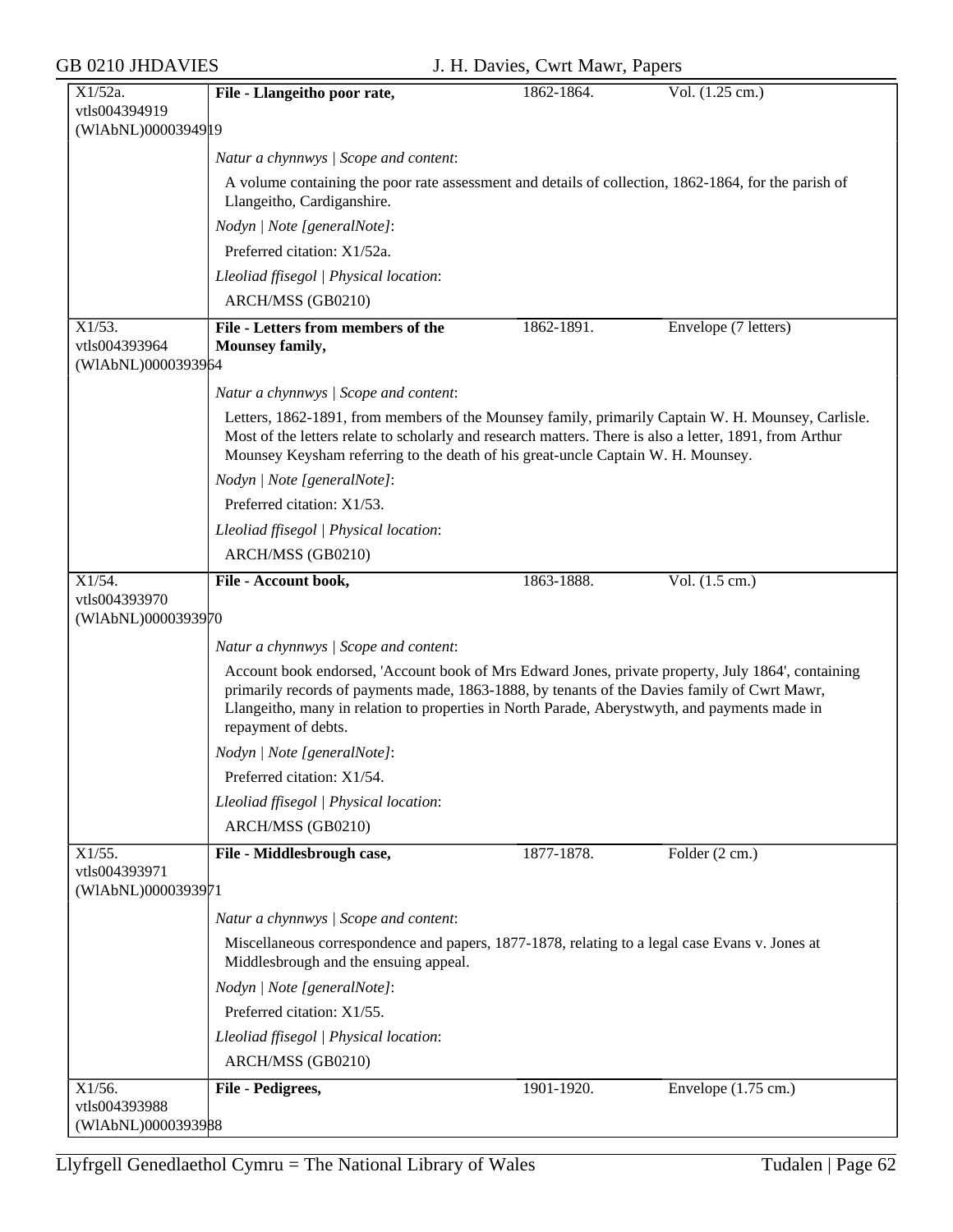| X1/52a. vtls004394919 (WlAbNL)0000394919 | **File - Llangeitho poor rate,** | 1862-1864. | Vol. (1.25 cm.) |
|---|---|---|---|

*Natur a chynnwys | Scope and content*:

A volume containing the poor rate assessment and details of collection, 1862-1864, for the parish of Llangeitho, Cardiganshire.

*Nodyn | Note [generalNote]*:

Preferred citation: X1/52a.

*Lleoliad ffisegol | Physical location*:

ARCH/MSS (GB0210)

| X1/53. vtls004393964 (WlAbNL)0000393964 | **File - Letters from members of the Mounsey family,** | 1862-1891. | Envelope (7 letters) |
|---|---|---|---|

*Natur a chynnwys | Scope and content*:

Letters, 1862-1891, from members of the Mounsey family, primarily Captain W. H. Mounsey, Carlisle. Most of the letters relate to scholarly and research matters. There is also a letter, 1891, from Arthur Mounsey Keysham referring to the death of his great-uncle Captain W. H. Mounsey.

*Nodyn | Note [generalNote]*:

Preferred citation: X1/53.

*Lleoliad ffisegol | Physical location*:

ARCH/MSS (GB0210)

| X1/54. vtls004393970 (WlAbNL)0000393970 | **File - Account book,** | 1863-1888. | Vol. (1.5 cm.) |
|---|---|---|---|

*Natur a chynnwys | Scope and content*:

Account book endorsed, 'Account book of Mrs Edward Jones, private property, July 1864', containing primarily records of payments made, 1863-1888, by tenants of the Davies family of Cwrt Mawr, Llangeitho, many in relation to properties in North Parade, Aberystwyth, and payments made in repayment of debts.

*Nodyn | Note [generalNote]*:

Preferred citation: X1/54.

*Lleoliad ffisegol | Physical location*:

ARCH/MSS (GB0210)

| X1/55. vtls004393971 (WlAbNL)0000393971 | **File - Middlesbrough case,** | 1877-1878. | Folder (2 cm.) |
|---|---|---|---|

*Natur a chynnwys | Scope and content*:

Miscellaneous correspondence and papers, 1877-1878, relating to a legal case Evans v. Jones at Middlesbrough and the ensuing appeal.

*Nodyn | Note [generalNote]*:

Preferred citation: X1/55.

*Lleoliad ffisegol | Physical location*:

ARCH/MSS (GB0210)

| X1/56. vtls004393988 (WlAbNL)0000393988 | **File - Pedigrees,** | 1901-1920. | Envelope (1.75 cm.) |
|---|---|---|---|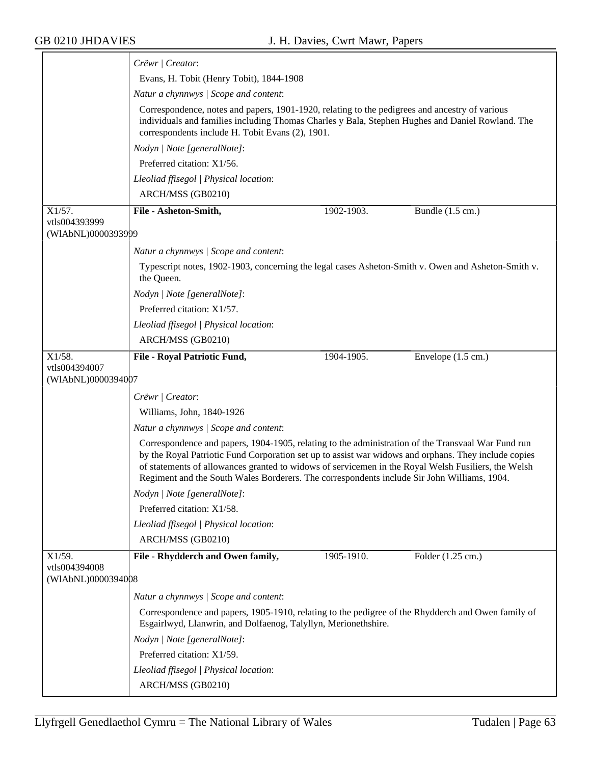*Crëwr | Creator*:

Evans, H. Tobit (Henry Tobit), 1844-1908

*Natur a chynnwys | Scope and content*:

Correspondence, notes and papers, 1901-1920, relating to the pedigrees and ancestry of various individuals and families including Thomas Charles y Bala, Stephen Hughes and Daniel Rowland. The correspondents include H. Tobit Evans (2), 1901.

*Nodyn | Note [generalNote]*:

Preferred citation: X1/56.

*Lleoliad ffisegol | Physical location*:

ARCH/MSS (GB0210)

---

X1/57.
vtls004393999
(WlAbNL)0000393999

**File - Asheton-Smith,** 1902-1903. Bundle (1.5 cm.)

*Natur a chynnwys | Scope and content*:

Typescript notes, 1902-1903, concerning the legal cases Asheton-Smith v. Owen and Asheton-Smith v. the Queen.

*Nodyn | Note [generalNote]*:

Preferred citation: X1/57.

*Lleoliad ffisegol | Physical location*:

ARCH/MSS (GB0210)

---

X1/58.
vtls004394007
(WlAbNL)0000394007

**File - Royal Patriotic Fund,** 1904-1905. Envelope (1.5 cm.)

*Crëwr | Creator*:

Williams, John, 1840-1926

*Natur a chynnwys | Scope and content*:

Correspondence and papers, 1904-1905, relating to the administration of the Transvaal War Fund run by the Royal Patriotic Fund Corporation set up to assist war widows and orphans. They include copies of statements of allowances granted to widows of servicemen in the Royal Welsh Fusiliers, the Welsh Regiment and the South Wales Borderers. The correspondents include Sir John Williams, 1904.

*Nodyn | Note [generalNote]*:

Preferred citation: X1/58.

*Lleoliad ffisegol | Physical location*:

ARCH/MSS (GB0210)

---

X1/59.
vtls004394008
(WlAbNL)0000394008

**File - Rhydderch and Owen family,** 1905-1910. Folder (1.25 cm.)

*Natur a chynnwys | Scope and content*:

Correspondence and papers, 1905-1910, relating to the pedigree of the Rhydderch and Owen family of Esgairlwyd, Llanwrin, and Dolfaenog, Talyllyn, Merionethshire.

*Nodyn | Note [generalNote]*:

Preferred citation: X1/59.

*Lleoliad ffisegol | Physical location*:

ARCH/MSS (GB0210)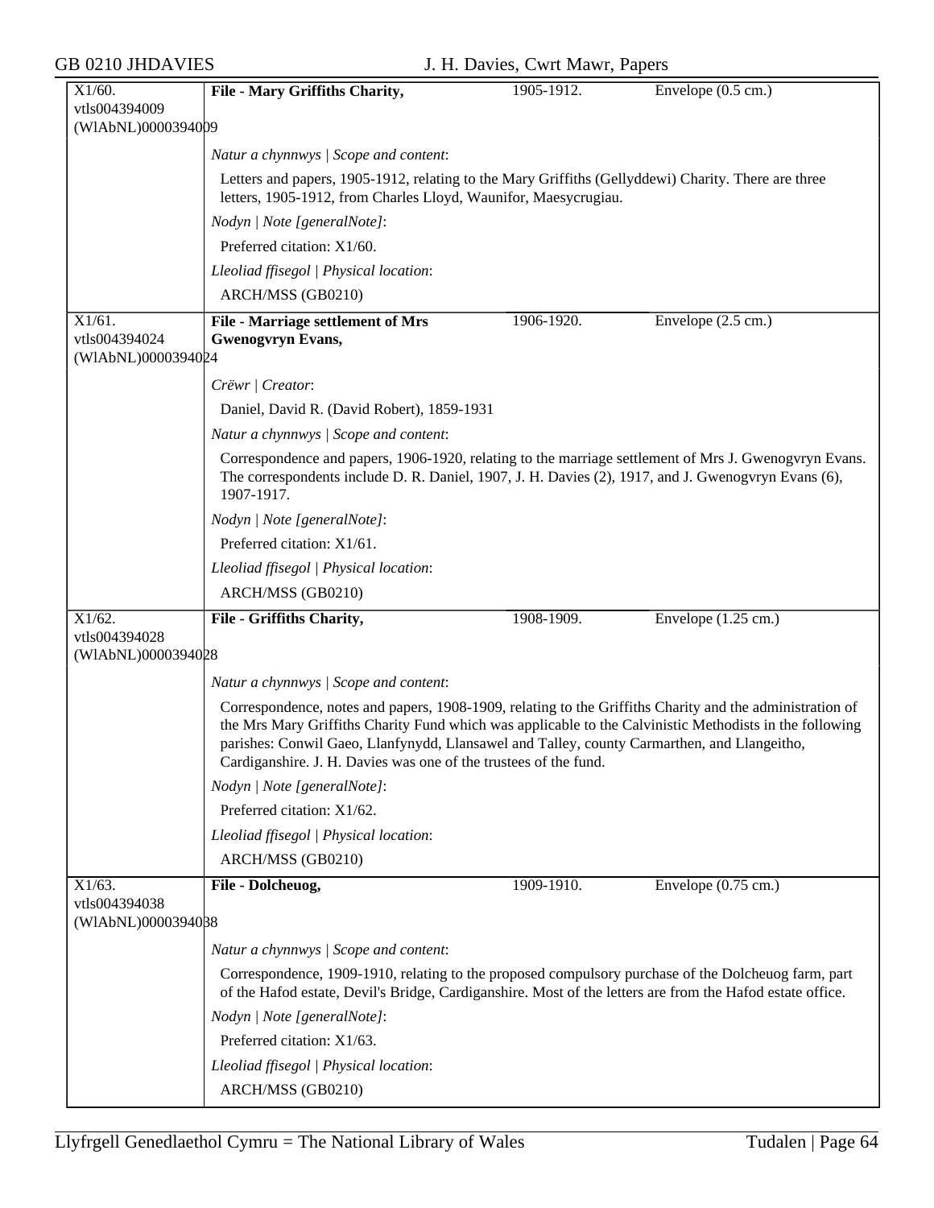| X1/60. vtls004394009 (WlAbNL)0000394009 | **File - Mary Griffiths Charity,** | 1905-1912. | Envelope (0.5 cm.) |
|---|---|---|---|

*Natur a chynnwys | Scope and content*:

Letters and papers, 1905-1912, relating to the Mary Griffiths (Gellyddewi) Charity. There are three letters, 1905-1912, from Charles Lloyd, Waunifor, Maesycrugiau.

*Nodyn | Note [generalNote]*:

Preferred citation: X1/60.

*Lleoliad ffisegol | Physical location*:

ARCH/MSS (GB0210)

| X1/61. vtls004394024 (WlAbNL)0000394024 | **File - Marriage settlement of Mrs Gwenogvryn Evans,** | 1906-1920. | Envelope (2.5 cm.) |
|---|---|---|---|

*Crëwr | Creator*:

Daniel, David R. (David Robert), 1859-1931

*Natur a chynnwys | Scope and content*:

Correspondence and papers, 1906-1920, relating to the marriage settlement of Mrs J. Gwenogvryn Evans. The correspondents include D. R. Daniel, 1907, J. H. Davies (2), 1917, and J. Gwenogvryn Evans (6), 1907-1917.

*Nodyn | Note [generalNote]*:

Preferred citation: X1/61.

*Lleoliad ffisegol | Physical location*:

ARCH/MSS (GB0210)

| X1/62. vtls004394028 (WlAbNL)0000394028 | **File - Griffiths Charity,** | 1908-1909. | Envelope (1.25 cm.) |
|---|---|---|---|

*Natur a chynnwys | Scope and content*:

Correspondence, notes and papers, 1908-1909, relating to the Griffiths Charity and the administration of the Mrs Mary Griffiths Charity Fund which was applicable to the Calvinistic Methodists in the following parishes: Conwil Gaeo, Llanfynydd, Llansawel and Talley, county Carmarthen, and Llangeitho, Cardiganshire. J. H. Davies was one of the trustees of the fund.

*Nodyn | Note [generalNote]*:

Preferred citation: X1/62.

*Lleoliad ffisegol | Physical location*:

ARCH/MSS (GB0210)

| X1/63. vtls004394038 (WlAbNL)0000394038 | **File - Dolcheuog,** | 1909-1910. | Envelope (0.75 cm.) |
|---|---|---|---|

*Natur a chynnwys | Scope and content*:

Correspondence, 1909-1910, relating to the proposed compulsory purchase of the Dolcheuog farm, part of the Hafod estate, Devil's Bridge, Cardiganshire. Most of the letters are from the Hafod estate office.

*Nodyn | Note [generalNote]*:

Preferred citation: X1/63.

*Lleoliad ffisegol | Physical location*:

ARCH/MSS (GB0210)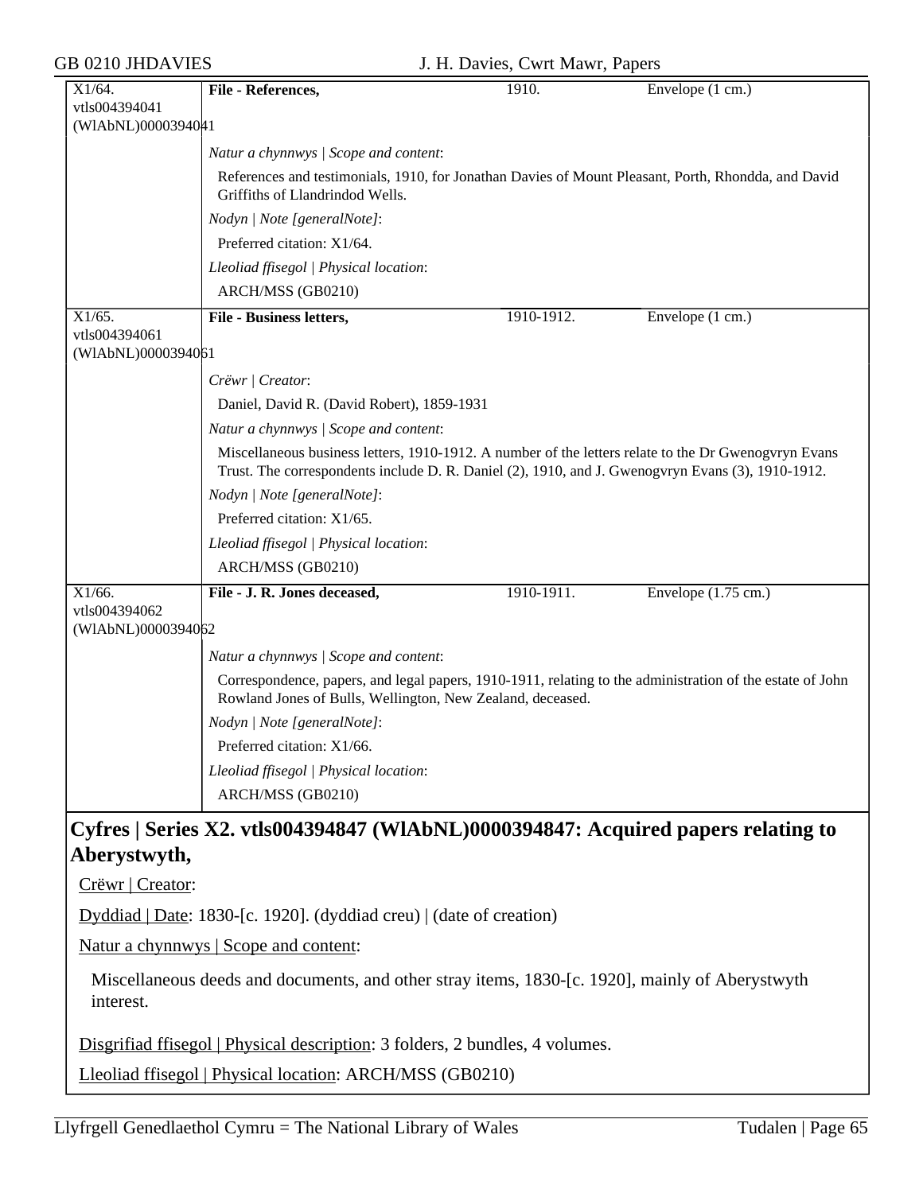| X1/64. vtls004394041 (WlAbNL)0000394041 | **File - References,** | 1910. | Envelope (1 cm.) |
|---|---|---|---|
| | *Natur a chynnwys \| Scope and content*: | | |
| | References and testimonials, 1910, for Jonathan Davies of Mount Pleasant, Porth, Rhondda, and David Griffiths of Llandrindod Wells. | | |
| | *Nodyn \| Note [generalNote]*: | | |
| | Preferred citation: X1/64. | | |
| | *Lleoliad ffisegol \| Physical location*: | | |
| | ARCH/MSS (GB0210) | | |
| X1/65. vtls004394061 (WlAbNL)0000394061 | **File - Business letters,** | 1910-1912. | Envelope (1 cm.) |
| | *Crëwr \| Creator*: | | |
| | Daniel, David R. (David Robert), 1859-1931 | | |
| | *Natur a chynnwys \| Scope and content*: | | |
| | Miscellaneous business letters, 1910-1912. A number of the letters relate to the Dr Gwenogvryn Evans Trust. The correspondents include D. R. Daniel (2), 1910, and J. Gwenogvryn Evans (3), 1910-1912. | | |
| | *Nodyn \| Note [generalNote]*: | | |
| | Preferred citation: X1/65. | | |
| | *Lleoliad ffisegol \| Physical location*: | | |
| | ARCH/MSS (GB0210) | | |
| X1/66. vtls004394062 (WlAbNL)0000394062 | **File - J. R. Jones deceased,** | 1910-1911. | Envelope (1.75 cm.) |
| | *Natur a chynnwys \| Scope and content*: | | |
| | Correspondence, papers, and legal papers, 1910-1911, relating to the administration of the estate of John Rowland Jones of Bulls, Wellington, New Zealand, deceased. | | |
| | *Nodyn \| Note [generalNote]*: | | |
| | Preferred citation: X1/66. | | |
| | *Lleoliad ffisegol \| Physical location*: | | |
| | ARCH/MSS (GB0210) | | |

## Cyfres | Series X2. vtls004394847 (WlAbNL)0000394847: Acquired papers relating to Aberystwyth,

Crëwr | Creator:

Dyddiad | Date: 1830-[c. 1920]. (dyddiad creu) | (date of creation)

Natur a chynnwys | Scope and content:

Miscellaneous deeds and documents, and other stray items, 1830-[c. 1920], mainly of Aberystwyth interest.

Disgrifiad ffisegol | Physical description: 3 folders, 2 bundles, 4 volumes.

Lleoliad ffisegol | Physical location: ARCH/MSS (GB0210)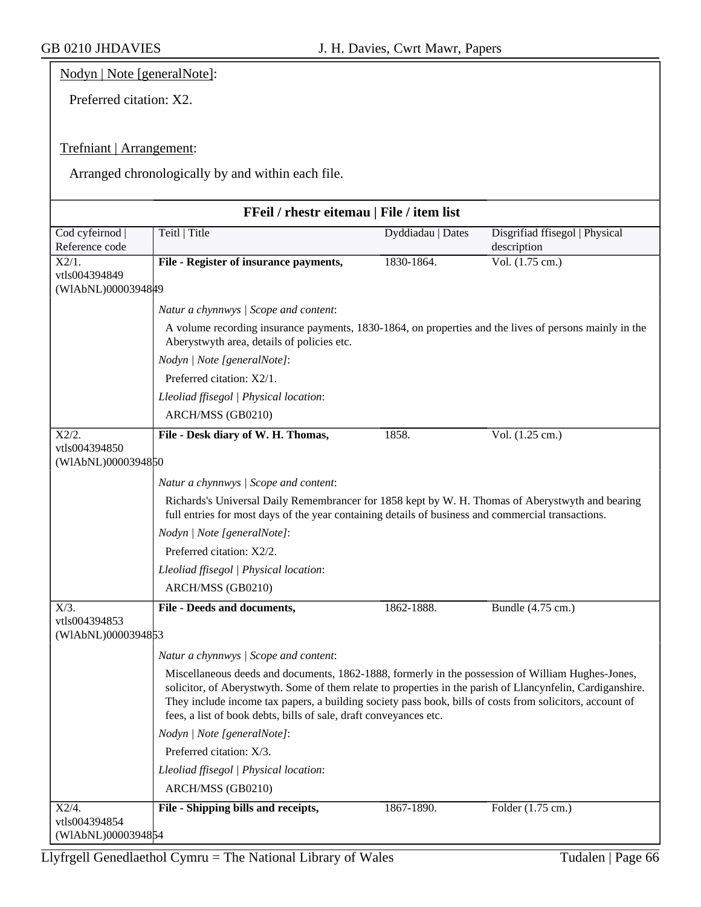Nodyn | Note [generalNote]:

Preferred citation: X2.

Trefniant | Arrangement:

Arranged chronologically by and within each file.

### FFeil / rhestr eitemau | File / item list

| Cod cyfeirnod \| Reference code | Teitl \| Title | Dyddiadau \| Dates | Disgrifiad ffisegol \| Physical description |
|---|---|---|---|
| X2/1. vtls004394849 (WlAbNL)0000394849 | **File - Register of insurance payments,** | 1830-1864. | Vol. (1.75 cm.) |

*Natur a chynnwys | Scope and content*:

A volume recording insurance payments, 1830-1864, on properties and the lives of persons mainly in the Aberystwyth area, details of policies etc.

*Nodyn | Note [generalNote]*:

Preferred citation: X2/1.

*Lleoliad ffisegol | Physical location*:

ARCH/MSS (GB0210)

| Cod cyfeirnod \| Reference code | Teitl \| Title | Dyddiadau \| Dates | Disgrifiad ffisegol \| Physical description |
|---|---|---|---|
| X2/2. vtls004394850 (WlAbNL)0000394850 | **File - Desk diary of W. H. Thomas,** | 1858. | Vol. (1.25 cm.) |

*Natur a chynnwys | Scope and content*:

Richards's Universal Daily Remembrancer for 1858 kept by W. H. Thomas of Aberystwyth and bearing full entries for most days of the year containing details of business and commercial transactions.

*Nodyn | Note [generalNote]*:

Preferred citation: X2/2.

*Lleoliad ffisegol | Physical location*:

ARCH/MSS (GB0210)

| Cod cyfeirnod \| Reference code | Teitl \| Title | Dyddiadau \| Dates | Disgrifiad ffisegol \| Physical description |
|---|---|---|---|
| X/3. vtls004394853 (WlAbNL)0000394853 | **File - Deeds and documents,** | 1862-1888. | Bundle (4.75 cm.) |

*Natur a chynnwys | Scope and content*:

Miscellaneous deeds and documents, 1862-1888, formerly in the possession of William Hughes-Jones, solicitor, of Aberystwyth. Some of them relate to properties in the parish of Llancynfelin, Cardiganshire. They include income tax papers, a building society pass book, bills of costs from solicitors, account of fees, a list of book debts, bills of sale, draft conveyances etc.

*Nodyn | Note [generalNote]*:

Preferred citation: X/3.

*Lleoliad ffisegol | Physical location*:

ARCH/MSS (GB0210)

| Cod cyfeirnod \| Reference code | Teitl \| Title | Dyddiadau \| Dates | Disgrifiad ffisegol \| Physical description |
|---|---|---|---|
| X2/4. vtls004394854 (WlAbNL)0000394854 | **File - Shipping bills and receipts,** | 1867-1890. | Folder (1.75 cm.) |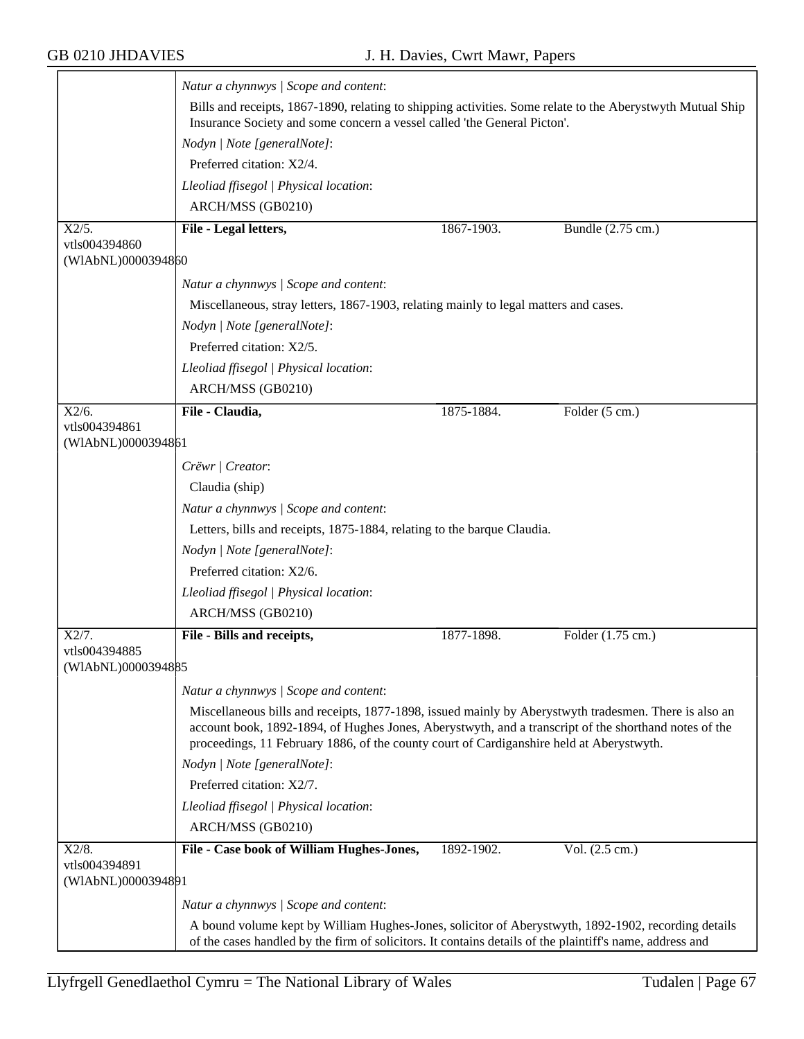*Natur a chynnwys | Scope and content*:

Bills and receipts, 1867-1890, relating to shipping activities. Some relate to the Aberystwyth Mutual Ship Insurance Society and some concern a vessel called 'the General Picton'.

*Nodyn | Note [generalNote]*:

Preferred citation: X2/4.

*Lleoliad ffisegol | Physical location*:

ARCH/MSS (GB0210)

---

X2/5.
vtls004394860
(WlAbNL)0000394860

**File - Legal letters,** 1867-1903. Bundle (2.75 cm.)

*Natur a chynnwys | Scope and content*:

Miscellaneous, stray letters, 1867-1903, relating mainly to legal matters and cases.

*Nodyn | Note [generalNote]*:

Preferred citation: X2/5.

*Lleoliad ffisegol | Physical location*:

ARCH/MSS (GB0210)

---

X2/6.
vtls004394861
(WlAbNL)0000394861

**File - Claudia,** 1875-1884. Folder (5 cm.)

*Crëwr | Creator*:

Claudia (ship)

*Natur a chynnwys | Scope and content*:

Letters, bills and receipts, 1875-1884, relating to the barque Claudia.

*Nodyn | Note [generalNote]*:

Preferred citation: X2/6.

*Lleoliad ffisegol | Physical location*:

ARCH/MSS (GB0210)

---

X2/7.
vtls004394885
(WlAbNL)0000394885

**File - Bills and receipts,** 1877-1898. Folder (1.75 cm.)

*Natur a chynnwys | Scope and content*:

Miscellaneous bills and receipts, 1877-1898, issued mainly by Aberystwyth tradesmen. There is also an account book, 1892-1894, of Hughes Jones, Aberystwyth, and a transcript of the shorthand notes of the proceedings, 11 February 1886, of the county court of Cardiganshire held at Aberystwyth.

*Nodyn | Note [generalNote]*:

Preferred citation: X2/7.

*Lleoliad ffisegol | Physical location*:

ARCH/MSS (GB0210)

---

X2/8.
vtls004394891
(WlAbNL)0000394891

**File - Case book of William Hughes-Jones,** 1892-1902. Vol. (2.5 cm.)

*Natur a chynnwys | Scope and content*:

A bound volume kept by William Hughes-Jones, solicitor of Aberystwyth, 1892-1902, recording details of the cases handled by the firm of solicitors. It contains details of the plaintiff's name, address and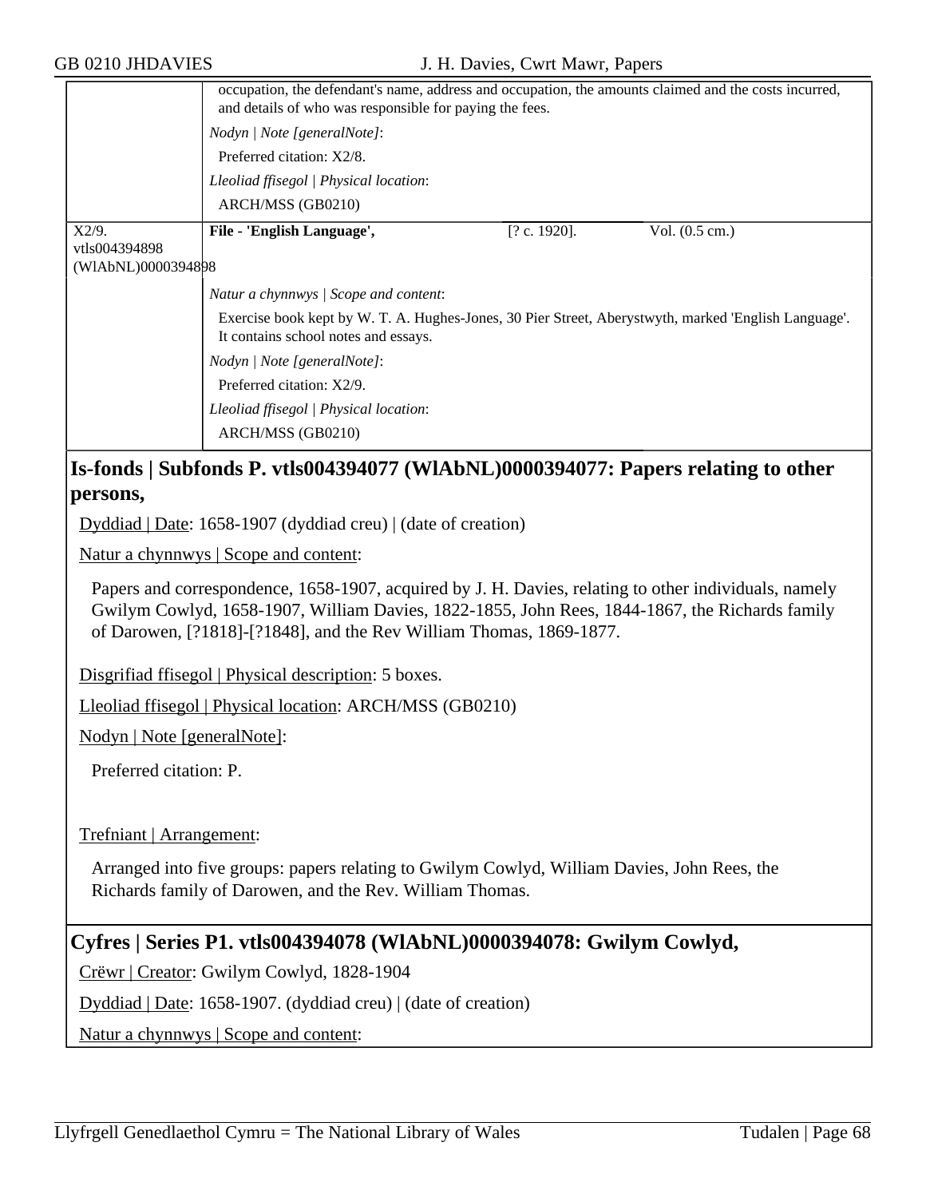| | occupation, the defendant's name, address and occupation, the amounts claimed and the costs incurred, and details of who was responsible for paying the fees. | | |
|---|---|---|---|
| | *Nodyn \| Note [generalNote]*: | | |
| | Preferred citation: X2/8. | | |
| | *Lleoliad ffisegol \| Physical location*: | | |
| | ARCH/MSS (GB0210) | | |
| X2/9. vtls004394898 (WlAbNL)0000394898 | **File - 'English Language',** | [? c. 1920]. | Vol. (0.5 cm.) |
| | *Natur a chynnwys \| Scope and content*: | | |
| | Exercise book kept by W. T. A. Hughes-Jones, 30 Pier Street, Aberystwyth, marked 'English Language'. It contains school notes and essays. | | |
| | *Nodyn \| Note [generalNote]*: | | |
| | Preferred citation: X2/9. | | |
| | *Lleoliad ffisegol \| Physical location*: | | |
| | ARCH/MSS (GB0210) | | |

## Is-fonds | Subfonds P. vtls004394077 (WlAbNL)0000394077: Papers relating to other persons,

Dyddiad | Date: 1658-1907 (dyddiad creu) | (date of creation)

Natur a chynnwys | Scope and content:

Papers and correspondence, 1658-1907, acquired by J. H. Davies, relating to other individuals, namely Gwilym Cowlyd, 1658-1907, William Davies, 1822-1855, John Rees, 1844-1867, the Richards family of Darowen, [?1818]-[?1848], and the Rev William Thomas, 1869-1877.

Disgrifiad ffisegol | Physical description: 5 boxes.

Lleoliad ffisegol | Physical location: ARCH/MSS (GB0210)

Nodyn | Note [generalNote]:

Preferred citation: P.

Trefniant | Arrangement:

Arranged into five groups: papers relating to Gwilym Cowlyd, William Davies, John Rees, the Richards family of Darowen, and the Rev. William Thomas.

## Cyfres | Series P1. vtls004394078 (WlAbNL)0000394078: Gwilym Cowlyd,

Crëwr | Creator: Gwilym Cowlyd, 1828-1904

Dyddiad | Date: 1658-1907. (dyddiad creu) | (date of creation)

Natur a chynnwys | Scope and content: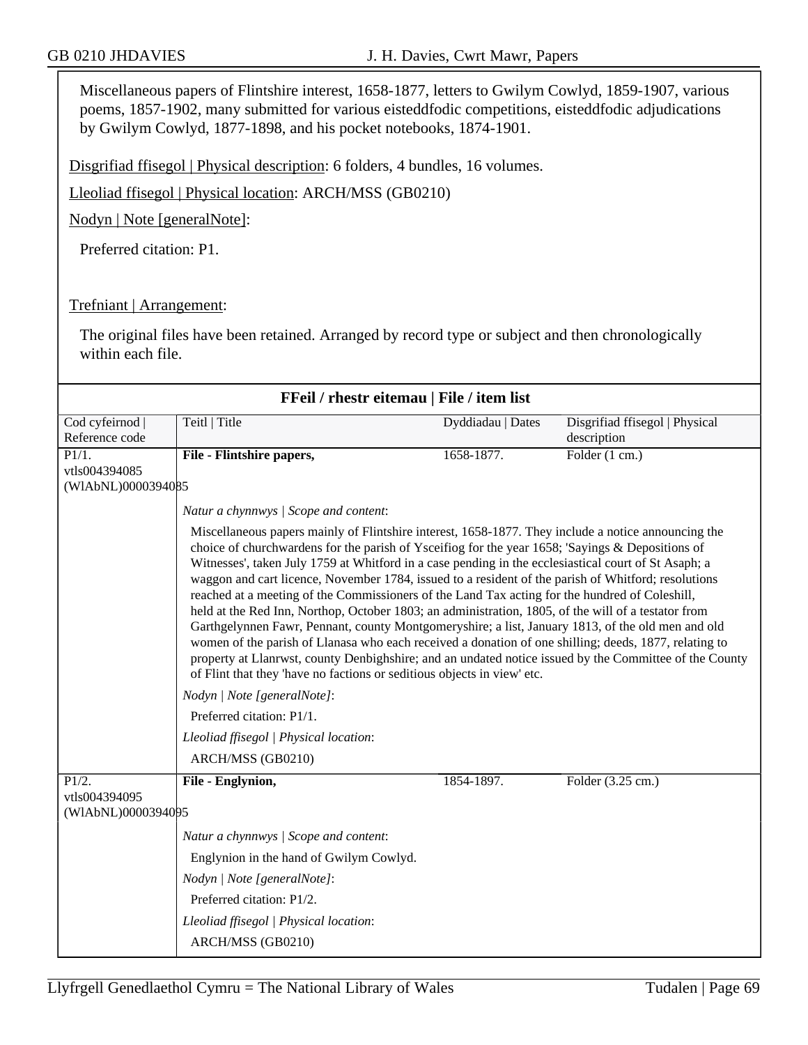Miscellaneous papers of Flintshire interest, 1658-1877, letters to Gwilym Cowlyd, 1859-1907, various poems, 1857-1902, many submitted for various eisteddfodic competitions, eisteddfodic adjudications by Gwilym Cowlyd, 1877-1898, and his pocket notebooks, 1874-1901.

Disgrifiad ffisegol | Physical description: 6 folders, 4 bundles, 16 volumes.

Lleoliad ffisegol | Physical location: ARCH/MSS (GB0210)

Nodyn | Note [generalNote]:

Preferred citation: P1.

Trefniant | Arrangement:

The original files have been retained. Arranged by record type or subject and then chronologically within each file.

**FFeil / rhestr eitemau | File / item list**

| Cod cyfeirnod \| Reference code | Teitl \| Title | Dyddiadau \| Dates | Disgrifiad ffisegol \| Physical description |
|---|---|---|---|
| P1/1. vtls004394085 (WlAbNL)0000394085 | **File - Flintshire papers,** | 1658-1877. | Folder (1 cm.) |
| | *Natur a chynnwys \| Scope and content*: Miscellaneous papers mainly of Flintshire interest, 1658-1877. They include a notice announcing the choice of churchwardens for the parish of Ysceifiog for the year 1658; 'Sayings & Depositions of Witnesses', taken July 1759 at Whitford in a case pending in the ecclesiastical court of St Asaph; a waggon and cart licence, November 1784, issued to a resident of the parish of Whitford; resolutions reached at a meeting of the Commissioners of the Land Tax acting for the hundred of Coleshill, held at the Red Inn, Northop, October 1803; an administration, 1805, of the will of a testator from Garthgelynnen Fawr, Pennant, county Montgomeryshire; a list, January 1813, of the old men and old women of the parish of Llanasa who each received a donation of one shilling; deeds, 1877, relating to property at Llanrwst, county Denbighshire; and an undated notice issued by the Committee of the County of Flint that they 'have no factions or seditious objects in view' etc. *Nodyn \| Note [generalNote]*: Preferred citation: P1/1. *Lleoliad ffisegol \| Physical location*: ARCH/MSS (GB0210) | | |
| P1/2. vtls004394095 (WlAbNL)0000394095 | **File - Englynion,** | 1854-1897. | Folder (3.25 cm.) |
| | *Natur a chynnwys \| Scope and content*: Englynion in the hand of Gwilym Cowlyd. *Nodyn \| Note [generalNote]*: Preferred citation: P1/2. *Lleoliad ffisegol \| Physical location*: ARCH/MSS (GB0210) | | |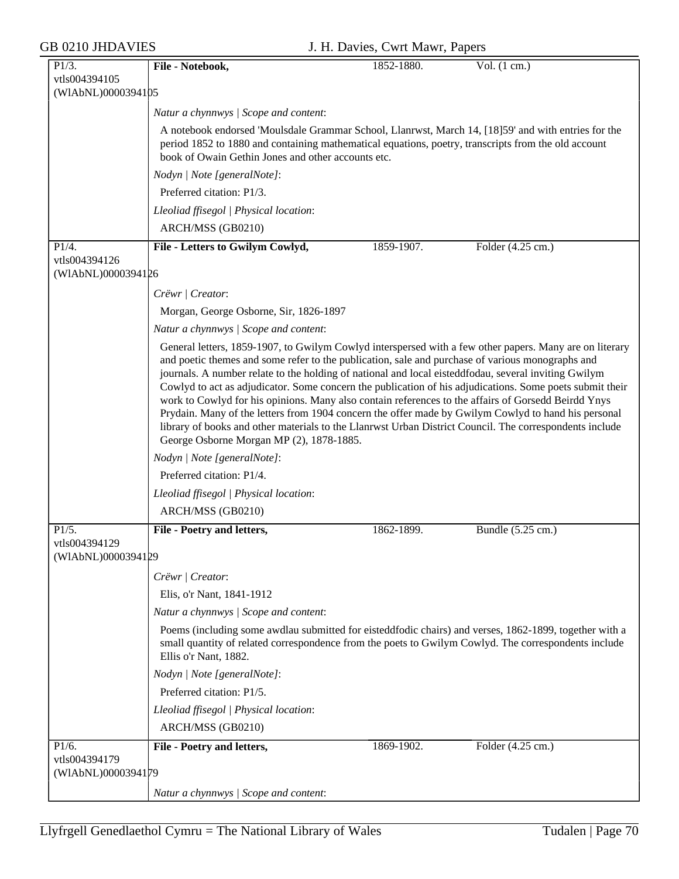| P1/3. vtls004394105 (WlAbNL)0000394105 | **File - Notebook,** | 1852-1880. | Vol. (1 cm.) |
|---|---|---|---|

*Natur a chynnwys | Scope and content*:

A notebook endorsed 'Moulsdale Grammar School, Llanrwst, March 14, [18]59' and with entries for the period 1852 to 1880 and containing mathematical equations, poetry, transcripts from the old account book of Owain Gethin Jones and other accounts etc.

*Nodyn | Note [generalNote]*:

Preferred citation: P1/3.

*Lleoliad ffisegol | Physical location*:

ARCH/MSS (GB0210)

| P1/4. vtls004394126 (WlAbNL)0000394126 | **File - Letters to Gwilym Cowlyd,** | 1859-1907. | Folder (4.25 cm.) |
|---|---|---|---|

*Crëwr | Creator*:

Morgan, George Osborne, Sir, 1826-1897

*Natur a chynnwys | Scope and content*:

General letters, 1859-1907, to Gwilym Cowlyd interspersed with a few other papers. Many are on literary and poetic themes and some refer to the publication, sale and purchase of various monographs and journals. A number relate to the holding of national and local eisteddfodau, several inviting Gwilym Cowlyd to act as adjudicator. Some concern the publication of his adjudications. Some poets submit their work to Cowlyd for his opinions. Many also contain references to the affairs of Gorsedd Beirdd Ynys Prydain. Many of the letters from 1904 concern the offer made by Gwilym Cowlyd to hand his personal library of books and other materials to the Llanrwst Urban District Council. The correspondents include George Osborne Morgan MP (2), 1878-1885.

*Nodyn | Note [generalNote]*:

Preferred citation: P1/4.

*Lleoliad ffisegol | Physical location*:

ARCH/MSS (GB0210)

| P1/5. vtls004394129 (WlAbNL)0000394129 | **File - Poetry and letters,** | 1862-1899. | Bundle (5.25 cm.) |
|---|---|---|---|

*Crëwr | Creator*:

Elis, o'r Nant, 1841-1912

*Natur a chynnwys | Scope and content*:

Poems (including some awdlau submitted for eisteddfodic chairs) and verses, 1862-1899, together with a small quantity of related correspondence from the poets to Gwilym Cowlyd. The correspondents include Ellis o'r Nant, 1882.

*Nodyn | Note [generalNote]*:

Preferred citation: P1/5.

*Lleoliad ffisegol | Physical location*:

ARCH/MSS (GB0210)

| P1/6. vtls004394179 (WlAbNL)0000394179 | **File - Poetry and letters,** | 1869-1902. | Folder (4.25 cm.) |
|---|---|---|---|

*Natur a chynnwys | Scope and content*: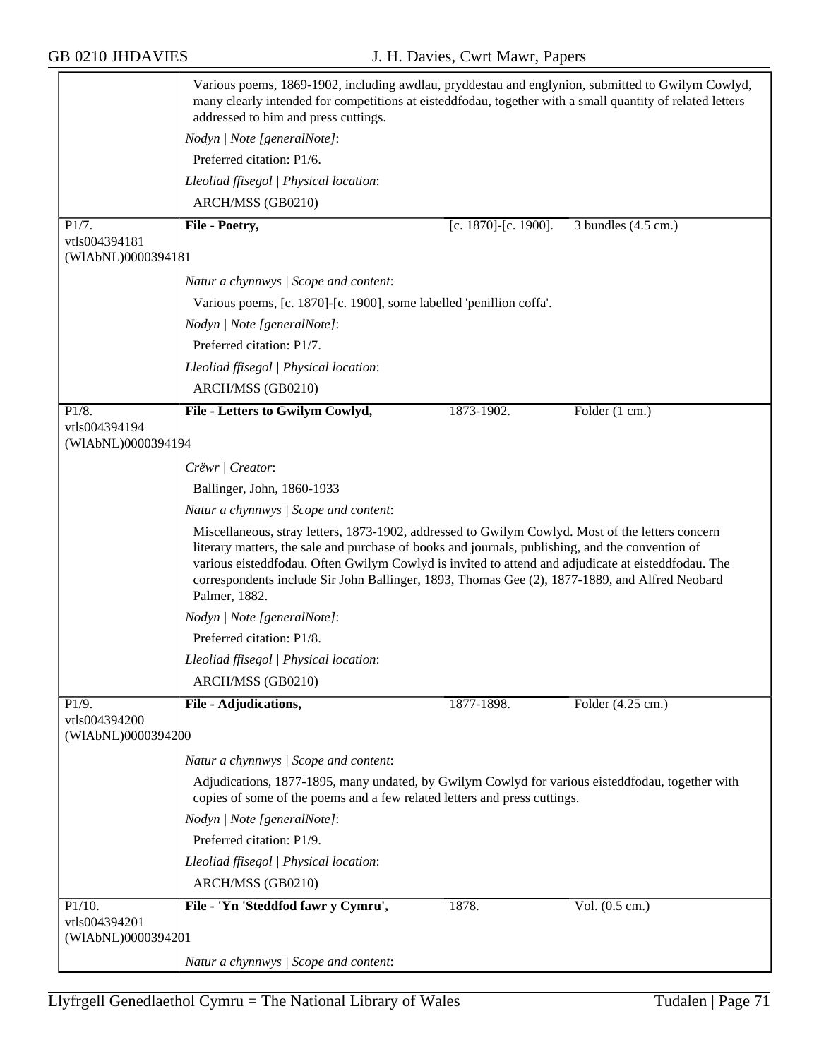Various poems, 1869-1902, including awdlau, pryddestau and englynion, submitted to Gwilym Cowlyd, many clearly intended for competitions at eisteddfodau, together with a small quantity of related letters addressed to him and press cuttings.

*Nodyn | Note [generalNote]*:

Preferred citation: P1/6.

*Lleoliad ffisegol | Physical location*:

ARCH/MSS (GB0210)

| P1/7. vtls004394181 (WlAbNL)0000394181 | **File - Poetry,** | [c. 1870]-[c. 1900]. | 3 bundles (4.5 cm.) |
|---|---|---|---|

*Natur a chynnwys | Scope and content*:

Various poems, [c. 1870]-[c. 1900], some labelled 'penillion coffa'.

*Nodyn | Note [generalNote]*:

Preferred citation: P1/7.

*Lleoliad ffisegol | Physical location*:

ARCH/MSS (GB0210)

| P1/8. vtls004394194 (WlAbNL)0000394194 | **File - Letters to Gwilym Cowlyd,** | 1873-1902. | Folder (1 cm.) |
|---|---|---|---|

*Crëwr | Creator*:

Ballinger, John, 1860-1933

*Natur a chynnwys | Scope and content*:

Miscellaneous, stray letters, 1873-1902, addressed to Gwilym Cowlyd. Most of the letters concern literary matters, the sale and purchase of books and journals, publishing, and the convention of various eisteddfodau. Often Gwilym Cowlyd is invited to attend and adjudicate at eisteddfodau. The correspondents include Sir John Ballinger, 1893, Thomas Gee (2), 1877-1889, and Alfred Neobard Palmer, 1882.

*Nodyn | Note [generalNote]*:

Preferred citation: P1/8.

*Lleoliad ffisegol | Physical location*:

ARCH/MSS (GB0210)

| P1/9. vtls004394200 (WlAbNL)0000394200 | **File - Adjudications,** | 1877-1898. | Folder (4.25 cm.) |
|---|---|---|---|

*Natur a chynnwys | Scope and content*:

Adjudications, 1877-1895, many undated, by Gwilym Cowlyd for various eisteddfodau, together with copies of some of the poems and a few related letters and press cuttings.

*Nodyn | Note [generalNote]*:

Preferred citation: P1/9.

*Lleoliad ffisegol | Physical location*:

ARCH/MSS (GB0210)

| P1/10. vtls004394201 (WlAbNL)0000394201 | **File - 'Yn 'Steddfod fawr y Cymru',** | 1878. | Vol. (0.5 cm.) |
|---|---|---|---|

*Natur a chynnwys | Scope and content*: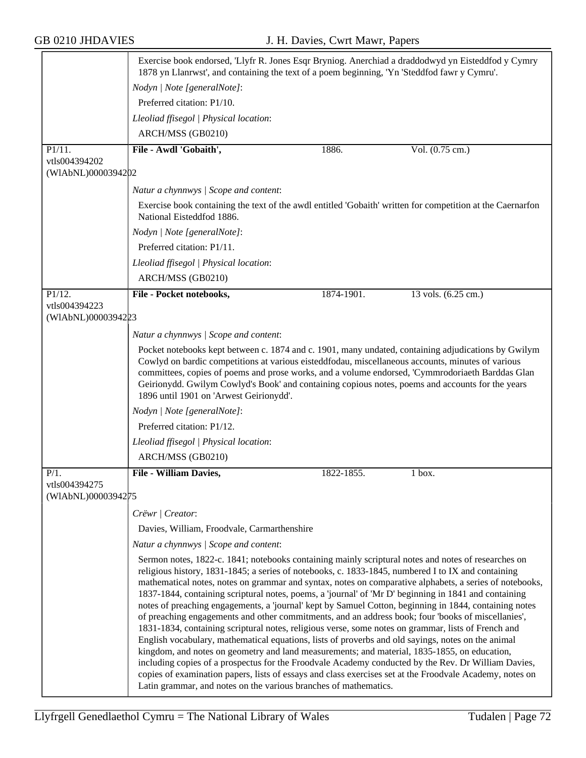Exercise book endorsed, 'Llyfr R. Jones Esqr Bryniog. Anerchiad a draddodwyd yn Eisteddfod y Cymry 1878 yn Llanrwst', and containing the text of a poem beginning, 'Yn 'Steddfod fawr y Cymru'.

*Nodyn | Note [generalNote]*:

Preferred citation: P1/10.

*Lleoliad ffisegol | Physical location*:

ARCH/MSS (GB0210)

---

P1/11.
vtls004394202
(WlAbNL)0000394202

**File - Awdl 'Gobaith',** 1886. Vol. (0.75 cm.)

*Natur a chynnwys | Scope and content*:

Exercise book containing the text of the awdl entitled 'Gobaith' written for competition at the Caernarfon National Eisteddfod 1886.

*Nodyn | Note [generalNote]*:

Preferred citation: P1/11.

*Lleoliad ffisegol | Physical location*:

ARCH/MSS (GB0210)

---

P1/12.
vtls004394223
(WlAbNL)0000394223

**File - Pocket notebooks,** 1874-1901. 13 vols. (6.25 cm.)

*Natur a chynnwys | Scope and content*:

Pocket notebooks kept between c. 1874 and c. 1901, many undated, containing adjudications by Gwilym Cowlyd on bardic competitions at various eisteddfodau, miscellaneous accounts, minutes of various committees, copies of poems and prose works, and a volume endorsed, 'Cymmrodoriaeth Barddas Glan Geirionydd. Gwilym Cowlyd's Book' and containing copious notes, poems and accounts for the years 1896 until 1901 on 'Arwest Geirionydd'.

*Nodyn | Note [generalNote]*:

Preferred citation: P1/12.

*Lleoliad ffisegol | Physical location*:

ARCH/MSS (GB0210)

---

P/1.
vtls004394275
(WlAbNL)0000394275

**File - William Davies,** 1822-1855. 1 box.

*Crëwr | Creator*:

Davies, William, Froodvale, Carmarthenshire

*Natur a chynnwys | Scope and content*:

Sermon notes, 1822-c. 1841; notebooks containing mainly scriptural notes and notes of researches on religious history, 1831-1845; a series of notebooks, c. 1833-1845, numbered I to IX and containing mathematical notes, notes on grammar and syntax, notes on comparative alphabets, a series of notebooks, 1837-1844, containing scriptural notes, poems, a 'journal' of 'Mr D' beginning in 1841 and containing notes of preaching engagements, a 'journal' kept by Samuel Cotton, beginning in 1844, containing notes of preaching engagements and other commitments, and an address book; four 'books of miscellanies', 1831-1834, containing scriptural notes, religious verse, some notes on grammar, lists of French and English vocabulary, mathematical equations, lists of proverbs and old sayings, notes on the animal kingdom, and notes on geometry and land measurements; and material, 1835-1855, on education, including copies of a prospectus for the Froodvale Academy conducted by the Rev. Dr William Davies, copies of examination papers, lists of essays and class exercises set at the Froodvale Academy, notes on Latin grammar, and notes on the various branches of mathematics.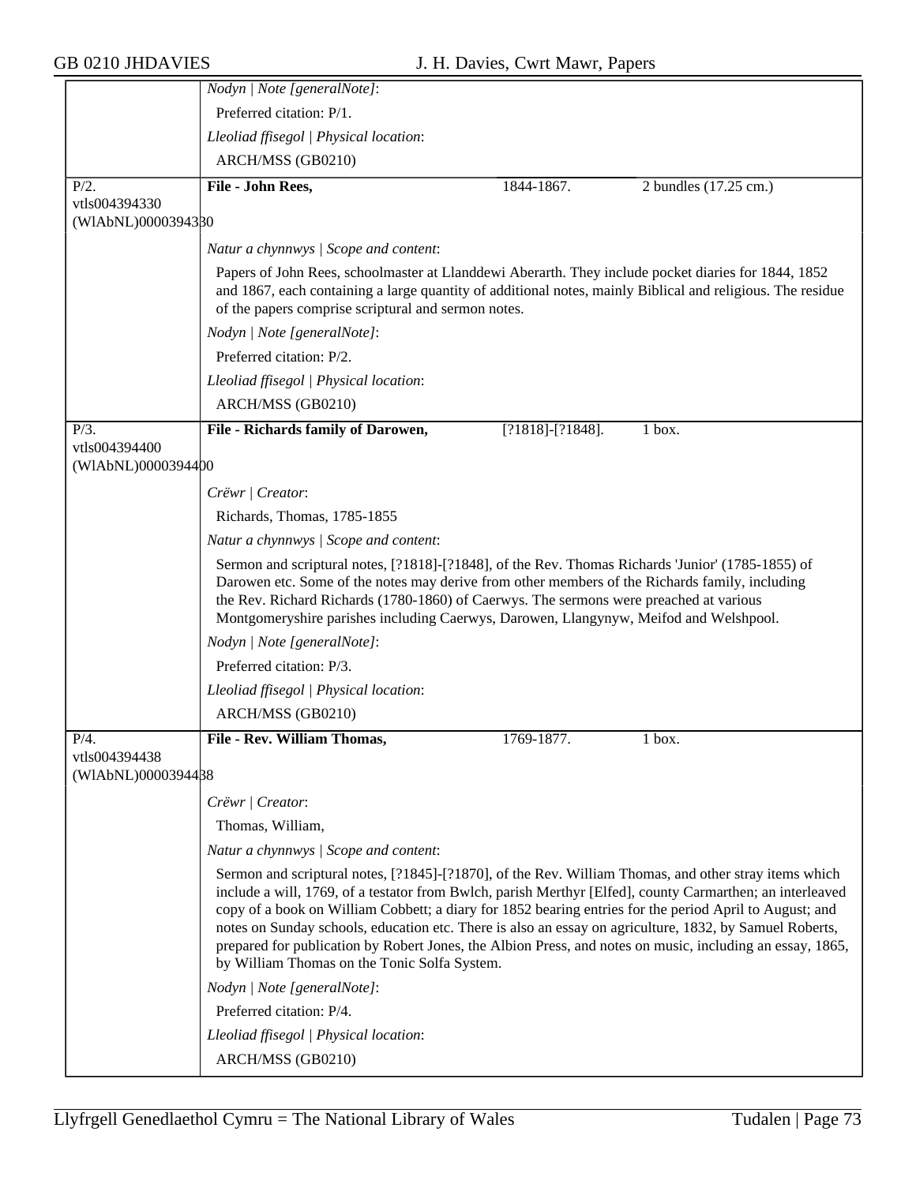*Nodyn | Note [generalNote]*:

Preferred citation: P/1.

*Lleoliad ffisegol | Physical location*:

ARCH/MSS (GB0210)

---

P/2.
vtls004394330
(WlAbNL)0000394330

**File - John Rees,** 1844-1867. 2 bundles (17.25 cm.)

*Natur a chynnwys | Scope and content*:

Papers of John Rees, schoolmaster at Llanddewi Aberarth. They include pocket diaries for 1844, 1852 and 1867, each containing a large quantity of additional notes, mainly Biblical and religious. The residue of the papers comprise scriptural and sermon notes.

*Nodyn | Note [generalNote]*:

Preferred citation: P/2.

*Lleoliad ffisegol | Physical location*:

ARCH/MSS (GB0210)

---

P/3.
vtls004394400
(WlAbNL)0000394400

**File - Richards family of Darowen,** [?1818]-[?1848]. 1 box.

*Crëwr | Creator*:

Richards, Thomas, 1785-1855

*Natur a chynnwys | Scope and content*:

Sermon and scriptural notes, [?1818]-[?1848], of the Rev. Thomas Richards 'Junior' (1785-1855) of Darowen etc. Some of the notes may derive from other members of the Richards family, including the Rev. Richard Richards (1780-1860) of Caerwys. The sermons were preached at various Montgomeryshire parishes including Caerwys, Darowen, Llangynyw, Meifod and Welshpool.

*Nodyn | Note [generalNote]*:

Preferred citation: P/3.

*Lleoliad ffisegol | Physical location*:

ARCH/MSS (GB0210)

---

P/4.
vtls004394438
(WlAbNL)0000394438

**File - Rev. William Thomas,** 1769-1877. 1 box.

*Crëwr | Creator*:

Thomas, William,

*Natur a chynnwys | Scope and content*:

Sermon and scriptural notes, [?1845]-[?1870], of the Rev. William Thomas, and other stray items which include a will, 1769, of a testator from Bwlch, parish Merthyr [Elfed], county Carmarthen; an interleaved copy of a book on William Cobbett; a diary for 1852 bearing entries for the period April to August; and notes on Sunday schools, education etc. There is also an essay on agriculture, 1832, by Samuel Roberts, prepared for publication by Robert Jones, the Albion Press, and notes on music, including an essay, 1865, by William Thomas on the Tonic Solfa System.

*Nodyn | Note [generalNote]*:

Preferred citation: P/4.

*Lleoliad ffisegol | Physical location*:

ARCH/MSS (GB0210)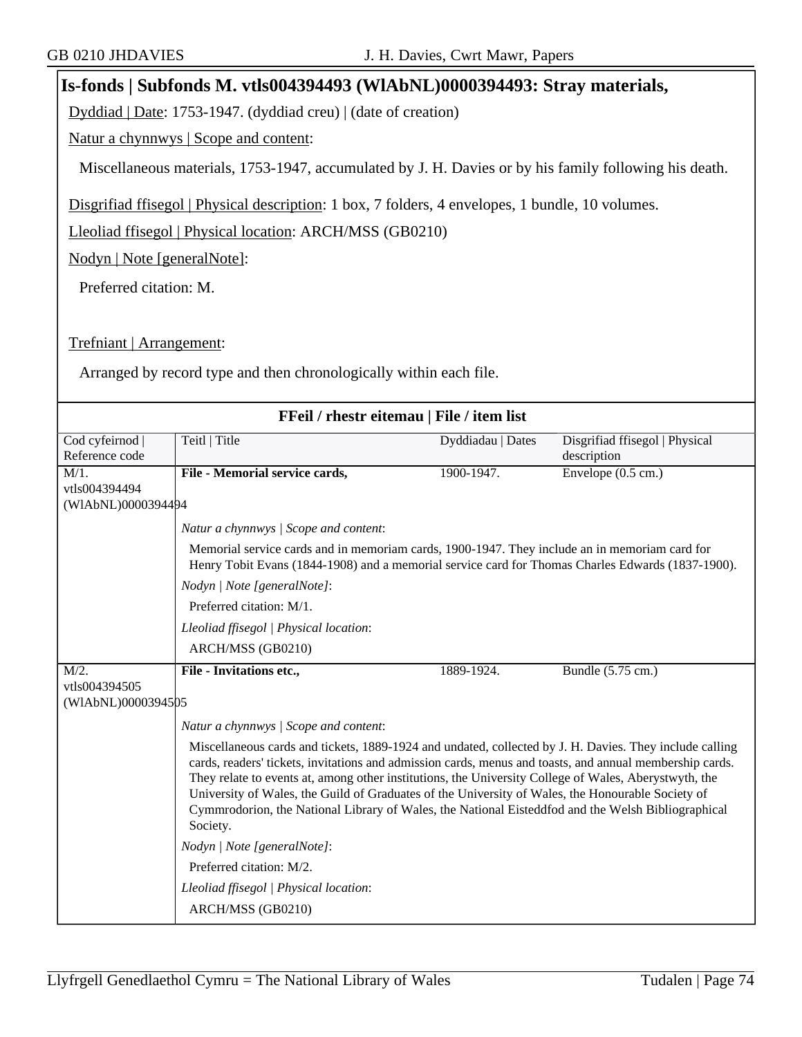## Is-fonds | Subfonds M. vtls004394493 (WlAbNL)0000394493: Stray materials,

Dyddiad | Date: 1753-1947. (dyddiad creu) | (date of creation)

Natur a chynnwys | Scope and content:

Miscellaneous materials, 1753-1947, accumulated by J. H. Davies or by his family following his death.

Disgrifiad ffisegol | Physical description: 1 box, 7 folders, 4 envelopes, 1 bundle, 10 volumes.

Lleoliad ffisegol | Physical location: ARCH/MSS (GB0210)

Nodyn | Note [generalNote]:

Preferred citation: M.

Trefniant | Arrangement:

Arranged by record type and then chronologically within each file.

### FFeil / rhestr eitemau | File / item list

| Cod cyfeirnod \| Reference code | Teitl \| Title | Dyddiadau \| Dates | Disgrifiad ffisegol \| Physical description |
|---|---|---|---|
| M/1. vtls004394494 (WlAbNL)0000394494 | **File - Memorial service cards,** | 1900-1947. | Envelope (0.5 cm.) |
| | *Natur a chynnwys \| Scope and content*: Memorial service cards and in memoriam cards, 1900-1947. They include an in memoriam card for Henry Tobit Evans (1844-1908) and a memorial service card for Thomas Charles Edwards (1837-1900). *Nodyn \| Note [generalNote]*: Preferred citation: M/1. *Lleoliad ffisegol \| Physical location*: ARCH/MSS (GB0210) | | |
| M/2. vtls004394505 (WlAbNL)0000394505 | **File - Invitations etc.,** | 1889-1924. | Bundle (5.75 cm.) |
| | *Natur a chynnwys \| Scope and content*: Miscellaneous cards and tickets, 1889-1924 and undated, collected by J. H. Davies. They include calling cards, readers' tickets, invitations and admission cards, menus and toasts, and annual membership cards. They relate to events at, among other institutions, the University College of Wales, Aberystwyth, the University of Wales, the Guild of Graduates of the University of Wales, the Honourable Society of Cymmrodorion, the National Library of Wales, the National Eisteddfod and the Welsh Bibliographical Society. *Nodyn \| Note [generalNote]*: Preferred citation: M/2. *Lleoliad ffisegol \| Physical location*: ARCH/MSS (GB0210) | | |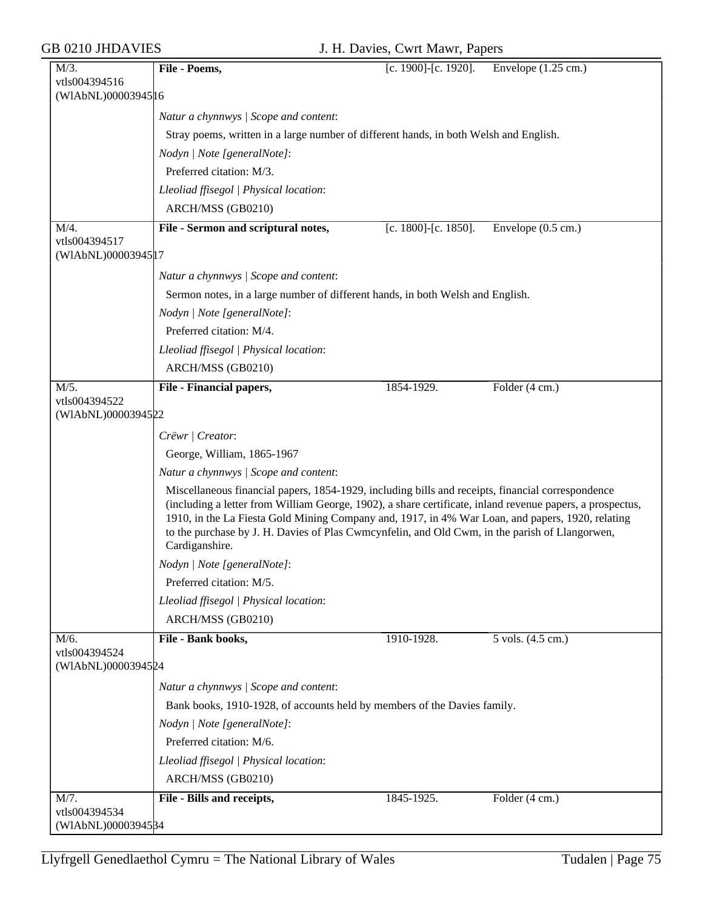| M/3.<br>vtls004394516<br>(WlAbNL)0000394516 | **File - Poems,** | [c. 1900]-[c. 1920]. | Envelope (1.25 cm.) |
|---|---|---|---|

*Natur a chynnwys | Scope and content*:

Stray poems, written in a large number of different hands, in both Welsh and English.

*Nodyn | Note [generalNote]*:

Preferred citation: M/3.

*Lleoliad ffisegol | Physical location*:

ARCH/MSS (GB0210)

| M/4.<br>vtls004394517<br>(WlAbNL)0000394517 | **File - Sermon and scriptural notes,** | [c. 1800]-[c. 1850]. | Envelope (0.5 cm.) |
|---|---|---|---|

*Natur a chynnwys | Scope and content*:

Sermon notes, in a large number of different hands, in both Welsh and English.

*Nodyn | Note [generalNote]*:

Preferred citation: M/4.

*Lleoliad ffisegol | Physical location*:

ARCH/MSS (GB0210)

| M/5.<br>vtls004394522<br>(WlAbNL)0000394522 | **File - Financial papers,** | 1854-1929. | Folder (4 cm.) |
|---|---|---|---|

*Crëwr | Creator*:

George, William, 1865-1967

*Natur a chynnwys | Scope and content*:

Miscellaneous financial papers, 1854-1929, including bills and receipts, financial correspondence (including a letter from William George, 1902), a share certificate, inland revenue papers, a prospectus, 1910, in the La Fiesta Gold Mining Company and, 1917, in 4% War Loan, and papers, 1920, relating to the purchase by J. H. Davies of Plas Cwmcynfelin, and Old Cwm, in the parish of Llangorwen, Cardiganshire.

*Nodyn | Note [generalNote]*:

Preferred citation: M/5.

*Lleoliad ffisegol | Physical location*:

ARCH/MSS (GB0210)

| M/6.<br>vtls004394524<br>(WlAbNL)0000394524 | **File - Bank books,** | 1910-1928. | 5 vols. (4.5 cm.) |
|---|---|---|---|

*Natur a chynnwys | Scope and content*:

Bank books, 1910-1928, of accounts held by members of the Davies family.

*Nodyn | Note [generalNote]*:

Preferred citation: M/6.

*Lleoliad ffisegol | Physical location*:

ARCH/MSS (GB0210)

| M/7.<br>vtls004394534<br>(WlAbNL)0000394534 | **File - Bills and receipts,** | 1845-1925. | Folder (4 cm.) |
|---|---|---|---|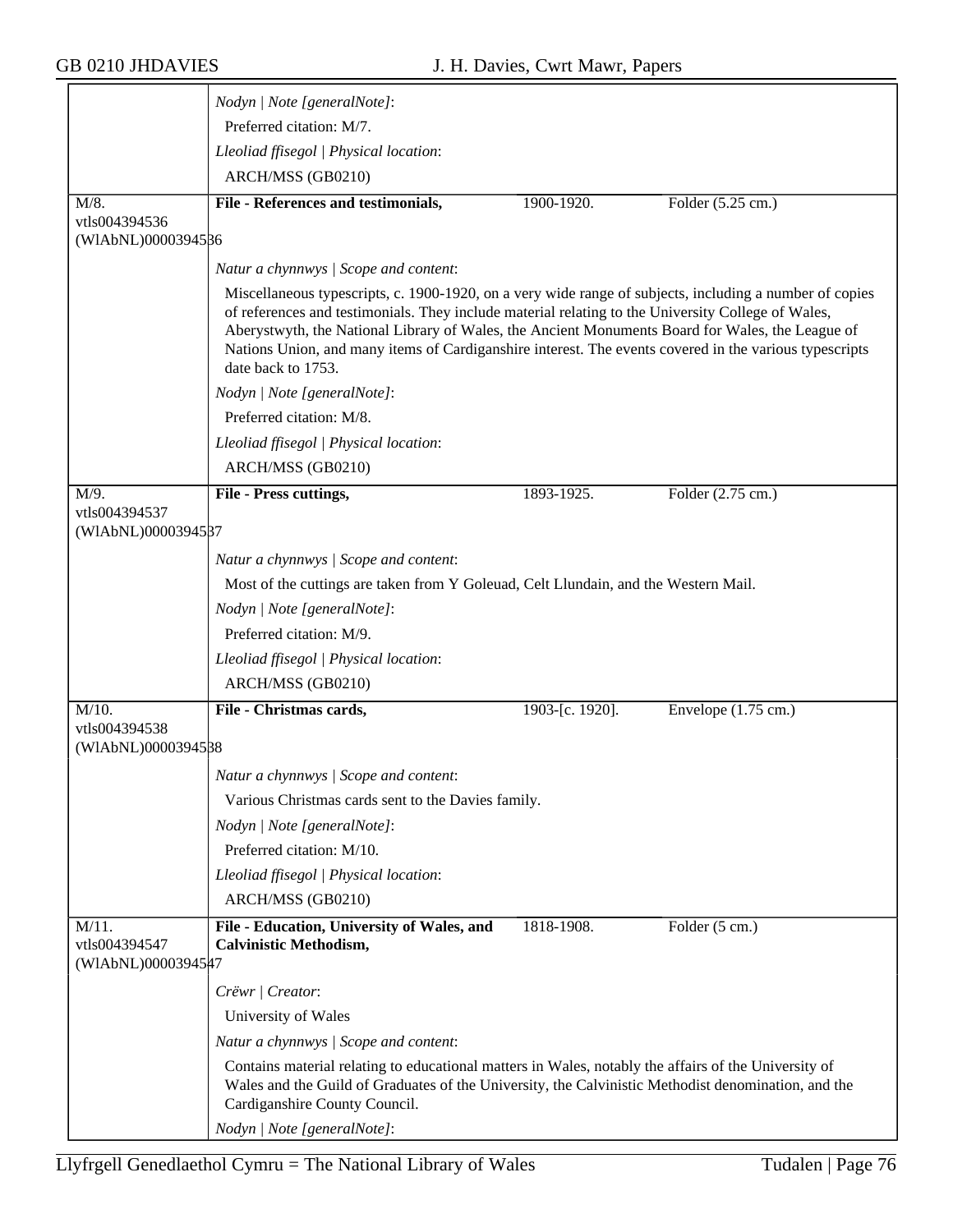*Nodyn | Note [generalNote]*:

Preferred citation: M/7.

*Lleoliad ffisegol | Physical location*:

ARCH/MSS (GB0210)

| | | | |
|---|---|---|---|
| M/8. vtls004394536 (WlAbNL)0000394536 | **File - References and testimonials,** | 1900-1920. | Folder (5.25 cm.) |

*Natur a chynnwys | Scope and content*:

Miscellaneous typescripts, c. 1900-1920, on a very wide range of subjects, including a number of copies of references and testimonials. They include material relating to the University College of Wales, Aberystwyth, the National Library of Wales, the Ancient Monuments Board for Wales, the League of Nations Union, and many items of Cardiganshire interest. The events covered in the various typescripts date back to 1753.

*Nodyn | Note [generalNote]*:

Preferred citation: M/8.

*Lleoliad ffisegol | Physical location*:

ARCH/MSS (GB0210)

| | | | |
|---|---|---|---|
| M/9. vtls004394537 (WlAbNL)0000394537 | **File - Press cuttings,** | 1893-1925. | Folder (2.75 cm.) |

*Natur a chynnwys | Scope and content*:

Most of the cuttings are taken from Y Goleuad, Celt Llundain, and the Western Mail.

*Nodyn | Note [generalNote]*:

Preferred citation: M/9.

*Lleoliad ffisegol | Physical location*:

ARCH/MSS (GB0210)

| | | | |
|---|---|---|---|
| M/10. vtls004394538 (WlAbNL)0000394538 | **File - Christmas cards,** | 1903-[c. 1920]. | Envelope (1.75 cm.) |

*Natur a chynnwys | Scope and content*:

Various Christmas cards sent to the Davies family.

*Nodyn | Note [generalNote]*:

Preferred citation: M/10.

*Lleoliad ffisegol | Physical location*:

ARCH/MSS (GB0210)

| | | | |
|---|---|---|---|
| M/11. vtls004394547 (WlAbNL)0000394547 | **File - Education, University of Wales, and Calvinistic Methodism,** | 1818-1908. | Folder (5 cm.) |

*Crëwr | Creator*:

University of Wales

*Natur a chynnwys | Scope and content*:

Contains material relating to educational matters in Wales, notably the affairs of the University of Wales and the Guild of Graduates of the University, the Calvinistic Methodist denomination, and the Cardiganshire County Council.

*Nodyn | Note [generalNote]*: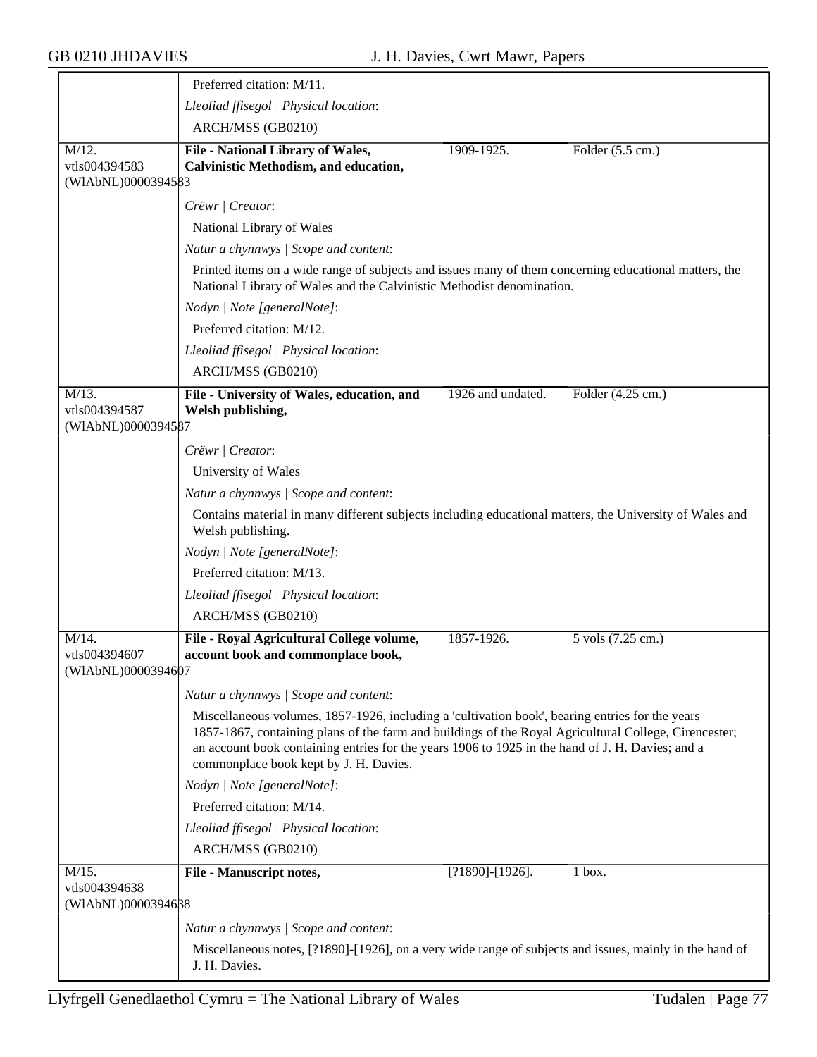Preferred citation: M/11.

*Lleoliad ffisegol | Physical location*:

ARCH/MSS (GB0210)

| M/12.<br>vtls004394583<br>(WlAbNL)0000394583 | **File - National Library of Wales, Calvinistic Methodism, and education,** | 1909-1925. | Folder (5.5 cm.) |
|---|---|---|---|

*Crëwr | Creator*:

National Library of Wales

*Natur a chynnwys | Scope and content*:

Printed items on a wide range of subjects and issues many of them concerning educational matters, the National Library of Wales and the Calvinistic Methodist denomination.

*Nodyn | Note [generalNote]*:

Preferred citation: M/12.

*Lleoliad ffisegol | Physical location*:

ARCH/MSS (GB0210)

| M/13.<br>vtls004394587<br>(WlAbNL)0000394587 | **File - University of Wales, education, and Welsh publishing,** | 1926 and undated. | Folder (4.25 cm.) |
|---|---|---|---|

*Crëwr | Creator*:

University of Wales

*Natur a chynnwys | Scope and content*:

Contains material in many different subjects including educational matters, the University of Wales and Welsh publishing.

*Nodyn | Note [generalNote]*:

Preferred citation: M/13.

*Lleoliad ffisegol | Physical location*:

ARCH/MSS (GB0210)

| M/14.<br>vtls004394607<br>(WlAbNL)0000394607 | **File - Royal Agricultural College volume, account book and commonplace book,** | 1857-1926. | 5 vols (7.25 cm.) |
|---|---|---|---|

*Natur a chynnwys | Scope and content*:

Miscellaneous volumes, 1857-1926, including a 'cultivation book', bearing entries for the years 1857-1867, containing plans of the farm and buildings of the Royal Agricultural College, Cirencester; an account book containing entries for the years 1906 to 1925 in the hand of J. H. Davies; and a commonplace book kept by J. H. Davies.

*Nodyn | Note [generalNote]*:

Preferred citation: M/14.

*Lleoliad ffisegol | Physical location*:

ARCH/MSS (GB0210)

| M/15.<br>vtls004394638<br>(WlAbNL)0000394638 | **File - Manuscript notes,** | [?1890]-[1926]. | 1 box. |
|---|---|---|---|

*Natur a chynnwys | Scope and content*:

Miscellaneous notes, [?1890]-[1926], on a very wide range of subjects and issues, mainly in the hand of J. H. Davies.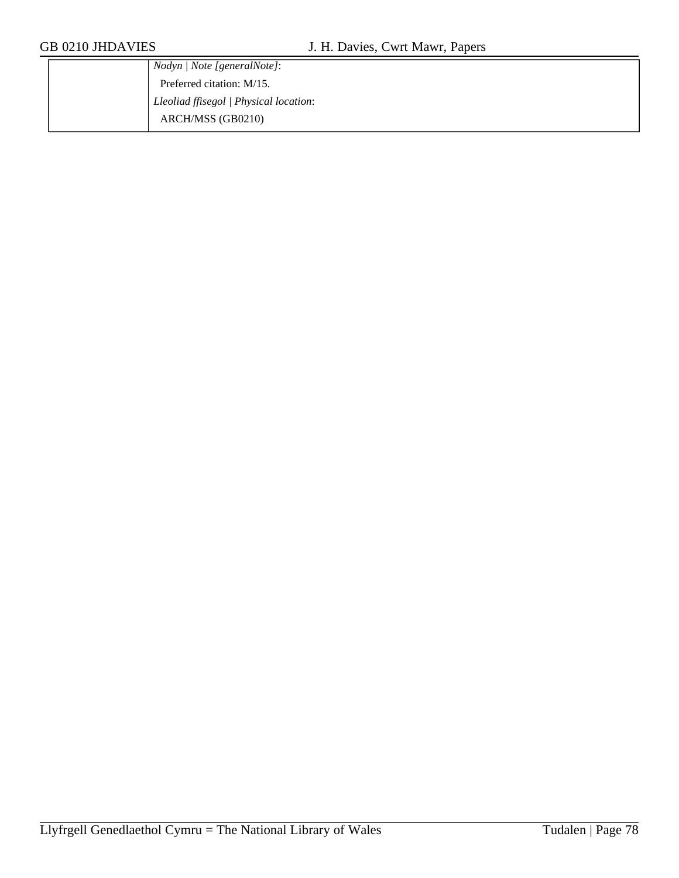| | |
|---|---|
| | *Nodyn \| Note [generalNote]*:<br>Preferred citation: M/15.<br>*Lleoliad ffisegol \| Physical location*:<br>ARCH/MSS (GB0210) |